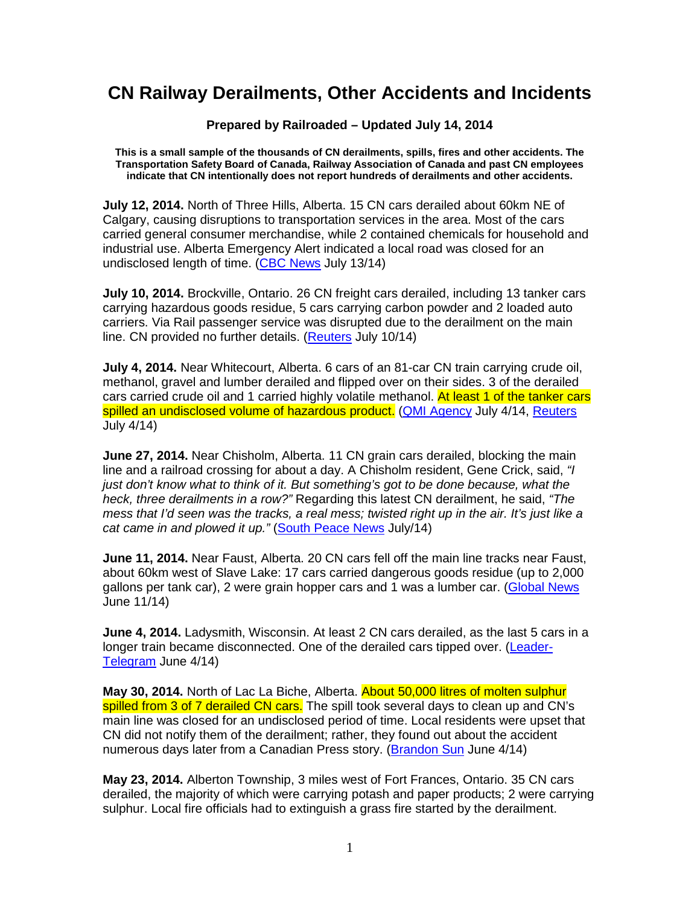# CN Railway Derailments, Other Accidents and Incidents

**Prepared by Railroaded – Updated July 14, 2014**

**This is a small sample of the thousands of CN derailments, spills, fires and other accidents. The Transportation Safety Board of Canada, Railway Association of Canada and past CN employees indicate that CN intentionally does not report hundreds of derailments and other accidents.**

**July 12, 2014.** North of Three Hills, Alberta. 15 CN cars derailed about 60km NE of Calgary, causing disruptions to transportation services in the area. Most of the cars carried general consumer merchandise, while 2 contained chemicals for household and industrial use. Alberta Emergency Alert indicated a local road was closed for an undisclosed length of time. (CBC News July 13/14)

**July 10, 2014.** Brockville, Ontario. 26 CN freight cars derailed, including 13 tanker cars carrying hazardous goods residue, 5 cars carrying carbon powder and 2 loaded auto carriers. Via Rail passenger service was disrupted due to the derailment on the main line. CN provided no further details. (Reuters July 10/14)

**July 4, 2014.** Near Whitecourt, Alberta. 6 cars of an 81-car CN train carrying crude oil, methanol, gravel and lumber derailed and flipped over on their sides. 3 of the derailed cars carried crude oil and 1 carried highly volatile methanol. At least 1 of the tanker cars spilled an undisclosed volume of hazardous product. (QMI Agency July 4/14, Reuters July 4/14)

**June 27, 2014.** Near Chisholm, Alberta. 11 CN grain cars derailed, blocking the main line and a railroad crossing for about a day. A Chisholm resident, Gene Crick, said, *"I just don't know what to think of it. But something's got to be done because, what the heck, three derailments in a row?"* Regarding this latest CN derailment, he said, *"The mess that I'd seen was the tracks, a real mess; twisted right up in the air. It's just like a cat came in and plowed it up."* (South Peace News July/14)

**June 11, 2014.** Near Faust, Alberta. 20 CN cars fell off the main line tracks near Faust, about 60km west of Slave Lake: 17 cars carried dangerous goods residue (up to 2,000 gallons per tank car), 2 were grain hopper cars and 1 was a lumber car. (Global News June 11/14)

**June 4, 2014.** Ladysmith, Wisconsin. At least 2 CN cars derailed, as the last 5 cars in a longer train became disconnected. One of the derailed cars tipped over. (Leader-Telegram June 4/14)

**May 30, 2014.** North of Lac La Biche, Alberta. About 50,000 litres of molten sulphur spilled from 3 of 7 derailed CN cars. The spill took several days to clean up and CN's main line was closed for an undisclosed period of time. Local residents were upset that CN did not notify them of the derailment; rather, they found out about the accident numerous days later from a Canadian Press story. (Brandon Sun June 4/14)

**May 23, 2014.** Alberton Township, 3 miles west of Fort Frances, Ontario. 35 CN cars derailed, the majority of which were carrying potash and paper products; 2 were carrying sulphur. Local fire officials had to extinguish a grass fire started by the derailment.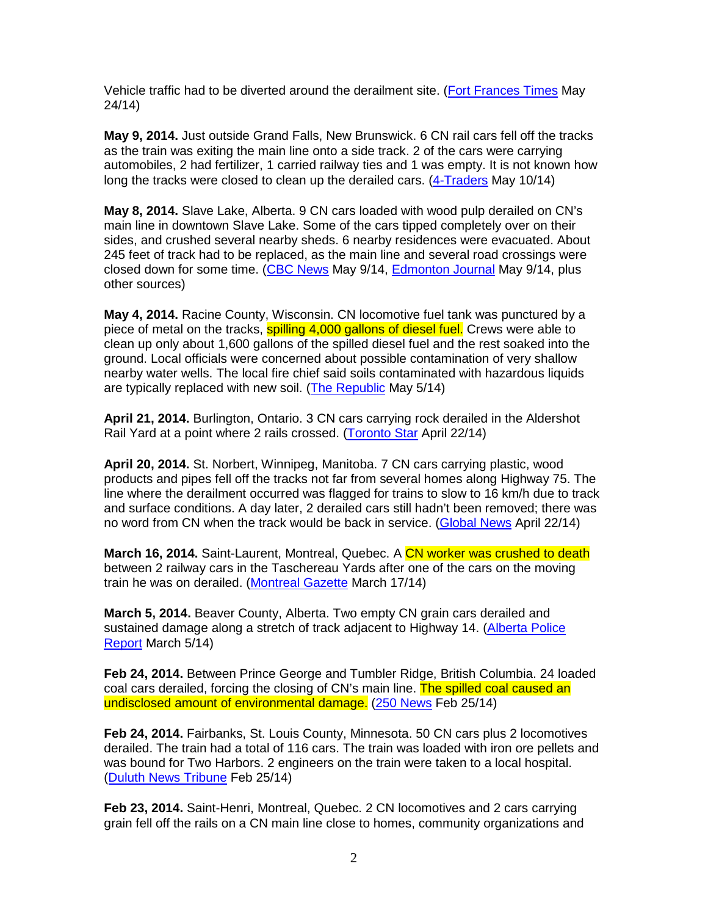Vehicle traffic had to be diverted around the derailment site. (Fort Frances Times May 24/14)

**May 9, 2014.** Just outside Grand Falls, New Brunswick. 6 CN rail cars fell off the tracks as the train was exiting the main line onto a side track. 2 of the cars were carrying automobiles, 2 had fertilizer, 1 carried railway ties and 1 was empty. It is not known how long the tracks were closed to clean up the derailed cars. (4-Traders May 10/14)

**May 8, 2014.** Slave Lake, Alberta. 9 CN cars loaded with wood pulp derailed on CN's main line in downtown Slave Lake. Some of the cars tipped completely over on their sides, and crushed several nearby sheds. 6 nearby residences were evacuated. About 245 feet of track had to be replaced, as the main line and several road crossings were closed down for some time. (CBC News May 9/14, Edmonton Journal May 9/14, plus other sources)

**May 4, 2014.** Racine County, Wisconsin. CN locomotive fuel tank was punctured by a piece of metal on the tracks, spilling 4,000 gallons of diesel fuel. Crews were able to clean up only about 1,600 gallons of the spilled diesel fuel and the rest soaked into the ground. Local officials were concerned about possible contamination of very shallow nearby water wells. The local fire chief said soils contaminated with hazardous liquids are typically replaced with new soil. (The Republic May 5/14)

**April 21, 2014.** Burlington, Ontario. 3 CN cars carrying rock derailed in the Aldershot Rail Yard at a point where 2 rails crossed. (Toronto Star April 22/14)

**April 20, 2014.** St. Norbert, Winnipeg, Manitoba. 7 CN cars carrying plastic, wood products and pipes fell off the tracks not far from several homes along Highway 75. The line where the derailment occurred was flagged for trains to slow to 16 km/h due to track and surface conditions. A day later, 2 derailed cars still hadn't been removed; there was no word from CN when the track would be back in service. (Global News April 22/14)

**March 16, 2014.** Saint-Laurent, Montreal, Quebec. A CN worker was crushed to death between 2 railway cars in the Taschereau Yards after one of the cars on the moving train he was on derailed. (Montreal Gazette March 17/14)

**March 5, 2014.** Beaver County, Alberta. Two empty CN grain cars derailed and sustained damage along a stretch of track adjacent to Highway 14. (Alberta Police Report March 5/14)

**Feb 24, 2014.** Between Prince George and Tumbler Ridge, British Columbia. 24 loaded coal cars derailed, forcing the closing of CN's main line. The spilled coal caused an undisclosed amount of environmental damage. (250 News Feb 25/14)

**Feb 24, 2014.** Fairbanks, St. Louis County, Minnesota. 50 CN cars plus 2 locomotives derailed. The train had a total of 116 cars. The train was loaded with iron ore pellets and was bound for Two Harbors. 2 engineers on the train were taken to a local hospital. (Duluth News Tribune Feb 25/14)

**Feb 23, 2014.** Saint-Henri, Montreal, Quebec. 2 CN locomotives and 2 cars carrying grain fell off the rails on a CN main line close to homes, community organizations and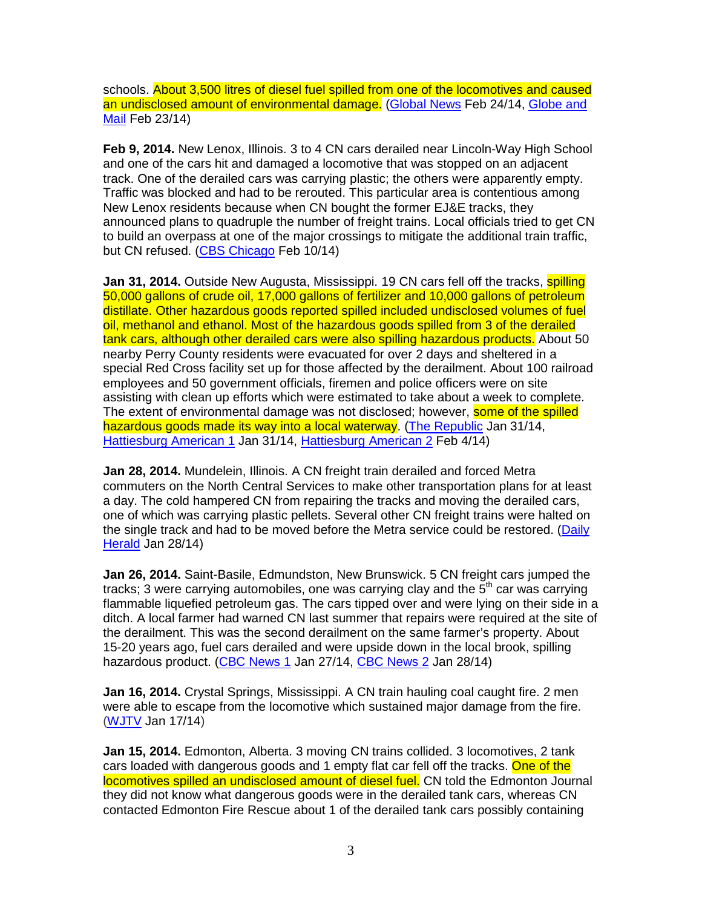schools. About 3,500 litres of diesel fuel spilled from one of the locomotives and caused an undisclosed amount of environmental damage. (Global News Feb 24/14, Globe and Mail Feb 23/14)

**Feb 9, 2014.** New Lenox, Illinois. 3 to 4 CN cars derailed near Lincoln-Way High School and one of the cars hit and damaged a locomotive that was stopped on an adjacent track. One of the derailed cars was carrying plastic; the others were apparently empty. Traffic was blocked and had to be rerouted. This particular area is contentious among New Lenox residents because when CN bought the former EJ&E tracks, they announced plans to quadruple the number of freight trains. Local officials tried to get CN to build an overpass at one of the major crossings to mitigate the additional train traffic, but CN refused. (CBS Chicago Feb 10/14)

**Jan 31, 2014.** Outside New Augusta, Mississippi. 19 CN cars fell off the tracks, spilling 50,000 gallons of crude oil, 17,000 gallons of fertilizer and 10,000 gallons of petroleum distillate. Other hazardous goods reported spilled included undisclosed volumes of fuel oil, methanol and ethanol. Most of the hazardous goods spilled from 3 of the derailed tank cars, although other derailed cars were also spilling hazardous products. About 50 nearby Perry County residents were evacuated for over 2 days and sheltered in a special Red Cross facility set up for those affected by the derailment. About 100 railroad employees and 50 government officials, firemen and police officers were on site assisting with clean up efforts which were estimated to take about a week to complete. The extent of environmental damage was not disclosed; however, some of the spilled hazardous goods made its way into a local waterway. (The Republic Jan 31/14, Hattiesburg American 1 Jan 31/14, Hattiesburg American 2 Feb 4/14)

**Jan 28, 2014.** Mundelein, Illinois. A CN freight train derailed and forced Metra commuters on the North Central Services to make other transportation plans for at least a day. The cold hampered CN from repairing the tracks and moving the derailed cars, one of which was carrying plastic pellets. Several other CN freight trains were halted on the single track and had to be moved before the Metra service could be restored. (Daily Herald Jan 28/14)

**Jan 26, 2014.** Saint-Basile, Edmundston, New Brunswick. 5 CN freight cars jumped the tracks; 3 were carrying automobiles, one was carrying clay and the 5th car was carrying flammable liquefied petroleum gas. The cars tipped over and were lying on their side in a ditch. A local farmer had warned CN last summer that repairs were required at the site of the derailment. This was the second derailment on the same farmer's property. About 15-20 years ago, fuel cars derailed and were upside down in the local brook, spilling hazardous product. (CBC News 1 Jan 27/14, CBC News 2 Jan 28/14)

**Jan 16, 2014.** Crystal Springs, Mississippi. A CN train hauling coal caught fire. 2 men were able to escape from the locomotive which sustained major damage from the fire. (WJTV Jan 17/14)

**Jan 15, 2014.** Edmonton, Alberta. 3 moving CN trains collided. 3 locomotives, 2 tank cars loaded with dangerous goods and 1 empty flat car fell off the tracks. One of the locomotives spilled an undisclosed amount of diesel fuel. CN told the Edmonton Journal they did not know what dangerous goods were in the derailed tank cars, whereas CN contacted Edmonton Fire Rescue about 1 of the derailed tank cars possibly containing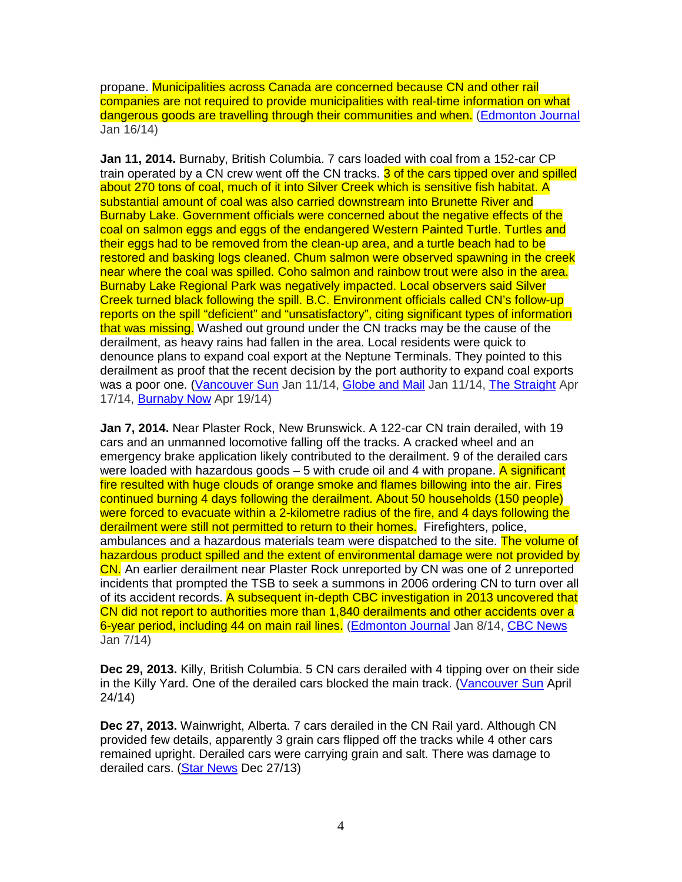propane. Municipalities across Canada are concerned because CN and other rail companies are not required to provide municipalities with real-time information on what dangerous goods are travelling through their communities and when. (Edmonton Journal Jan 16/14)

**Jan 11, 2014.** Burnaby, British Columbia. 7 cars loaded with coal from a 152-car CP train operated by a CN crew went off the CN tracks. 3 of the cars tipped over and spilled about 270 tons of coal, much of it into Silver Creek which is sensitive fish habitat. A substantial amount of coal was also carried downstream into Brunette River and Burnaby Lake. Government officials were concerned about the negative effects of the coal on salmon eggs and eggs of the endangered Western Painted Turtle. Turtles and their eggs had to be removed from the clean-up area, and a turtle beach had to be restored and basking logs cleaned. Chum salmon were observed spawning in the creek near where the coal was spilled. Coho salmon and rainbow trout were also in the area. Burnaby Lake Regional Park was negatively impacted. Local observers said Silver Creek turned black following the spill. B.C. Environment officials called CN's follow-up reports on the spill "deficient" and "unsatisfactory", citing significant types of information that was missing. Washed out ground under the CN tracks may be the cause of the derailment, as heavy rains had fallen in the area. Local residents were quick to denounce plans to expand coal export at the Neptune Terminals. They pointed to this derailment as proof that the recent decision by the port authority to expand coal exports was a poor one. (Vancouver Sun Jan 11/14, Globe and Mail Jan 11/14, The Straight Apr 17/14, Burnaby Now Apr 19/14)

**Jan 7, 2014.** Near Plaster Rock, New Brunswick. A 122-car CN train derailed, with 19 cars and an unmanned locomotive falling off the tracks. A cracked wheel and an emergency brake application likely contributed to the derailment. 9 of the derailed cars were loaded with hazardous goods – 5 with crude oil and 4 with propane. A significant fire resulted with huge clouds of orange smoke and flames billowing into the air. Fires continued burning 4 days following the derailment. About 50 households (150 people) were forced to evacuate within a 2-kilometre radius of the fire, and 4 days following the derailment were still not permitted to return to their homes. Firefighters, police, ambulances and a hazardous materials team were dispatched to the site. The volume of hazardous product spilled and the extent of environmental damage were not provided by CN. An earlier derailment near Plaster Rock unreported by CN was one of 2 unreported incidents that prompted the TSB to seek a summons in 2006 ordering CN to turn over all of its accident records. A subsequent in-depth CBC investigation in 2013 uncovered that CN did not report to authorities more than 1,840 derailments and other accidents over a 6-year period, including 44 on main rail lines. (Edmonton Journal Jan 8/14, CBC News Jan 7/14)

**Dec 29, 2013.** Killy, British Columbia. 5 CN cars derailed with 4 tipping over on their side in the Killy Yard. One of the derailed cars blocked the main track. (Vancouver Sun April 24/14)

**Dec 27, 2013.** Wainwright, Alberta. 7 cars derailed in the CN Rail yard. Although CN provided few details, apparently 3 grain cars flipped off the tracks while 4 other cars remained upright. Derailed cars were carrying grain and salt. There was damage to derailed cars. (Star News Dec 27/13)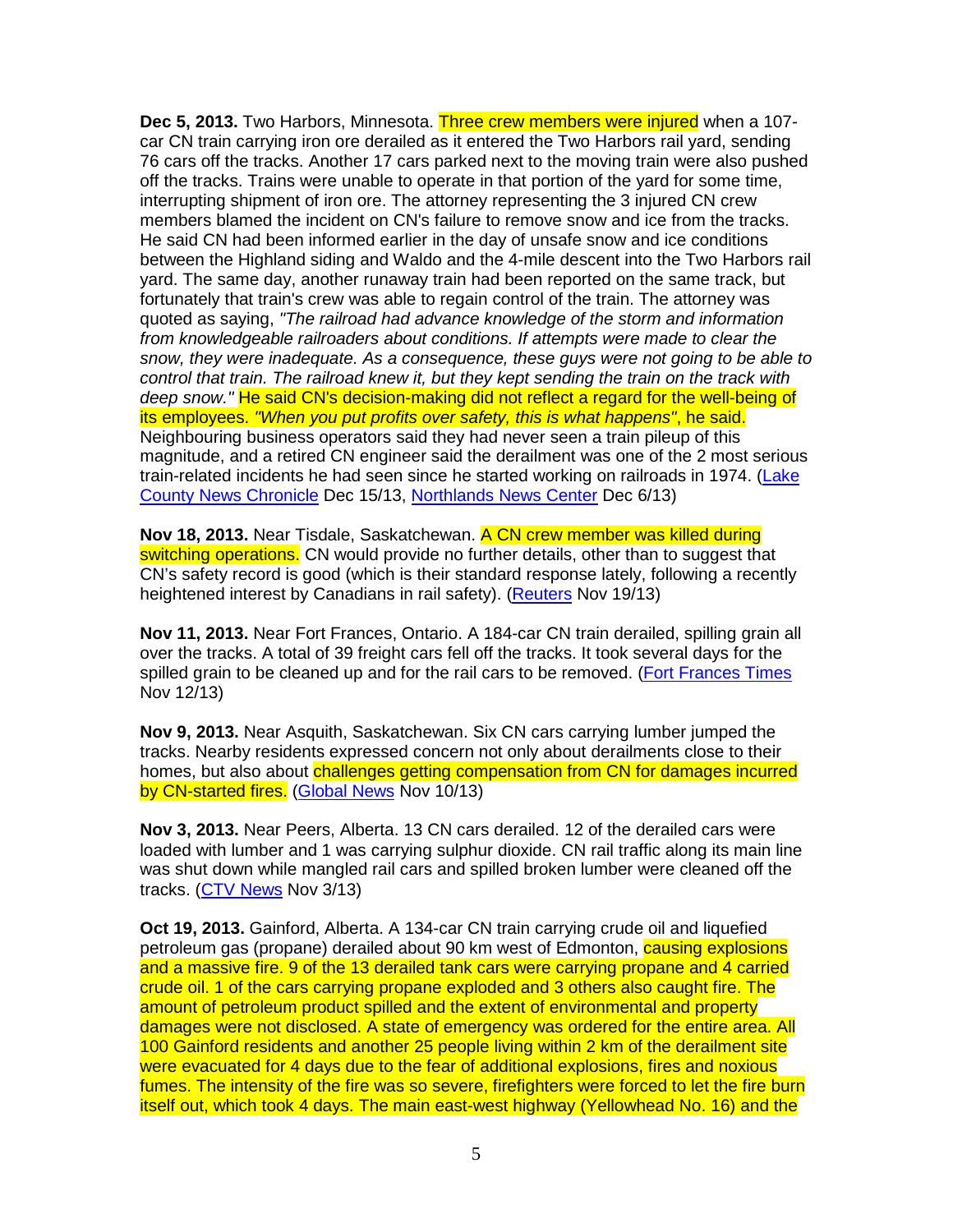**Dec 5, 2013.** Two Harbors, Minnesota. Three crew members were injured when a 107-car CN train carrying iron ore derailed as it entered the Two Harbors rail yard, sending 76 cars off the tracks. Another 17 cars parked next to the moving train were also pushed off the tracks. Trains were unable to operate in that portion of the yard for some time, interrupting shipment of iron ore. The attorney representing the 3 injured CN crew members blamed the incident on CN's failure to remove snow and ice from the tracks. He said CN had been informed earlier in the day of unsafe snow and ice conditions between the Highland siding and Waldo and the 4-mile descent into the Two Harbors rail yard. The same day, another runaway train had been reported on the same track, but fortunately that train's crew was able to regain control of the train. The attorney was quoted as saying, *"The railroad had advance knowledge of the storm and information from knowledgeable railroaders about conditions. If attempts were made to clear the snow, they were inadequate. As a consequence, these guys were not going to be able to control that train. The railroad knew it, but they kept sending the train on the track with deep snow."* He said CN's decision-making did not reflect a regard for the well-being of its employees. *"When you put profits over safety, this is what happens"*, he said. Neighbouring business operators said they had never seen a train pileup of this magnitude, and a retired CN engineer said the derailment was one of the 2 most serious train-related incidents he had seen since he started working on railroads in 1974. (Lake County News Chronicle Dec 15/13, Northlands News Center Dec 6/13)

**Nov 18, 2013.** Near Tisdale, Saskatchewan. A CN crew member was killed during switching operations. CN would provide no further details, other than to suggest that CN's safety record is good (which is their standard response lately, following a recently heightened interest by Canadians in rail safety). (Reuters Nov 19/13)

**Nov 11, 2013.** Near Fort Frances, Ontario. A 184-car CN train derailed, spilling grain all over the tracks. A total of 39 freight cars fell off the tracks. It took several days for the spilled grain to be cleaned up and for the rail cars to be removed. (Fort Frances Times Nov 12/13)

**Nov 9, 2013.** Near Asquith, Saskatchewan. Six CN cars carrying lumber jumped the tracks. Nearby residents expressed concern not only about derailments close to their homes, but also about challenges getting compensation from CN for damages incurred by CN-started fires. (Global News Nov 10/13)

**Nov 3, 2013.** Near Peers, Alberta. 13 CN cars derailed. 12 of the derailed cars were loaded with lumber and 1 was carrying sulphur dioxide. CN rail traffic along its main line was shut down while mangled rail cars and spilled broken lumber were cleaned off the tracks. (CTV News Nov 3/13)

**Oct 19, 2013.** Gainford, Alberta. A 134-car CN train carrying crude oil and liquefied petroleum gas (propane) derailed about 90 km west of Edmonton, causing explosions and a massive fire. 9 of the 13 derailed tank cars were carrying propane and 4 carried crude oil. 1 of the cars carrying propane exploded and 3 others also caught fire. The amount of petroleum product spilled and the extent of environmental and property damages were not disclosed. A state of emergency was ordered for the entire area. All 100 Gainford residents and another 25 people living within 2 km of the derailment site were evacuated for 4 days due to the fear of additional explosions, fires and noxious fumes. The intensity of the fire was so severe, firefighters were forced to let the fire burn itself out, which took 4 days. The main east-west highway (Yellowhead No. 16) and the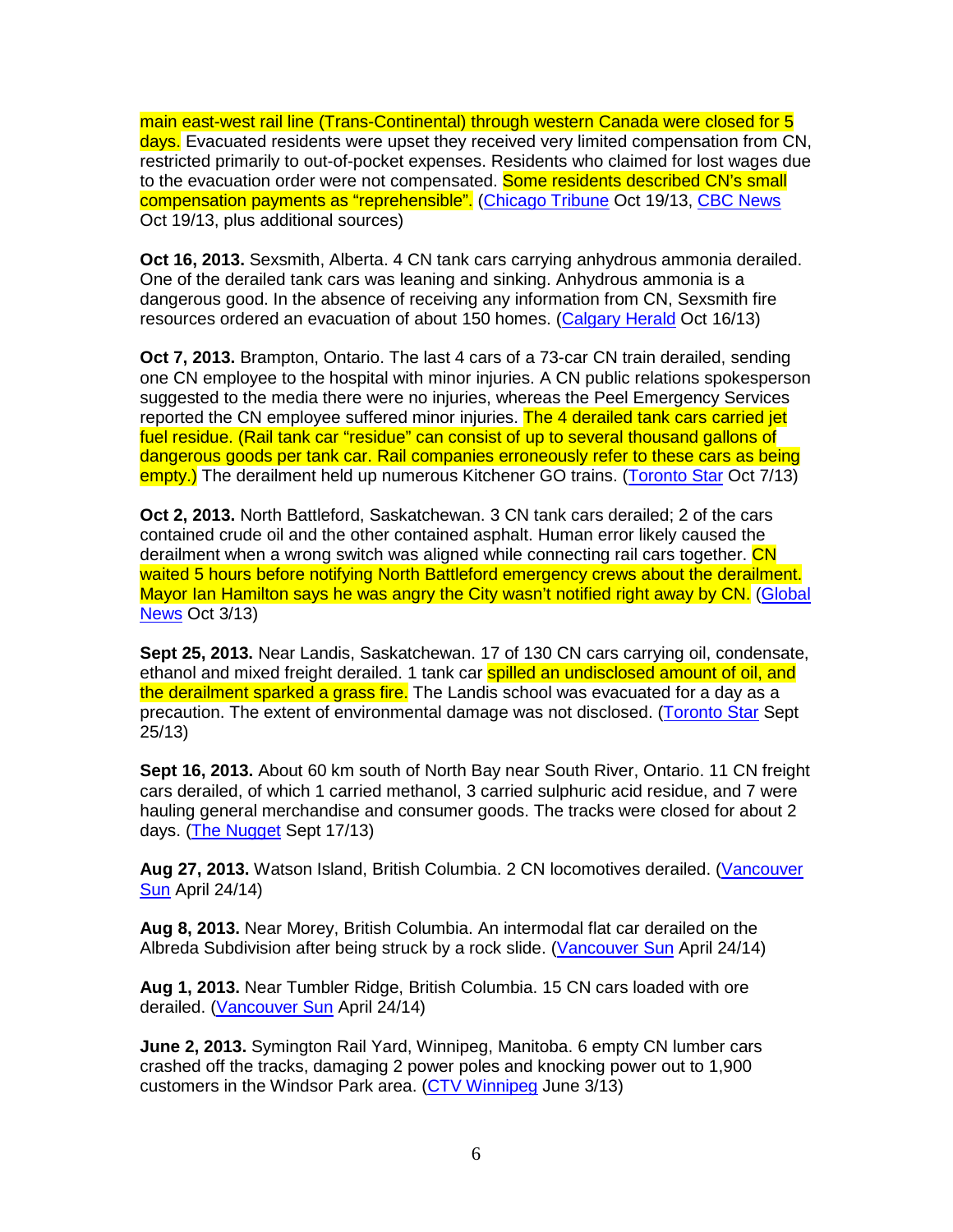main east-west rail line (Trans-Continental) through western Canada were closed for 5 days. Evacuated residents were upset they received very limited compensation from CN, restricted primarily to out-of-pocket expenses. Residents who claimed for lost wages due to the evacuation order were not compensated. Some residents described CN's small compensation payments as "reprehensible". (Chicago Tribune Oct 19/13, CBC News Oct 19/13, plus additional sources)

**Oct 16, 2013.** Sexsmith, Alberta. 4 CN tank cars carrying anhydrous ammonia derailed. One of the derailed tank cars was leaning and sinking. Anhydrous ammonia is a dangerous good. In the absence of receiving any information from CN, Sexsmith fire resources ordered an evacuation of about 150 homes. (Calgary Herald Oct 16/13)

**Oct 7, 2013.** Brampton, Ontario. The last 4 cars of a 73-car CN train derailed, sending one CN employee to the hospital with minor injuries. A CN public relations spokesperson suggested to the media there were no injuries, whereas the Peel Emergency Services reported the CN employee suffered minor injuries. The 4 derailed tank cars carried jet fuel residue. (Rail tank car "residue" can consist of up to several thousand gallons of dangerous goods per tank car. Rail companies erroneously refer to these cars as being empty.) The derailment held up numerous Kitchener GO trains. (Toronto Star Oct 7/13)

**Oct 2, 2013.** North Battleford, Saskatchewan. 3 CN tank cars derailed; 2 of the cars contained crude oil and the other contained asphalt. Human error likely caused the derailment when a wrong switch was aligned while connecting rail cars together. CN waited 5 hours before notifying North Battleford emergency crews about the derailment. Mayor Ian Hamilton says he was angry the City wasn't notified right away by CN. (Global News Oct 3/13)

**Sept 25, 2013.** Near Landis, Saskatchewan. 17 of 130 CN cars carrying oil, condensate, ethanol and mixed freight derailed. 1 tank car spilled an undisclosed amount of oil, and the derailment sparked a grass fire. The Landis school was evacuated for a day as a precaution. The extent of environmental damage was not disclosed. (Toronto Star Sept 25/13)

**Sept 16, 2013.** About 60 km south of North Bay near South River, Ontario. 11 CN freight cars derailed, of which 1 carried methanol, 3 carried sulphuric acid residue, and 7 were hauling general merchandise and consumer goods. The tracks were closed for about 2 days. (The Nugget Sept 17/13)

**Aug 27, 2013.** Watson Island, British Columbia. 2 CN locomotives derailed. (Vancouver Sun April 24/14)

**Aug 8, 2013.** Near Morey, British Columbia. An intermodal flat car derailed on the Albreda Subdivision after being struck by a rock slide. (Vancouver Sun April 24/14)

**Aug 1, 2013.** Near Tumbler Ridge, British Columbia. 15 CN cars loaded with ore derailed. (Vancouver Sun April 24/14)

**June 2, 2013.** Symington Rail Yard, Winnipeg, Manitoba. 6 empty CN lumber cars crashed off the tracks, damaging 2 power poles and knocking power out to 1,900 customers in the Windsor Park area. (CTV Winnipeg June 3/13)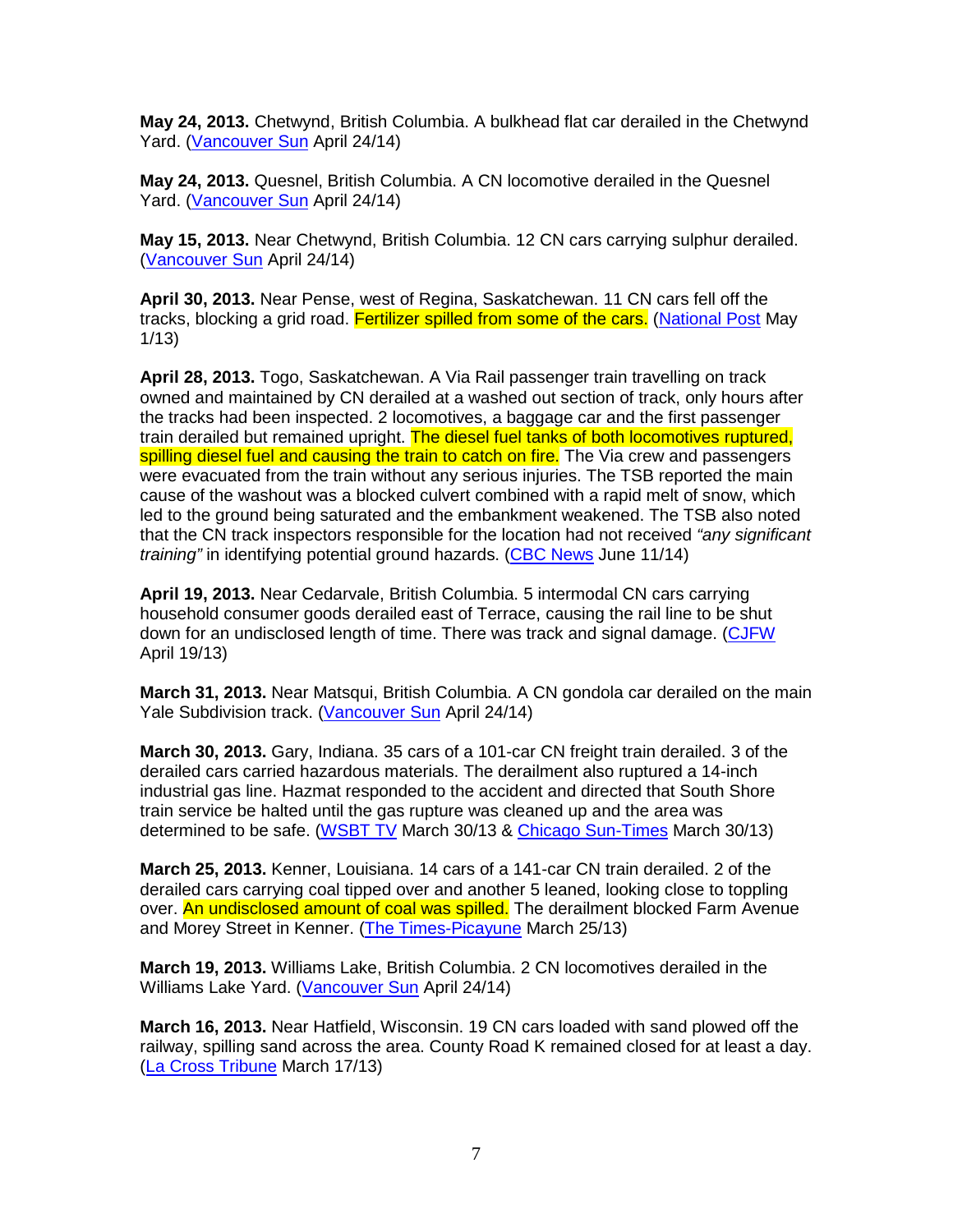**May 24, 2013.** Chetwynd, British Columbia. A bulkhead flat car derailed in the Chetwynd Yard. (Vancouver Sun April 24/14)

**May 24, 2013.** Quesnel, British Columbia. A CN locomotive derailed in the Quesnel Yard. (Vancouver Sun April 24/14)

**May 15, 2013.** Near Chetwynd, British Columbia. 12 CN cars carrying sulphur derailed. (Vancouver Sun April 24/14)

**April 30, 2013.** Near Pense, west of Regina, Saskatchewan. 11 CN cars fell off the tracks, blocking a grid road. Fertilizer spilled from some of the cars. (National Post May 1/13)

**April 28, 2013.** Togo, Saskatchewan. A Via Rail passenger train travelling on track owned and maintained by CN derailed at a washed out section of track, only hours after the tracks had been inspected. 2 locomotives, a baggage car and the first passenger train derailed but remained upright. The diesel fuel tanks of both locomotives ruptured, spilling diesel fuel and causing the train to catch on fire. The Via crew and passengers were evacuated from the train without any serious injuries. The TSB reported the main cause of the washout was a blocked culvert combined with a rapid melt of snow, which led to the ground being saturated and the embankment weakened. The TSB also noted that the CN track inspectors responsible for the location had not received *"any significant training"* in identifying potential ground hazards. (CBC News June 11/14)

**April 19, 2013.** Near Cedarvale, British Columbia. 5 intermodal CN cars carrying household consumer goods derailed east of Terrace, causing the rail line to be shut down for an undisclosed length of time. There was track and signal damage. (CJFW April 19/13)

**March 31, 2013.** Near Matsqui, British Columbia. A CN gondola car derailed on the main Yale Subdivision track. (Vancouver Sun April 24/14)

**March 30, 2013.** Gary, Indiana. 35 cars of a 101-car CN freight train derailed. 3 of the derailed cars carried hazardous materials. The derailment also ruptured a 14-inch industrial gas line. Hazmat responded to the accident and directed that South Shore train service be halted until the gas rupture was cleaned up and the area was determined to be safe. (WSBT TV March 30/13 & Chicago Sun-Times March 30/13)

**March 25, 2013.** Kenner, Louisiana. 14 cars of a 141-car CN train derailed. 2 of the derailed cars carrying coal tipped over and another 5 leaned, looking close to toppling over. An undisclosed amount of coal was spilled. The derailment blocked Farm Avenue and Morey Street in Kenner. (The Times-Picayune March 25/13)

**March 19, 2013.** Williams Lake, British Columbia. 2 CN locomotives derailed in the Williams Lake Yard. (Vancouver Sun April 24/14)

**March 16, 2013.** Near Hatfield, Wisconsin. 19 CN cars loaded with sand plowed off the railway, spilling sand across the area. County Road K remained closed for at least a day. (La Cross Tribune March 17/13)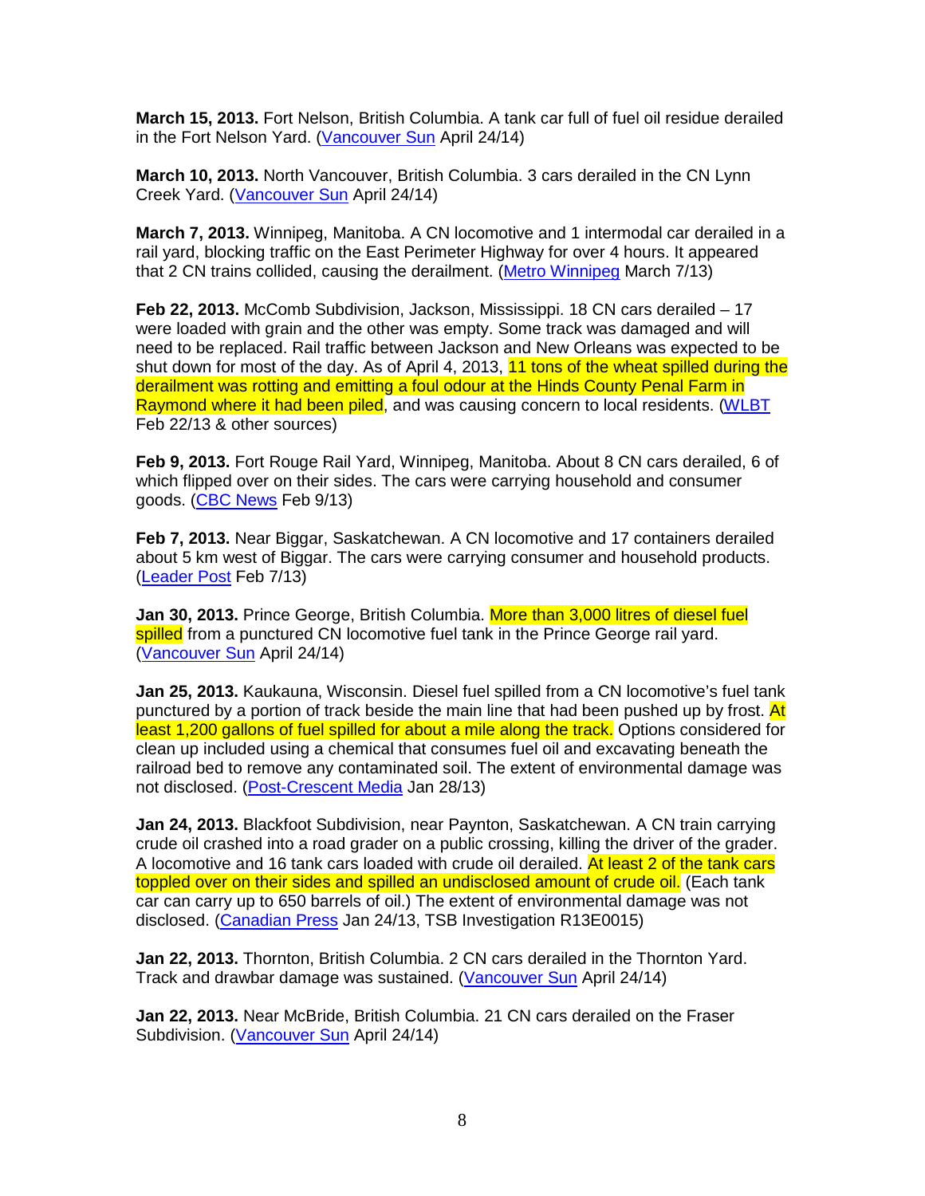**March 15, 2013.** Fort Nelson, British Columbia. A tank car full of fuel oil residue derailed in the Fort Nelson Yard. (Vancouver Sun April 24/14)

**March 10, 2013.** North Vancouver, British Columbia. 3 cars derailed in the CN Lynn Creek Yard. (Vancouver Sun April 24/14)

**March 7, 2013.** Winnipeg, Manitoba. A CN locomotive and 1 intermodal car derailed in a rail yard, blocking traffic on the East Perimeter Highway for over 4 hours. It appeared that 2 CN trains collided, causing the derailment. (Metro Winnipeg March 7/13)

**Feb 22, 2013.** McComb Subdivision, Jackson, Mississippi. 18 CN cars derailed – 17 were loaded with grain and the other was empty. Some track was damaged and will need to be replaced. Rail traffic between Jackson and New Orleans was expected to be shut down for most of the day. As of April 4, 2013, 11 tons of the wheat spilled during the derailment was rotting and emitting a foul odour at the Hinds County Penal Farm in Raymond where it had been piled, and was causing concern to local residents. (WLBT Feb 22/13 & other sources)

**Feb 9, 2013.** Fort Rouge Rail Yard, Winnipeg, Manitoba. About 8 CN cars derailed, 6 of which flipped over on their sides. The cars were carrying household and consumer goods. (CBC News Feb 9/13)

**Feb 7, 2013.** Near Biggar, Saskatchewan. A CN locomotive and 17 containers derailed about 5 km west of Biggar. The cars were carrying consumer and household products. (Leader Post Feb 7/13)

**Jan 30, 2013.** Prince George, British Columbia. More than 3,000 litres of diesel fuel spilled from a punctured CN locomotive fuel tank in the Prince George rail yard. (Vancouver Sun April 24/14)

**Jan 25, 2013.** Kaukauna, Wisconsin. Diesel fuel spilled from a CN locomotive's fuel tank punctured by a portion of track beside the main line that had been pushed up by frost. At least 1,200 gallons of fuel spilled for about a mile along the track. Options considered for clean up included using a chemical that consumes fuel oil and excavating beneath the railroad bed to remove any contaminated soil. The extent of environmental damage was not disclosed. (Post-Crescent Media Jan 28/13)

**Jan 24, 2013.** Blackfoot Subdivision, near Paynton, Saskatchewan. A CN train carrying crude oil crashed into a road grader on a public crossing, killing the driver of the grader. A locomotive and 16 tank cars loaded with crude oil derailed. At least 2 of the tank cars toppled over on their sides and spilled an undisclosed amount of crude oil. (Each tank car can carry up to 650 barrels of oil.) The extent of environmental damage was not disclosed. (Canadian Press Jan 24/13, TSB Investigation R13E0015)

**Jan 22, 2013.** Thornton, British Columbia. 2 CN cars derailed in the Thornton Yard. Track and drawbar damage was sustained. (Vancouver Sun April 24/14)

**Jan 22, 2013.** Near McBride, British Columbia. 21 CN cars derailed on the Fraser Subdivision. (Vancouver Sun April 24/14)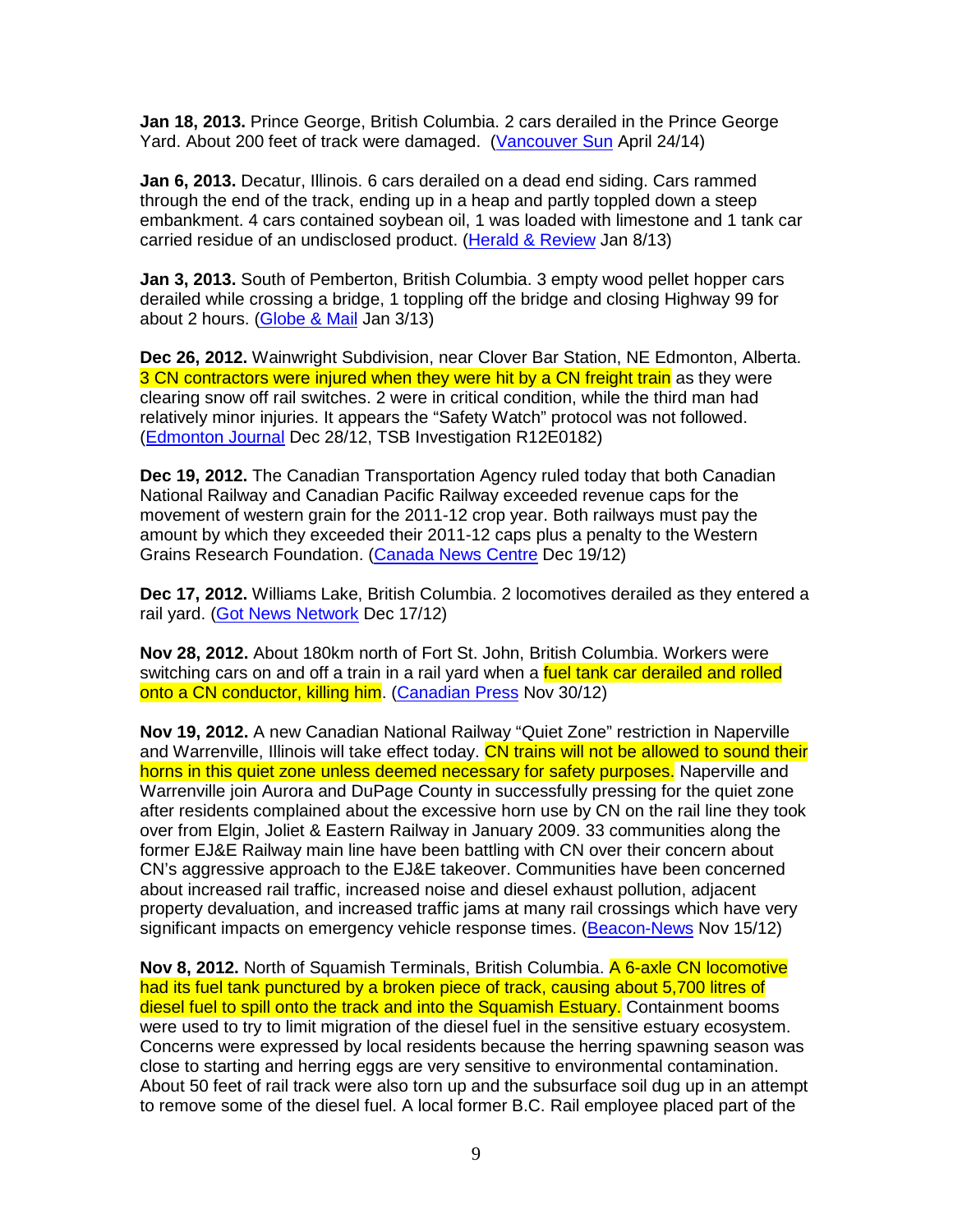**Jan 18, 2013.** Prince George, British Columbia. 2 cars derailed in the Prince George Yard. About 200 feet of track were damaged. (Vancouver Sun April 24/14)

**Jan 6, 2013.** Decatur, Illinois. 6 cars derailed on a dead end siding. Cars rammed through the end of the track, ending up in a heap and partly toppled down a steep embankment. 4 cars contained soybean oil, 1 was loaded with limestone and 1 tank car carried residue of an undisclosed product. (Herald & Review Jan 8/13)

**Jan 3, 2013.** South of Pemberton, British Columbia. 3 empty wood pellet hopper cars derailed while crossing a bridge, 1 toppling off the bridge and closing Highway 99 for about 2 hours. (Globe & Mail Jan 3/13)

**Dec 26, 2012.** Wainwright Subdivision, near Clover Bar Station, NE Edmonton, Alberta. 3 CN contractors were injured when they were hit by a CN freight train as they were clearing snow off rail switches. 2 were in critical condition, while the third man had relatively minor injuries. It appears the "Safety Watch" protocol was not followed. (Edmonton Journal Dec 28/12, TSB Investigation R12E0182)

**Dec 19, 2012.** The Canadian Transportation Agency ruled today that both Canadian National Railway and Canadian Pacific Railway exceeded revenue caps for the movement of western grain for the 2011-12 crop year. Both railways must pay the amount by which they exceeded their 2011-12 caps plus a penalty to the Western Grains Research Foundation. (Canada News Centre Dec 19/12)

**Dec 17, 2012.** Williams Lake, British Columbia. 2 locomotives derailed as they entered a rail yard. (Got News Network Dec 17/12)

**Nov 28, 2012.** About 180km north of Fort St. John, British Columbia. Workers were switching cars on and off a train in a rail yard when a fuel tank car derailed and rolled onto a CN conductor, killing him. (Canadian Press Nov 30/12)

**Nov 19, 2012.** A new Canadian National Railway "Quiet Zone" restriction in Naperville and Warrenville, Illinois will take effect today. CN trains will not be allowed to sound their horns in this quiet zone unless deemed necessary for safety purposes. Naperville and Warrenville join Aurora and DuPage County in successfully pressing for the quiet zone after residents complained about the excessive horn use by CN on the rail line they took over from Elgin, Joliet & Eastern Railway in January 2009. 33 communities along the former EJ&E Railway main line have been battling with CN over their concern about CN's aggressive approach to the EJ&E takeover. Communities have been concerned about increased rail traffic, increased noise and diesel exhaust pollution, adjacent property devaluation, and increased traffic jams at many rail crossings which have very significant impacts on emergency vehicle response times. (Beacon-News Nov 15/12)

**Nov 8, 2012.** North of Squamish Terminals, British Columbia. A 6-axle CN locomotive had its fuel tank punctured by a broken piece of track, causing about 5,700 litres of diesel fuel to spill onto the track and into the Squamish Estuary. Containment booms were used to try to limit migration of the diesel fuel in the sensitive estuary ecosystem. Concerns were expressed by local residents because the herring spawning season was close to starting and herring eggs are very sensitive to environmental contamination. About 50 feet of rail track were also torn up and the subsurface soil dug up in an attempt to remove some of the diesel fuel. A local former B.C. Rail employee placed part of the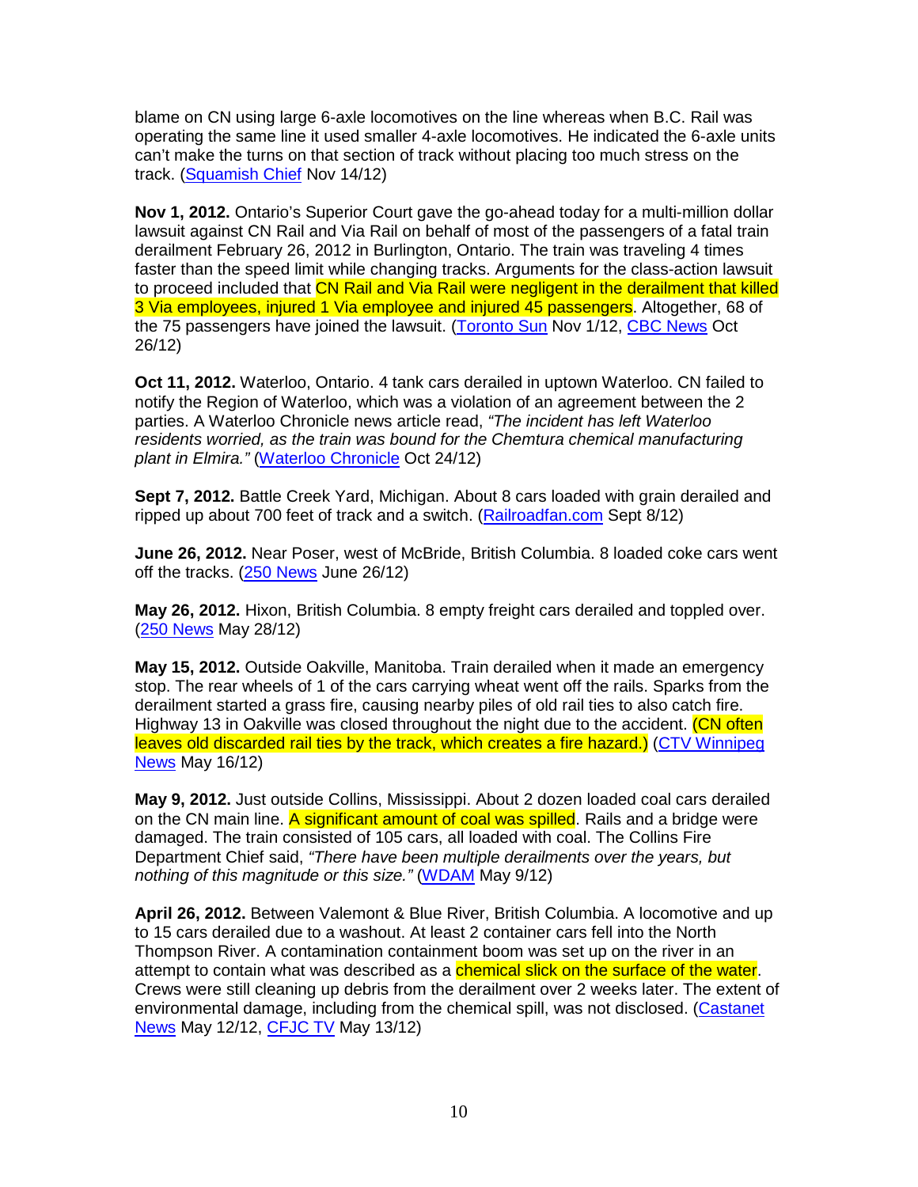blame on CN using large 6-axle locomotives on the line whereas when B.C. Rail was operating the same line it used smaller 4-axle locomotives. He indicated the 6-axle units can't make the turns on that section of track without placing too much stress on the track. ([Squamish Chief] Nov 14/12)

**Nov 1, 2012.** Ontario's Superior Court gave the go-ahead today for a multi-million dollar lawsuit against CN Rail and Via Rail on behalf of most of the passengers of a fatal train derailment February 26, 2012 in Burlington, Ontario. The train was traveling 4 times faster than the speed limit while changing tracks. Arguments for the class-action lawsuit to proceed included that CN Rail and Via Rail were negligent in the derailment that killed 3 Via employees, injured 1 Via employee and injured 45 passengers. Altogether, 68 of the 75 passengers have joined the lawsuit. ([Toronto Sun] Nov 1/12, [CBC News] Oct 26/12)

**Oct 11, 2012.** Waterloo, Ontario. 4 tank cars derailed in uptown Waterloo. CN failed to notify the Region of Waterloo, which was a violation of an agreement between the 2 parties. A Waterloo Chronicle news article read, *"The incident has left Waterloo residents worried, as the train was bound for the Chemtura chemical manufacturing plant in Elmira."* ([Waterloo Chronicle] Oct 24/12)

**Sept 7, 2012.** Battle Creek Yard, Michigan. About 8 cars loaded with grain derailed and ripped up about 700 feet of track and a switch. ([Railroadfan.com] Sept 8/12)

**June 26, 2012.** Near Poser, west of McBride, British Columbia. 8 loaded coke cars went off the tracks. ([250 News] June 26/12)

**May 26, 2012.** Hixon, British Columbia. 8 empty freight cars derailed and toppled over. ([250 News] May 28/12)

**May 15, 2012.** Outside Oakville, Manitoba. Train derailed when it made an emergency stop. The rear wheels of 1 of the cars carrying wheat went off the rails. Sparks from the derailment started a grass fire, causing nearby piles of old rail ties to also catch fire. Highway 13 in Oakville was closed throughout the night due to the accident. (CN often leaves old discarded rail ties by the track, which creates a fire hazard.) ([CTV Winnipeg News] May 16/12)

**May 9, 2012.** Just outside Collins, Mississippi. About 2 dozen loaded coal cars derailed on the CN main line. A significant amount of coal was spilled. Rails and a bridge were damaged. The train consisted of 105 cars, all loaded with coal. The Collins Fire Department Chief said, *"There have been multiple derailments over the years, but nothing of this magnitude or this size."* ([WDAM] May 9/12)

**April 26, 2012.** Between Valemont & Blue River, British Columbia. A locomotive and up to 15 cars derailed due to a washout. At least 2 container cars fell into the North Thompson River. A contamination containment boom was set up on the river in an attempt to contain what was described as a chemical slick on the surface of the water. Crews were still cleaning up debris from the derailment over 2 weeks later. The extent of environmental damage, including from the chemical spill, was not disclosed. ([Castanet News] May 12/12, [CFJC TV] May 13/12)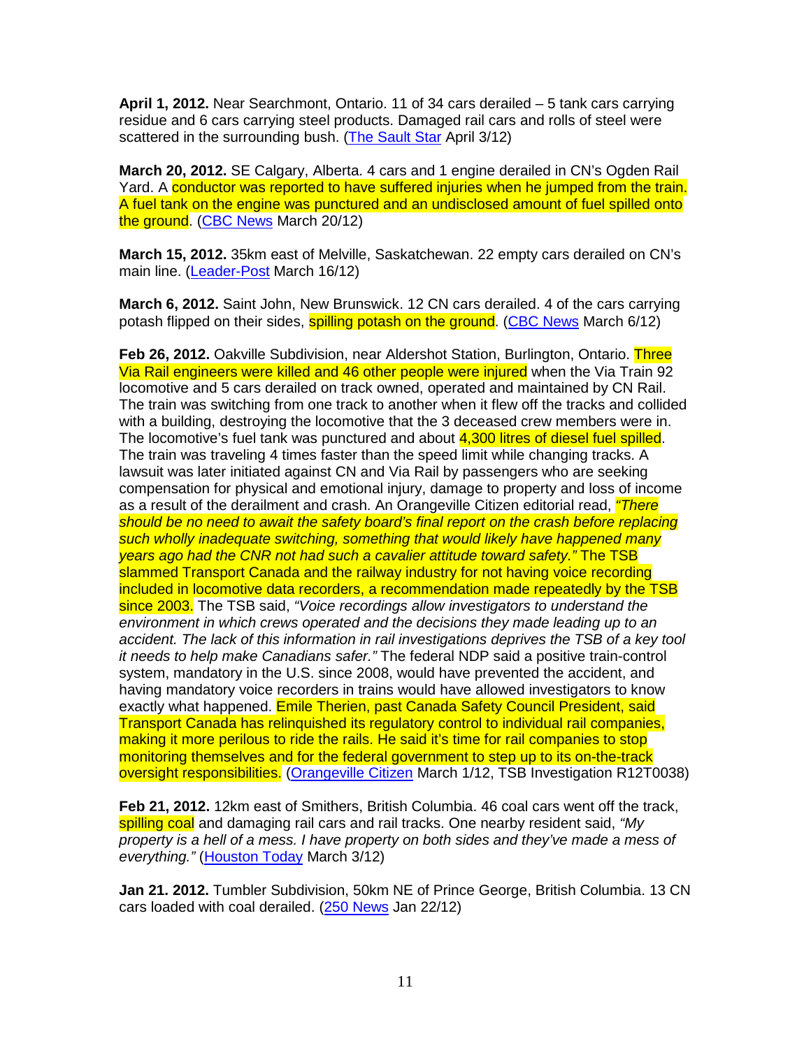**April 1, 2012.** Near Searchmont, Ontario. 11 of 34 cars derailed – 5 tank cars carrying residue and 6 cars carrying steel products. Damaged rail cars and rolls of steel were scattered in the surrounding bush. (The Sault Star April 3/12)

**March 20, 2012.** SE Calgary, Alberta. 4 cars and 1 engine derailed in CN's Ogden Rail Yard. A conductor was reported to have suffered injuries when he jumped from the train. A fuel tank on the engine was punctured and an undisclosed amount of fuel spilled onto the ground. (CBC News March 20/12)

**March 15, 2012.** 35km east of Melville, Saskatchewan. 22 empty cars derailed on CN's main line. (Leader-Post March 16/12)

**March 6, 2012.** Saint John, New Brunswick. 12 CN cars derailed. 4 of the cars carrying potash flipped on their sides, spilling potash on the ground. (CBC News March 6/12)

**Feb 26, 2012.** Oakville Subdivision, near Aldershot Station, Burlington, Ontario. Three Via Rail engineers were killed and 46 other people were injured when the Via Train 92 locomotive and 5 cars derailed on track owned, operated and maintained by CN Rail. The train was switching from one track to another when it flew off the tracks and collided with a building, destroying the locomotive that the 3 deceased crew members were in. The locomotive's fuel tank was punctured and about 4,300 litres of diesel fuel spilled. The train was traveling 4 times faster than the speed limit while changing tracks. A lawsuit was later initiated against CN and Via Rail by passengers who are seeking compensation for physical and emotional injury, damage to property and loss of income as a result of the derailment and crash. An Orangeville Citizen editorial read, *"There should be no need to await the safety board's final report on the crash before replacing such wholly inadequate switching, something that would likely have happened many years ago had the CNR not had such a cavalier attitude toward safety."* The TSB slammed Transport Canada and the railway industry for not having voice recording included in locomotive data recorders, a recommendation made repeatedly by the TSB since 2003. The TSB said, *"Voice recordings allow investigators to understand the environment in which crews operated and the decisions they made leading up to an accident. The lack of this information in rail investigations deprives the TSB of a key tool it needs to help make Canadians safer."* The federal NDP said a positive train-control system, mandatory in the U.S. since 2008, would have prevented the accident, and having mandatory voice recorders in trains would have allowed investigators to know exactly what happened. Emile Therien, past Canada Safety Council President, said Transport Canada has relinquished its regulatory control to individual rail companies, making it more perilous to ride the rails. He said it's time for rail companies to stop monitoring themselves and for the federal government to step up to its on-the-track oversight responsibilities. (Orangeville Citizen March 1/12, TSB Investigation R12T0038)

**Feb 21, 2012.** 12km east of Smithers, British Columbia. 46 coal cars went off the track, spilling coal and damaging rail cars and rail tracks. One nearby resident said, *"My property is a hell of a mess. I have property on both sides and they've made a mess of everything."* (Houston Today March 3/12)

**Jan 21. 2012.** Tumbler Subdivision, 50km NE of Prince George, British Columbia. 13 CN cars loaded with coal derailed. (250 News Jan 22/12)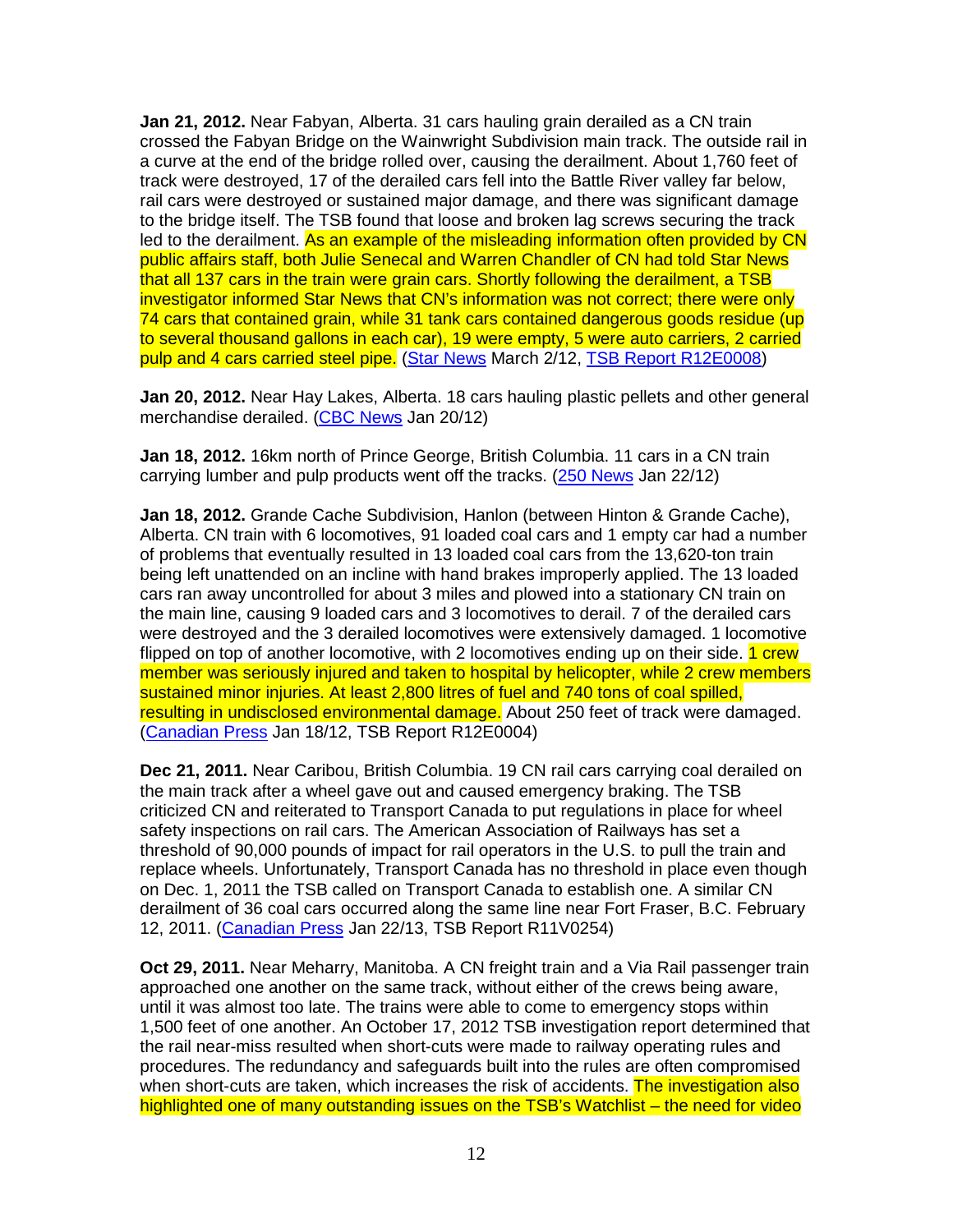**Jan 21, 2012.** Near Fabyan, Alberta. 31 cars hauling grain derailed as a CN train crossed the Fabyan Bridge on the Wainwright Subdivision main track. The outside rail in a curve at the end of the bridge rolled over, causing the derailment. About 1,760 feet of track were destroyed, 17 of the derailed cars fell into the Battle River valley far below, rail cars were destroyed or sustained major damage, and there was significant damage to the bridge itself. The TSB found that loose and broken lag screws securing the track led to the derailment. As an example of the misleading information often provided by CN public affairs staff, both Julie Senecal and Warren Chandler of CN had told Star News that all 137 cars in the train were grain cars. Shortly following the derailment, a TSB investigator informed Star News that CN's information was not correct; there were only 74 cars that contained grain, while 31 tank cars contained dangerous goods residue (up to several thousand gallons in each car), 19 were empty, 5 were auto carriers, 2 carried pulp and 4 cars carried steel pipe. (Star News March 2/12, TSB Report R12E0008)

**Jan 20, 2012.** Near Hay Lakes, Alberta. 18 cars hauling plastic pellets and other general merchandise derailed. (CBC News Jan 20/12)

**Jan 18, 2012.** 16km north of Prince George, British Columbia. 11 cars in a CN train carrying lumber and pulp products went off the tracks. (250 News Jan 22/12)

**Jan 18, 2012.** Grande Cache Subdivision, Hanlon (between Hinton & Grande Cache), Alberta. CN train with 6 locomotives, 91 loaded coal cars and 1 empty car had a number of problems that eventually resulted in 13 loaded coal cars from the 13,620-ton train being left unattended on an incline with hand brakes improperly applied. The 13 loaded cars ran away uncontrolled for about 3 miles and plowed into a stationary CN train on the main line, causing 9 loaded cars and 3 locomotives to derail. 7 of the derailed cars were destroyed and the 3 derailed locomotives were extensively damaged. 1 locomotive flipped on top of another locomotive, with 2 locomotives ending up on their side. 1 crew member was seriously injured and taken to hospital by helicopter, while 2 crew members sustained minor injuries. At least 2,800 litres of fuel and 740 tons of coal spilled, resulting in undisclosed environmental damage. About 250 feet of track were damaged. (Canadian Press Jan 18/12, TSB Report R12E0004)

**Dec 21, 2011.** Near Caribou, British Columbia. 19 CN rail cars carrying coal derailed on the main track after a wheel gave out and caused emergency braking. The TSB criticized CN and reiterated to Transport Canada to put regulations in place for wheel safety inspections on rail cars. The American Association of Railways has set a threshold of 90,000 pounds of impact for rail operators in the U.S. to pull the train and replace wheels. Unfortunately, Transport Canada has no threshold in place even though on Dec. 1, 2011 the TSB called on Transport Canada to establish one. A similar CN derailment of 36 coal cars occurred along the same line near Fort Fraser, B.C. February 12, 2011. (Canadian Press Jan 22/13, TSB Report R11V0254)

**Oct 29, 2011.** Near Meharry, Manitoba. A CN freight train and a Via Rail passenger train approached one another on the same track, without either of the crews being aware, until it was almost too late. The trains were able to come to emergency stops within 1,500 feet of one another. An October 17, 2012 TSB investigation report determined that the rail near-miss resulted when short-cuts were made to railway operating rules and procedures. The redundancy and safeguards built into the rules are often compromised when short-cuts are taken, which increases the risk of accidents. The investigation also highlighted one of many outstanding issues on the TSB's Watchlist – the need for video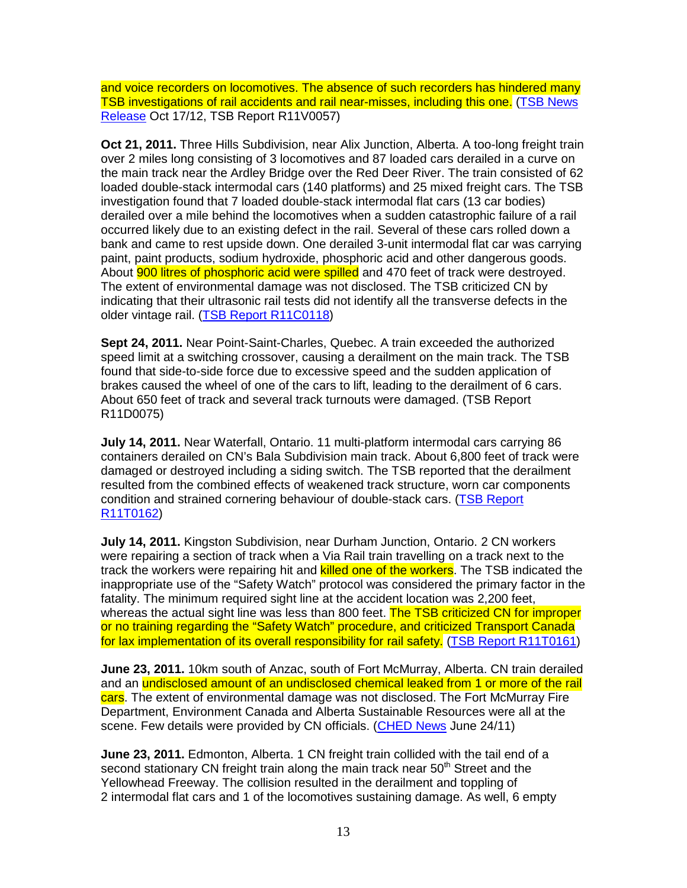and voice recorders on locomotives. The absence of such recorders has hindered many TSB investigations of rail accidents and rail near-misses, including this one. (TSB News Release Oct 17/12, TSB Report R11V0057)

**Oct 21, 2011.** Three Hills Subdivision, near Alix Junction, Alberta. A too-long freight train over 2 miles long consisting of 3 locomotives and 87 loaded cars derailed in a curve on the main track near the Ardley Bridge over the Red Deer River. The train consisted of 62 loaded double-stack intermodal cars (140 platforms) and 25 mixed freight cars. The TSB investigation found that 7 loaded double-stack intermodal flat cars (13 car bodies) derailed over a mile behind the locomotives when a sudden catastrophic failure of a rail occurred likely due to an existing defect in the rail. Several of these cars rolled down a bank and came to rest upside down. One derailed 3-unit intermodal flat car was carrying paint, paint products, sodium hydroxide, phosphoric acid and other dangerous goods. About 900 litres of phosphoric acid were spilled and 470 feet of track were destroyed. The extent of environmental damage was not disclosed. The TSB criticized CN by indicating that their ultrasonic rail tests did not identify all the transverse defects in the older vintage rail. (TSB Report R11C0118)

**Sept 24, 2011.** Near Point-Saint-Charles, Quebec. A train exceeded the authorized speed limit at a switching crossover, causing a derailment on the main track. The TSB found that side-to-side force due to excessive speed and the sudden application of brakes caused the wheel of one of the cars to lift, leading to the derailment of 6 cars. About 650 feet of track and several track turnouts were damaged. (TSB Report R11D0075)

**July 14, 2011.** Near Waterfall, Ontario. 11 multi-platform intermodal cars carrying 86 containers derailed on CN's Bala Subdivision main track. About 6,800 feet of track were damaged or destroyed including a siding switch. The TSB reported that the derailment resulted from the combined effects of weakened track structure, worn car components condition and strained cornering behaviour of double-stack cars. (TSB Report R11T0162)

**July 14, 2011.** Kingston Subdivision, near Durham Junction, Ontario. 2 CN workers were repairing a section of track when a Via Rail train travelling on a track next to the track the workers were repairing hit and killed one of the workers. The TSB indicated the inappropriate use of the "Safety Watch" protocol was considered the primary factor in the fatality. The minimum required sight line at the accident location was 2,200 feet, whereas the actual sight line was less than 800 feet. The TSB criticized CN for improper or no training regarding the "Safety Watch" procedure, and criticized Transport Canada for lax implementation of its overall responsibility for rail safety. (TSB Report R11T0161)

**June 23, 2011.** 10km south of Anzac, south of Fort McMurray, Alberta. CN train derailed and an undisclosed amount of an undisclosed chemical leaked from 1 or more of the rail cars. The extent of environmental damage was not disclosed. The Fort McMurray Fire Department, Environment Canada and Alberta Sustainable Resources were all at the scene. Few details were provided by CN officials. (CHED News June 24/11)

**June 23, 2011.** Edmonton, Alberta. 1 CN freight train collided with the tail end of a second stationary CN freight train along the main track near 50th Street and the Yellowhead Freeway. The collision resulted in the derailment and toppling of 2 intermodal flat cars and 1 of the locomotives sustaining damage. As well, 6 empty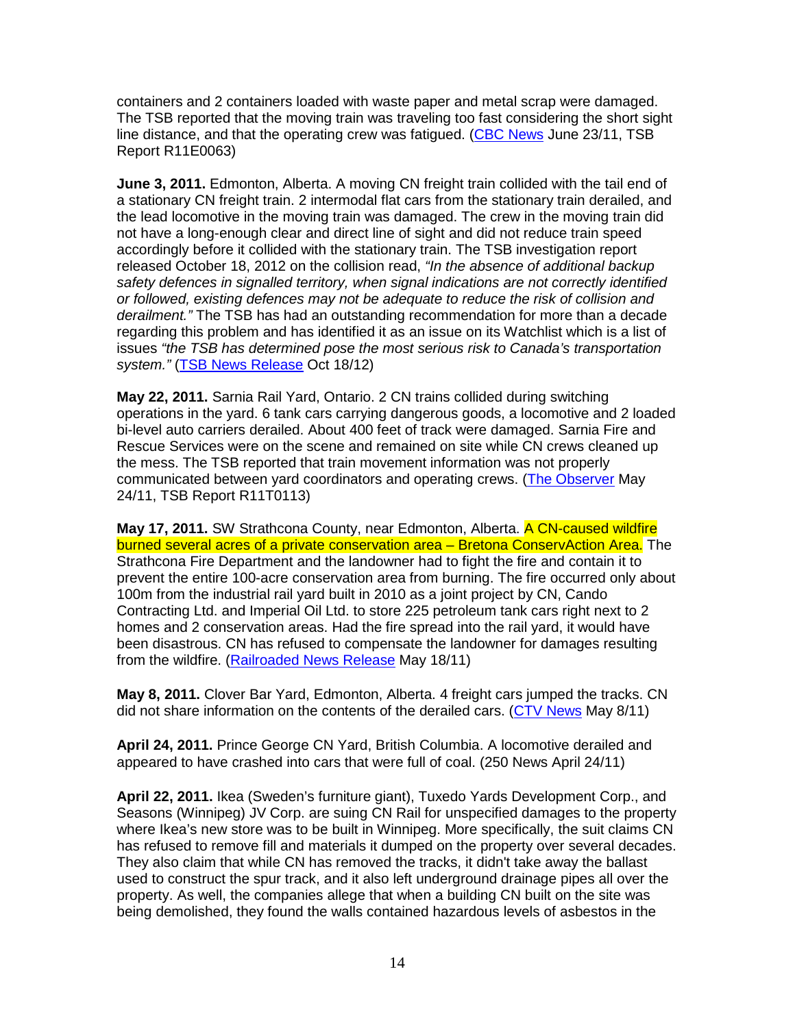containers and 2 containers loaded with waste paper and metal scrap were damaged. The TSB reported that the moving train was traveling too fast considering the short sight line distance, and that the operating crew was fatigued. (CBC News June 23/11, TSB Report R11E0063)

**June 3, 2011.** Edmonton, Alberta. A moving CN freight train collided with the tail end of a stationary CN freight train. 2 intermodal flat cars from the stationary train derailed, and the lead locomotive in the moving train was damaged. The crew in the moving train did not have a long-enough clear and direct line of sight and did not reduce train speed accordingly before it collided with the stationary train. The TSB investigation report released October 18, 2012 on the collision read, *"In the absence of additional backup safety defences in signalled territory, when signal indications are not correctly identified or followed, existing defences may not be adequate to reduce the risk of collision and derailment."* The TSB has had an outstanding recommendation for more than a decade regarding this problem and has identified it as an issue on its Watchlist which is a list of issues *"the TSB has determined pose the most serious risk to Canada's transportation system."* (TSB News Release Oct 18/12)

**May 22, 2011.** Sarnia Rail Yard, Ontario. 2 CN trains collided during switching operations in the yard. 6 tank cars carrying dangerous goods, a locomotive and 2 loaded bi-level auto carriers derailed. About 400 feet of track were damaged. Sarnia Fire and Rescue Services were on the scene and remained on site while CN crews cleaned up the mess. The TSB reported that train movement information was not properly communicated between yard coordinators and operating crews. (The Observer May 24/11, TSB Report R11T0113)

**May 17, 2011.** SW Strathcona County, near Edmonton, Alberta. A CN-caused wildfire burned several acres of a private conservation area – Bretona ConservAction Area. The Strathcona Fire Department and the landowner had to fight the fire and contain it to prevent the entire 100-acre conservation area from burning. The fire occurred only about 100m from the industrial rail yard built in 2010 as a joint project by CN, Cando Contracting Ltd. and Imperial Oil Ltd. to store 225 petroleum tank cars right next to 2 homes and 2 conservation areas. Had the fire spread into the rail yard, it would have been disastrous. CN has refused to compensate the landowner for damages resulting from the wildfire. (Railroaded News Release May 18/11)

**May 8, 2011.** Clover Bar Yard, Edmonton, Alberta. 4 freight cars jumped the tracks. CN did not share information on the contents of the derailed cars. (CTV News May 8/11)

**April 24, 2011.** Prince George CN Yard, British Columbia. A locomotive derailed and appeared to have crashed into cars that were full of coal. (250 News April 24/11)

**April 22, 2011.** Ikea (Sweden's furniture giant), Tuxedo Yards Development Corp., and Seasons (Winnipeg) JV Corp. are suing CN Rail for unspecified damages to the property where Ikea's new store was to be built in Winnipeg. More specifically, the suit claims CN has refused to remove fill and materials it dumped on the property over several decades. They also claim that while CN has removed the tracks, it didn't take away the ballast used to construct the spur track, and it also left underground drainage pipes all over the property. As well, the companies allege that when a building CN built on the site was being demolished, they found the walls contained hazardous levels of asbestos in the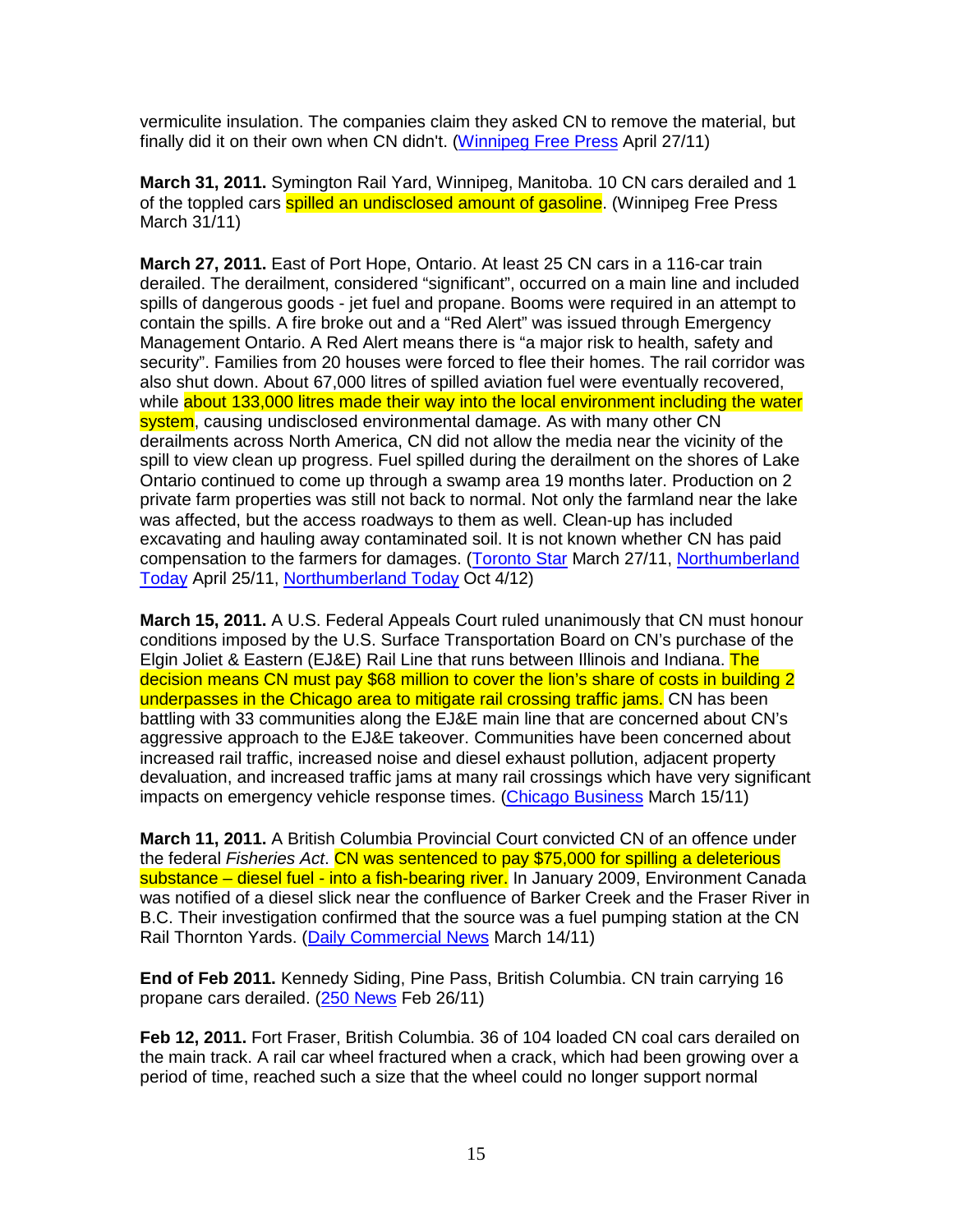vermiculite insulation. The companies claim they asked CN to remove the material, but finally did it on their own when CN didn't. (Winnipeg Free Press April 27/11)

**March 31, 2011.** Symington Rail Yard, Winnipeg, Manitoba. 10 CN cars derailed and 1 of the toppled cars spilled an undisclosed amount of gasoline. (Winnipeg Free Press March 31/11)

**March 27, 2011.** East of Port Hope, Ontario. At least 25 CN cars in a 116-car train derailed. The derailment, considered "significant", occurred on a main line and included spills of dangerous goods - jet fuel and propane. Booms were required in an attempt to contain the spills. A fire broke out and a "Red Alert" was issued through Emergency Management Ontario. A Red Alert means there is "a major risk to health, safety and security". Families from 20 houses were forced to flee their homes. The rail corridor was also shut down. About 67,000 litres of spilled aviation fuel were eventually recovered, while about 133,000 litres made their way into the local environment including the water system, causing undisclosed environmental damage. As with many other CN derailments across North America, CN did not allow the media near the vicinity of the spill to view clean up progress. Fuel spilled during the derailment on the shores of Lake Ontario continued to come up through a swamp area 19 months later. Production on 2 private farm properties was still not back to normal. Not only the farmland near the lake was affected, but the access roadways to them as well. Clean-up has included excavating and hauling away contaminated soil. It is not known whether CN has paid compensation to the farmers for damages. (Toronto Star March 27/11, Northumberland Today April 25/11, Northumberland Today Oct 4/12)

**March 15, 2011.** A U.S. Federal Appeals Court ruled unanimously that CN must honour conditions imposed by the U.S. Surface Transportation Board on CN's purchase of the Elgin Joliet & Eastern (EJ&E) Rail Line that runs between Illinois and Indiana. The decision means CN must pay $68 million to cover the lion's share of costs in building 2 underpasses in the Chicago area to mitigate rail crossing traffic jams. CN has been battling with 33 communities along the EJ&E main line that are concerned about CN's aggressive approach to the EJ&E takeover. Communities have been concerned about increased rail traffic, increased noise and diesel exhaust pollution, adjacent property devaluation, and increased traffic jams at many rail crossings which have very significant impacts on emergency vehicle response times. (Chicago Business March 15/11)

**March 11, 2011.** A British Columbia Provincial Court convicted CN of an offence under the federal *Fisheries Act*. CN was sentenced to pay $75,000 for spilling a deleterious substance – diesel fuel - into a fish-bearing river. In January 2009, Environment Canada was notified of a diesel slick near the confluence of Barker Creek and the Fraser River in B.C. Their investigation confirmed that the source was a fuel pumping station at the CN Rail Thornton Yards. (Daily Commercial News March 14/11)

**End of Feb 2011.** Kennedy Siding, Pine Pass, British Columbia. CN train carrying 16 propane cars derailed. (250 News Feb 26/11)

**Feb 12, 2011.** Fort Fraser, British Columbia. 36 of 104 loaded CN coal cars derailed on the main track. A rail car wheel fractured when a crack, which had been growing over a period of time, reached such a size that the wheel could no longer support normal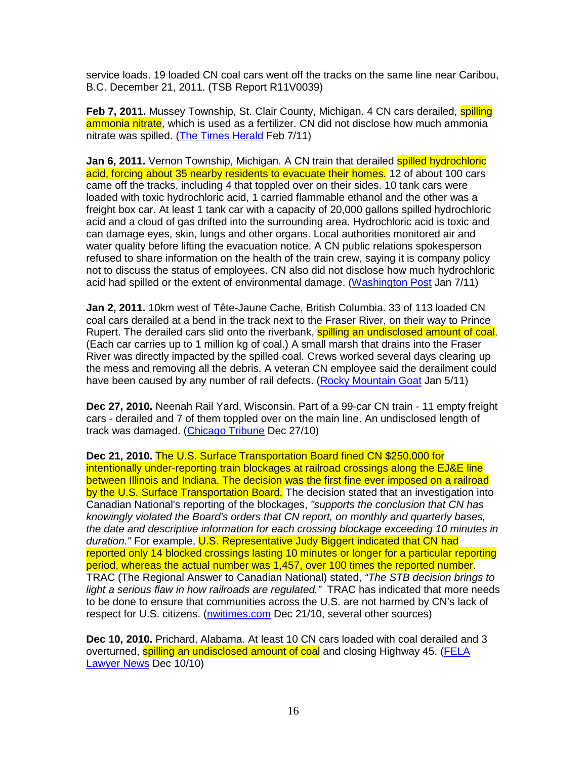service loads. 19 loaded CN coal cars went off the tracks on the same line near Caribou, B.C. December 21, 2011. (TSB Report R11V0039)

**Feb 7, 2011.** Mussey Township, St. Clair County, Michigan. 4 CN cars derailed, spilling ammonia nitrate, which is used as a fertilizer. CN did not disclose how much ammonia nitrate was spilled. (The Times Herald Feb 7/11)

**Jan 6, 2011.** Vernon Township, Michigan. A CN train that derailed spilled hydrochloric acid, forcing about 35 nearby residents to evacuate their homes. 12 of about 100 cars came off the tracks, including 4 that toppled over on their sides. 10 tank cars were loaded with toxic hydrochloric acid, 1 carried flammable ethanol and the other was a freight box car. At least 1 tank car with a capacity of 20,000 gallons spilled hydrochloric acid and a cloud of gas drifted into the surrounding area. Hydrochloric acid is toxic and can damage eyes, skin, lungs and other organs. Local authorities monitored air and water quality before lifting the evacuation notice. A CN public relations spokesperson refused to share information on the health of the train crew, saying it is company policy not to discuss the status of employees. CN also did not disclose how much hydrochloric acid had spilled or the extent of environmental damage. (Washington Post Jan 7/11)

**Jan 2, 2011.** 10km west of Tête-Jaune Cache, British Columbia. 33 of 113 loaded CN coal cars derailed at a bend in the track next to the Fraser River, on their way to Prince Rupert. The derailed cars slid onto the riverbank, spilling an undisclosed amount of coal. (Each car carries up to 1 million kg of coal.) A small marsh that drains into the Fraser River was directly impacted by the spilled coal. Crews worked several days clearing up the mess and removing all the debris. A veteran CN employee said the derailment could have been caused by any number of rail defects. (Rocky Mountain Goat Jan 5/11)

**Dec 27, 2010.** Neenah Rail Yard, Wisconsin. Part of a 99-car CN train - 11 empty freight cars - derailed and 7 of them toppled over on the main line. An undisclosed length of track was damaged. (Chicago Tribune Dec 27/10)

**Dec 21, 2010.** The U.S. Surface Transportation Board fined CN $250,000 for intentionally under-reporting train blockages at railroad crossings along the EJ&E line between Illinois and Indiana. The decision was the first fine ever imposed on a railroad by the U.S. Surface Transportation Board. The decision stated that an investigation into Canadian National's reporting of the blockages, *"supports the conclusion that CN has knowingly violated the Board's orders that CN report, on monthly and quarterly bases, the date and descriptive information for each crossing blockage exceeding 10 minutes in duration."* For example, U.S. Representative Judy Biggert indicated that CN had reported only 14 blocked crossings lasting 10 minutes or longer for a particular reporting period, whereas the actual number was 1,457, over 100 times the reported number. TRAC (The Regional Answer to Canadian National) stated, *"The STB decision brings to light a serious flaw in how railroads are regulated."* TRAC has indicated that more needs to be done to ensure that communities across the U.S. are not harmed by CN's lack of respect for U.S. citizens. (nwitimes.com Dec 21/10, several other sources)

**Dec 10, 2010.** Prichard, Alabama. At least 10 CN cars loaded with coal derailed and 3 overturned, spilling an undisclosed amount of coal and closing Highway 45. (FELA Lawyer News Dec 10/10)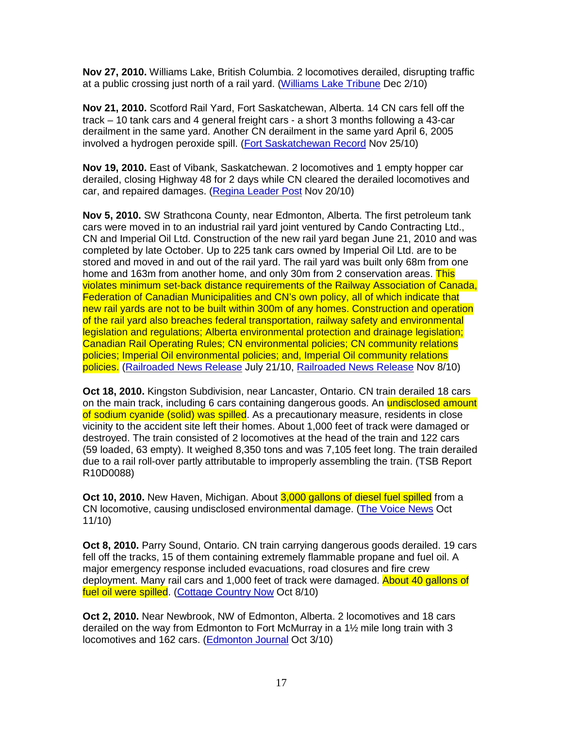**Nov 27, 2010.** Williams Lake, British Columbia. 2 locomotives derailed, disrupting traffic at a public crossing just north of a rail yard. (Williams Lake Tribune Dec 2/10)

**Nov 21, 2010.** Scotford Rail Yard, Fort Saskatchewan, Alberta. 14 CN cars fell off the track – 10 tank cars and 4 general freight cars - a short 3 months following a 43-car derailment in the same yard. Another CN derailment in the same yard April 6, 2005 involved a hydrogen peroxide spill. (Fort Saskatchewan Record Nov 25/10)

**Nov 19, 2010.** East of Vibank, Saskatchewan. 2 locomotives and 1 empty hopper car derailed, closing Highway 48 for 2 days while CN cleared the derailed locomotives and car, and repaired damages. (Regina Leader Post Nov 20/10)

**Nov 5, 2010.** SW Strathcona County, near Edmonton, Alberta. The first petroleum tank cars were moved in to an industrial rail yard joint ventured by Cando Contracting Ltd., CN and Imperial Oil Ltd. Construction of the new rail yard began June 21, 2010 and was completed by late October. Up to 225 tank cars owned by Imperial Oil Ltd. are to be stored and moved in and out of the rail yard. The rail yard was built only 68m from one home and 163m from another home, and only 30m from 2 conservation areas. This violates minimum set-back distance requirements of the Railway Association of Canada, Federation of Canadian Municipalities and CN's own policy, all of which indicate that new rail yards are not to be built within 300m of any homes. Construction and operation of the rail yard also breaches federal transportation, railway safety and environmental legislation and regulations; Alberta environmental protection and drainage legislation; Canadian Rail Operating Rules; CN environmental policies; CN community relations policies; Imperial Oil environmental policies; and, Imperial Oil community relations policies. (Railroaded News Release July 21/10, Railroaded News Release Nov 8/10)

**Oct 18, 2010.** Kingston Subdivision, near Lancaster, Ontario. CN train derailed 18 cars on the main track, including 6 cars containing dangerous goods. An undisclosed amount of sodium cyanide (solid) was spilled. As a precautionary measure, residents in close vicinity to the accident site left their homes. About 1,000 feet of track were damaged or destroyed. The train consisted of 2 locomotives at the head of the train and 122 cars (59 loaded, 63 empty). It weighed 8,350 tons and was 7,105 feet long. The train derailed due to a rail roll-over partly attributable to improperly assembling the train. (TSB Report R10D0088)

**Oct 10, 2010.** New Haven, Michigan. About 3,000 gallons of diesel fuel spilled from a CN locomotive, causing undisclosed environmental damage. (The Voice News Oct 11/10)

**Oct 8, 2010.** Parry Sound, Ontario. CN train carrying dangerous goods derailed. 19 cars fell off the tracks, 15 of them containing extremely flammable propane and fuel oil. A major emergency response included evacuations, road closures and fire crew deployment. Many rail cars and 1,000 feet of track were damaged. About 40 gallons of fuel oil were spilled. (Cottage Country Now Oct 8/10)

**Oct 2, 2010.** Near Newbrook, NW of Edmonton, Alberta. 2 locomotives and 18 cars derailed on the way from Edmonton to Fort McMurray in a 1½ mile long train with 3 locomotives and 162 cars. (Edmonton Journal Oct 3/10)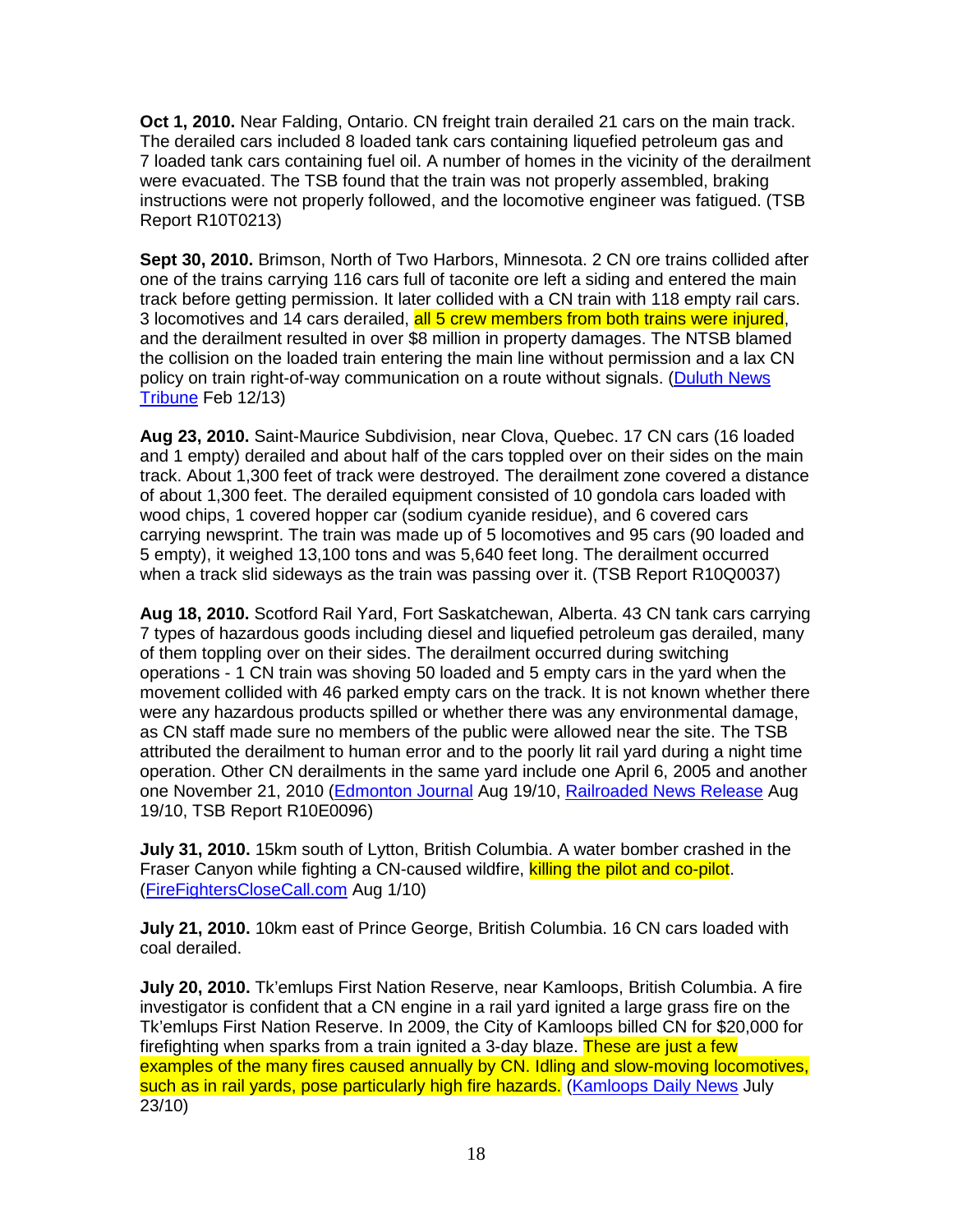**Oct 1, 2010.** Near Falding, Ontario. CN freight train derailed 21 cars on the main track. The derailed cars included 8 loaded tank cars containing liquefied petroleum gas and 7 loaded tank cars containing fuel oil. A number of homes in the vicinity of the derailment were evacuated. The TSB found that the train was not properly assembled, braking instructions were not properly followed, and the locomotive engineer was fatigued. (TSB Report R10T0213)

**Sept 30, 2010.** Brimson, North of Two Harbors, Minnesota. 2 CN ore trains collided after one of the trains carrying 116 cars full of taconite ore left a siding and entered the main track before getting permission. It later collided with a CN train with 118 empty rail cars. 3 locomotives and 14 cars derailed, all 5 crew members from both trains were injured, and the derailment resulted in over $8 million in property damages. The NTSB blamed the collision on the loaded train entering the main line without permission and a lax CN policy on train right-of-way communication on a route without signals. (Duluth News Tribune Feb 12/13)

**Aug 23, 2010.** Saint-Maurice Subdivision, near Clova, Quebec. 17 CN cars (16 loaded and 1 empty) derailed and about half of the cars toppled over on their sides on the main track. About 1,300 feet of track were destroyed. The derailment zone covered a distance of about 1,300 feet. The derailed equipment consisted of 10 gondola cars loaded with wood chips, 1 covered hopper car (sodium cyanide residue), and 6 covered cars carrying newsprint. The train was made up of 5 locomotives and 95 cars (90 loaded and 5 empty), it weighed 13,100 tons and was 5,640 feet long. The derailment occurred when a track slid sideways as the train was passing over it. (TSB Report R10Q0037)

**Aug 18, 2010.** Scotford Rail Yard, Fort Saskatchewan, Alberta. 43 CN tank cars carrying 7 types of hazardous goods including diesel and liquefied petroleum gas derailed, many of them toppling over on their sides. The derailment occurred during switching operations - 1 CN train was shoving 50 loaded and 5 empty cars in the yard when the movement collided with 46 parked empty cars on the track. It is not known whether there were any hazardous products spilled or whether there was any environmental damage, as CN staff made sure no members of the public were allowed near the site. The TSB attributed the derailment to human error and to the poorly lit rail yard during a night time operation. Other CN derailments in the same yard include one April 6, 2005 and another one November 21, 2010 (Edmonton Journal Aug 19/10, Railroaded News Release Aug 19/10, TSB Report R10E0096)

**July 31, 2010.** 15km south of Lytton, British Columbia. A water bomber crashed in the Fraser Canyon while fighting a CN-caused wildfire, killing the pilot and co-pilot. (FireFightersCloseCall.com Aug 1/10)

**July 21, 2010.** 10km east of Prince George, British Columbia. 16 CN cars loaded with coal derailed.

**July 20, 2010.** Tk'emlups First Nation Reserve, near Kamloops, British Columbia. A fire investigator is confident that a CN engine in a rail yard ignited a large grass fire on the Tk'emlups First Nation Reserve. In 2009, the City of Kamloops billed CN for $20,000 for firefighting when sparks from a train ignited a 3-day blaze. These are just a few examples of the many fires caused annually by CN. Idling and slow-moving locomotives, such as in rail yards, pose particularly high fire hazards. (Kamloops Daily News July 23/10)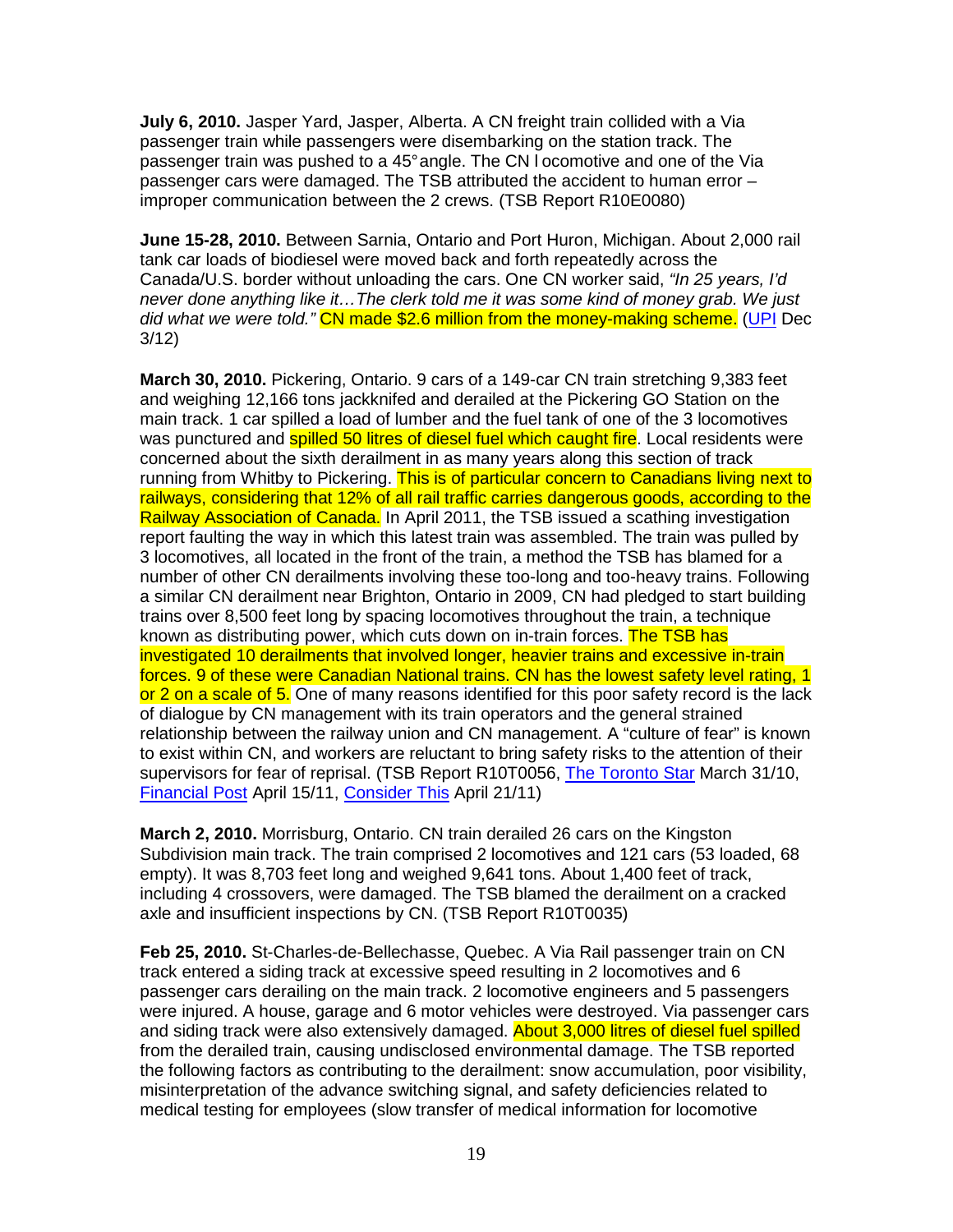**July 6, 2010.** Jasper Yard, Jasper, Alberta. A CN freight train collided with a Via passenger train while passengers were disembarking on the station track. The passenger train was pushed to a 45° angle. The CN locomotive and one of the Via passenger cars were damaged. The TSB attributed the accident to human error – improper communication between the 2 crews. (TSB Report R10E0080)

**June 15-28, 2010.** Between Sarnia, Ontario and Port Huron, Michigan. About 2,000 rail tank car loads of biodiesel were moved back and forth repeatedly across the Canada/U.S. border without unloading the cars. One CN worker said, *"In 25 years, I'd never done anything like it…The clerk told me it was some kind of money grab. We just did what we were told."* CN made $2.6 million from the money-making scheme. (UPI Dec 3/12)

**March 30, 2010.** Pickering, Ontario. 9 cars of a 149-car CN train stretching 9,383 feet and weighing 12,166 tons jackknifed and derailed at the Pickering GO Station on the main track. 1 car spilled a load of lumber and the fuel tank of one of the 3 locomotives was punctured and spilled 50 litres of diesel fuel which caught fire. Local residents were concerned about the sixth derailment in as many years along this section of track running from Whitby to Pickering. This is of particular concern to Canadians living next to railways, considering that 12% of all rail traffic carries dangerous goods, according to the Railway Association of Canada. In April 2011, the TSB issued a scathing investigation report faulting the way in which this latest train was assembled. The train was pulled by 3 locomotives, all located in the front of the train, a method the TSB has blamed for a number of other CN derailments involving these too-long and too-heavy trains. Following a similar CN derailment near Brighton, Ontario in 2009, CN had pledged to start building trains over 8,500 feet long by spacing locomotives throughout the train, a technique known as distributing power, which cuts down on in-train forces. The TSB has investigated 10 derailments that involved longer, heavier trains and excessive in-train forces. 9 of these were Canadian National trains. CN has the lowest safety level rating, 1 or 2 on a scale of 5. One of many reasons identified for this poor safety record is the lack of dialogue by CN management with its train operators and the general strained relationship between the railway union and CN management. A "culture of fear" is known to exist within CN, and workers are reluctant to bring safety risks to the attention of their supervisors for fear of reprisal. (TSB Report R10T0056, The Toronto Star March 31/10, Financial Post April 15/11, Consider This April 21/11)

**March 2, 2010.** Morrisburg, Ontario. CN train derailed 26 cars on the Kingston Subdivision main track. The train comprised 2 locomotives and 121 cars (53 loaded, 68 empty). It was 8,703 feet long and weighed 9,641 tons. About 1,400 feet of track, including 4 crossovers, were damaged. The TSB blamed the derailment on a cracked axle and insufficient inspections by CN. (TSB Report R10T0035)

**Feb 25, 2010.** St-Charles-de-Bellechasse, Quebec. A Via Rail passenger train on CN track entered a siding track at excessive speed resulting in 2 locomotives and 6 passenger cars derailing on the main track. 2 locomotive engineers and 5 passengers were injured. A house, garage and 6 motor vehicles were destroyed. Via passenger cars and siding track were also extensively damaged. About 3,000 litres of diesel fuel spilled from the derailed train, causing undisclosed environmental damage. The TSB reported the following factors as contributing to the derailment: snow accumulation, poor visibility, misinterpretation of the advance switching signal, and safety deficiencies related to medical testing for employees (slow transfer of medical information for locomotive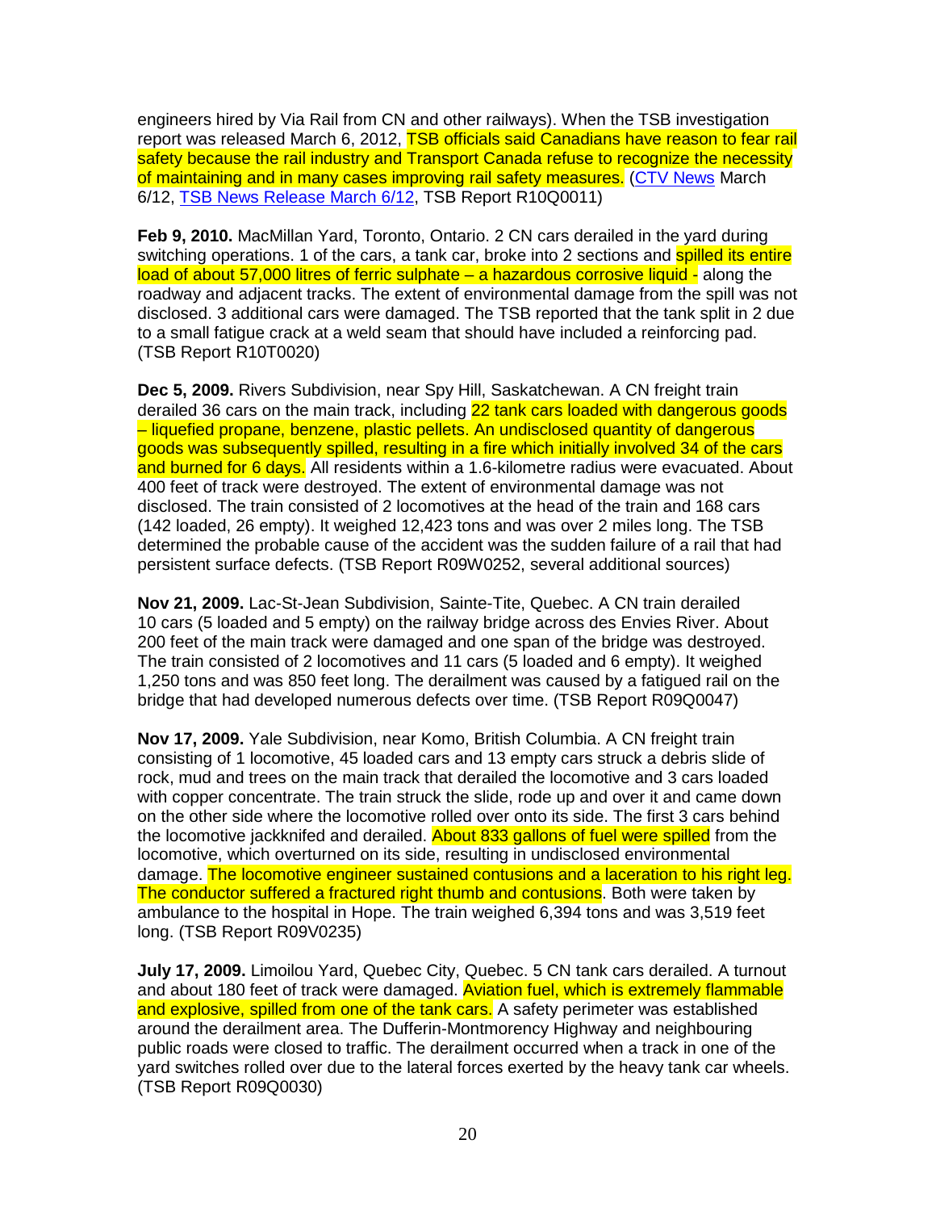engineers hired by Via Rail from CN and other railways). When the TSB investigation report was released March 6, 2012, TSB officials said Canadians have reason to fear rail safety because the rail industry and Transport Canada refuse to recognize the necessity of maintaining and in many cases improving rail safety measures. (CTV News March 6/12, TSB News Release March 6/12, TSB Report R10Q0011)

**Feb 9, 2010.** MacMillan Yard, Toronto, Ontario. 2 CN cars derailed in the yard during switching operations. 1 of the cars, a tank car, broke into 2 sections and spilled its entire load of about 57,000 litres of ferric sulphate – a hazardous corrosive liquid - along the roadway and adjacent tracks. The extent of environmental damage from the spill was not disclosed. 3 additional cars were damaged. The TSB reported that the tank split in 2 due to a small fatigue crack at a weld seam that should have included a reinforcing pad. (TSB Report R10T0020)

**Dec 5, 2009.** Rivers Subdivision, near Spy Hill, Saskatchewan. A CN freight train derailed 36 cars on the main track, including 22 tank cars loaded with dangerous goods – liquefied propane, benzene, plastic pellets. An undisclosed quantity of dangerous goods was subsequently spilled, resulting in a fire which initially involved 34 of the cars and burned for 6 days. All residents within a 1.6-kilometre radius were evacuated. About 400 feet of track were destroyed. The extent of environmental damage was not disclosed. The train consisted of 2 locomotives at the head of the train and 168 cars (142 loaded, 26 empty). It weighed 12,423 tons and was over 2 miles long. The TSB determined the probable cause of the accident was the sudden failure of a rail that had persistent surface defects. (TSB Report R09W0252, several additional sources)

**Nov 21, 2009.** Lac-St-Jean Subdivision, Sainte-Tite, Quebec. A CN train derailed 10 cars (5 loaded and 5 empty) on the railway bridge across des Envies River. About 200 feet of the main track were damaged and one span of the bridge was destroyed. The train consisted of 2 locomotives and 11 cars (5 loaded and 6 empty). It weighed 1,250 tons and was 850 feet long. The derailment was caused by a fatigued rail on the bridge that had developed numerous defects over time. (TSB Report R09Q0047)

**Nov 17, 2009.** Yale Subdivision, near Komo, British Columbia. A CN freight train consisting of 1 locomotive, 45 loaded cars and 13 empty cars struck a debris slide of rock, mud and trees on the main track that derailed the locomotive and 3 cars loaded with copper concentrate. The train struck the slide, rode up and over it and came down on the other side where the locomotive rolled over onto its side. The first 3 cars behind the locomotive jackknifed and derailed. About 833 gallons of fuel were spilled from the locomotive, which overturned on its side, resulting in undisclosed environmental damage. The locomotive engineer sustained contusions and a laceration to his right leg. The conductor suffered a fractured right thumb and contusions. Both were taken by ambulance to the hospital in Hope. The train weighed 6,394 tons and was 3,519 feet long. (TSB Report R09V0235)

**July 17, 2009.** Limoilou Yard, Quebec City, Quebec. 5 CN tank cars derailed. A turnout and about 180 feet of track were damaged. Aviation fuel, which is extremely flammable and explosive, spilled from one of the tank cars. A safety perimeter was established around the derailment area. The Dufferin-Montmorency Highway and neighbouring public roads were closed to traffic. The derailment occurred when a track in one of the yard switches rolled over due to the lateral forces exerted by the heavy tank car wheels. (TSB Report R09Q0030)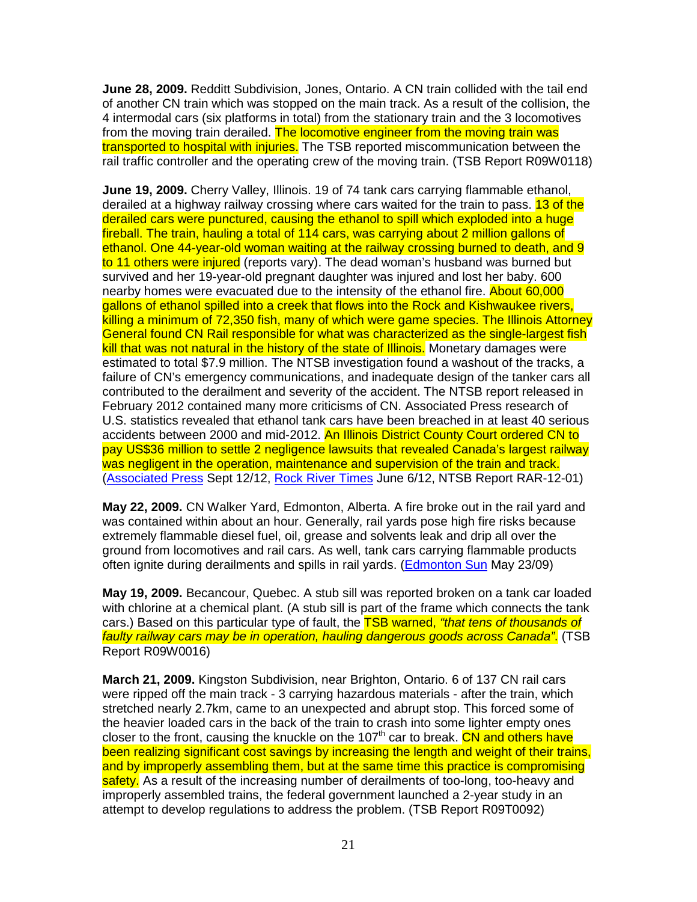**June 28, 2009.** Redditt Subdivision, Jones, Ontario. A CN train collided with the tail end of another CN train which was stopped on the main track. As a result of the collision, the 4 intermodal cars (six platforms in total) from the stationary train and the 3 locomotives from the moving train derailed. The locomotive engineer from the moving train was transported to hospital with injuries. The TSB reported miscommunication between the rail traffic controller and the operating crew of the moving train. (TSB Report R09W0118)

**June 19, 2009.** Cherry Valley, Illinois. 19 of 74 tank cars carrying flammable ethanol, derailed at a highway railway crossing where cars waited for the train to pass. 13 of the derailed cars were punctured, causing the ethanol to spill which exploded into a huge fireball. The train, hauling a total of 114 cars, was carrying about 2 million gallons of ethanol. One 44-year-old woman waiting at the railway crossing burned to death, and 9 to 11 others were injured (reports vary). The dead woman's husband was burned but survived and her 19-year-old pregnant daughter was injured and lost her baby. 600 nearby homes were evacuated due to the intensity of the ethanol fire. About 60,000 gallons of ethanol spilled into a creek that flows into the Rock and Kishwaukee rivers, killing a minimum of 72,350 fish, many of which were game species. The Illinois Attorney General found CN Rail responsible for what was characterized as the single-largest fish kill that was not natural in the history of the state of Illinois. Monetary damages were estimated to total $7.9 million. The NTSB investigation found a washout of the tracks, a failure of CN's emergency communications, and inadequate design of the tanker cars all contributed to the derailment and severity of the accident. The NTSB report released in February 2012 contained many more criticisms of CN. Associated Press research of U.S. statistics revealed that ethanol tank cars have been breached in at least 40 serious accidents between 2000 and mid-2012. An Illinois District County Court ordered CN to pay US$36 million to settle 2 negligence lawsuits that revealed Canada's largest railway was negligent in the operation, maintenance and supervision of the train and track. (Associated Press Sept 12/12, Rock River Times June 6/12, NTSB Report RAR-12-01)

**May 22, 2009.** CN Walker Yard, Edmonton, Alberta. A fire broke out in the rail yard and was contained within about an hour. Generally, rail yards pose high fire risks because extremely flammable diesel fuel, oil, grease and solvents leak and drip all over the ground from locomotives and rail cars. As well, tank cars carrying flammable products often ignite during derailments and spills in rail yards. (Edmonton Sun May 23/09)

**May 19, 2009.** Becancour, Quebec. A stub sill was reported broken on a tank car loaded with chlorine at a chemical plant. (A stub sill is part of the frame which connects the tank cars.) Based on this particular type of fault, the TSB warned, *"that tens of thousands of faulty railway cars may be in operation, hauling dangerous goods across Canada".* (TSB Report R09W0016)

**March 21, 2009.** Kingston Subdivision, near Brighton, Ontario. 6 of 137 CN rail cars were ripped off the main track - 3 carrying hazardous materials - after the train, which stretched nearly 2.7km, came to an unexpected and abrupt stop. This forced some of the heavier loaded cars in the back of the train to crash into some lighter empty ones closer to the front, causing the knuckle on the 107th car to break. CN and others have been realizing significant cost savings by increasing the length and weight of their trains, and by improperly assembling them, but at the same time this practice is compromising safety. As a result of the increasing number of derailments of too-long, too-heavy and improperly assembled trains, the federal government launched a 2-year study in an attempt to develop regulations to address the problem. (TSB Report R09T0092)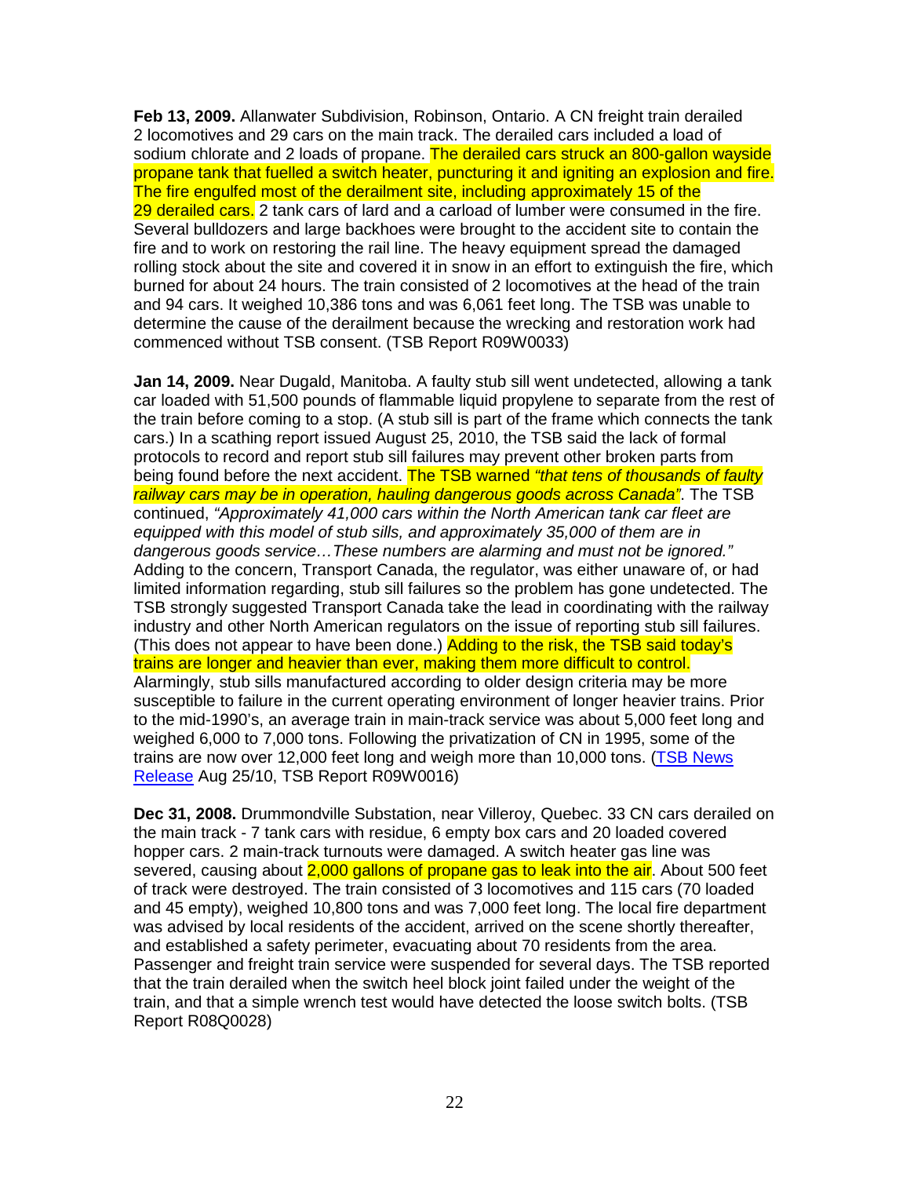**Feb 13, 2009.** Allanwater Subdivision, Robinson, Ontario. A CN freight train derailed 2 locomotives and 29 cars on the main track. The derailed cars included a load of sodium chlorate and 2 loads of propane. The derailed cars struck an 800-gallon wayside propane tank that fuelled a switch heater, puncturing it and igniting an explosion and fire. The fire engulfed most of the derailment site, including approximately 15 of the 29 derailed cars. 2 tank cars of lard and a carload of lumber were consumed in the fire. Several bulldozers and large backhoes were brought to the accident site to contain the fire and to work on restoring the rail line. The heavy equipment spread the damaged rolling stock about the site and covered it in snow in an effort to extinguish the fire, which burned for about 24 hours. The train consisted of 2 locomotives at the head of the train and 94 cars. It weighed 10,386 tons and was 6,061 feet long. The TSB was unable to determine the cause of the derailment because the wrecking and restoration work had commenced without TSB consent. (TSB Report R09W0033)

**Jan 14, 2009.** Near Dugald, Manitoba. A faulty stub sill went undetected, allowing a tank car loaded with 51,500 pounds of flammable liquid propylene to separate from the rest of the train before coming to a stop. (A stub sill is part of the frame which connects the tank cars.) In a scathing report issued August 25, 2010, the TSB said the lack of formal protocols to record and report stub sill failures may prevent other broken parts from being found before the next accident. The TSB warned *"that tens of thousands of faulty railway cars may be in operation, hauling dangerous goods across Canada"*. The TSB continued, *"Approximately 41,000 cars within the North American tank car fleet are equipped with this model of stub sills, and approximately 35,000 of them are in dangerous goods service…These numbers are alarming and must not be ignored."* Adding to the concern, Transport Canada, the regulator, was either unaware of, or had limited information regarding, stub sill failures so the problem has gone undetected. The TSB strongly suggested Transport Canada take the lead in coordinating with the railway industry and other North American regulators on the issue of reporting stub sill failures. (This does not appear to have been done.) Adding to the risk, the TSB said today's trains are longer and heavier than ever, making them more difficult to control. Alarmingly, stub sills manufactured according to older design criteria may be more susceptible to failure in the current operating environment of longer heavier trains. Prior to the mid-1990's, an average train in main-track service was about 5,000 feet long and weighed 6,000 to 7,000 tons. Following the privatization of CN in 1995, some of the trains are now over 12,000 feet long and weigh more than 10,000 tons. (TSB News Release Aug 25/10, TSB Report R09W0016)

**Dec 31, 2008.** Drummondville Substation, near Villeroy, Quebec. 33 CN cars derailed on the main track - 7 tank cars with residue, 6 empty box cars and 20 loaded covered hopper cars. 2 main-track turnouts were damaged. A switch heater gas line was severed, causing about 2,000 gallons of propane gas to leak into the air. About 500 feet of track were destroyed. The train consisted of 3 locomotives and 115 cars (70 loaded and 45 empty), weighed 10,800 tons and was 7,000 feet long. The local fire department was advised by local residents of the accident, arrived on the scene shortly thereafter, and established a safety perimeter, evacuating about 70 residents from the area. Passenger and freight train service were suspended for several days. The TSB reported that the train derailed when the switch heel block joint failed under the weight of the train, and that a simple wrench test would have detected the loose switch bolts. (TSB Report R08Q0028)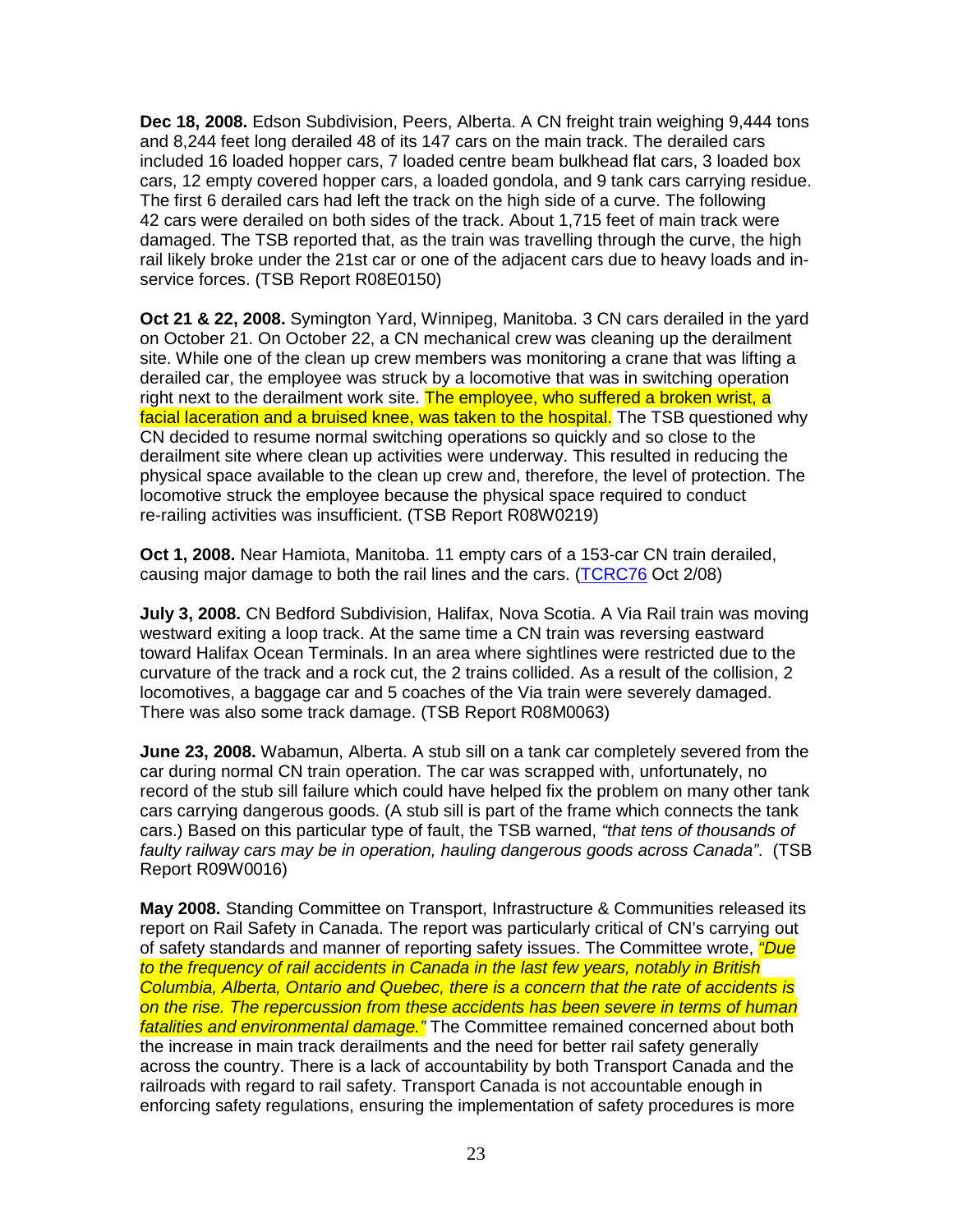**Dec 18, 2008.** Edson Subdivision, Peers, Alberta. A CN freight train weighing 9,444 tons and 8,244 feet long derailed 48 of its 147 cars on the main track. The derailed cars included 16 loaded hopper cars, 7 loaded centre beam bulkhead flat cars, 3 loaded box cars, 12 empty covered hopper cars, a loaded gondola, and 9 tank cars carrying residue. The first 6 derailed cars had left the track on the high side of a curve. The following 42 cars were derailed on both sides of the track. About 1,715 feet of main track were damaged. The TSB reported that, as the train was travelling through the curve, the high rail likely broke under the 21st car or one of the adjacent cars due to heavy loads and in-service forces. (TSB Report R08E0150)

**Oct 21 & 22, 2008.** Symington Yard, Winnipeg, Manitoba. 3 CN cars derailed in the yard on October 21. On October 22, a CN mechanical crew was cleaning up the derailment site. While one of the clean up crew members was monitoring a crane that was lifting a derailed car, the employee was struck by a locomotive that was in switching operation right next to the derailment work site. The employee, who suffered a broken wrist, a facial laceration and a bruised knee, was taken to the hospital. The TSB questioned why CN decided to resume normal switching operations so quickly and so close to the derailment site where clean up activities were underway. This resulted in reducing the physical space available to the clean up crew and, therefore, the level of protection. The locomotive struck the employee because the physical space required to conduct re-railing activities was insufficient. (TSB Report R08W0219)

**Oct 1, 2008.** Near Hamiota, Manitoba. 11 empty cars of a 153-car CN train derailed, causing major damage to both the rail lines and the cars. (TCRC76 Oct 2/08)

**July 3, 2008.** CN Bedford Subdivision, Halifax, Nova Scotia. A Via Rail train was moving westward exiting a loop track. At the same time a CN train was reversing eastward toward Halifax Ocean Terminals. In an area where sightlines were restricted due to the curvature of the track and a rock cut, the 2 trains collided. As a result of the collision, 2 locomotives, a baggage car and 5 coaches of the Via train were severely damaged. There was also some track damage. (TSB Report R08M0063)

**June 23, 2008.** Wabamun, Alberta. A stub sill on a tank car completely severed from the car during normal CN train operation. The car was scrapped with, unfortunately, no record of the stub sill failure which could have helped fix the problem on many other tank cars carrying dangerous goods. (A stub sill is part of the frame which connects the tank cars.) Based on this particular type of fault, the TSB warned, *"that tens of thousands of faulty railway cars may be in operation, hauling dangerous goods across Canada"*. (TSB Report R09W0016)

**May 2008.** Standing Committee on Transport, Infrastructure & Communities released its report on Rail Safety in Canada. The report was particularly critical of CN's carrying out of safety standards and manner of reporting safety issues. The Committee wrote, *"Due to the frequency of rail accidents in Canada in the last few years, notably in British Columbia, Alberta, Ontario and Quebec, there is a concern that the rate of accidents is on the rise. The repercussion from these accidents has been severe in terms of human fatalities and environmental damage."* The Committee remained concerned about both the increase in main track derailments and the need for better rail safety generally across the country. There is a lack of accountability by both Transport Canada and the railroads with regard to rail safety. Transport Canada is not accountable enough in enforcing safety regulations, ensuring the implementation of safety procedures is more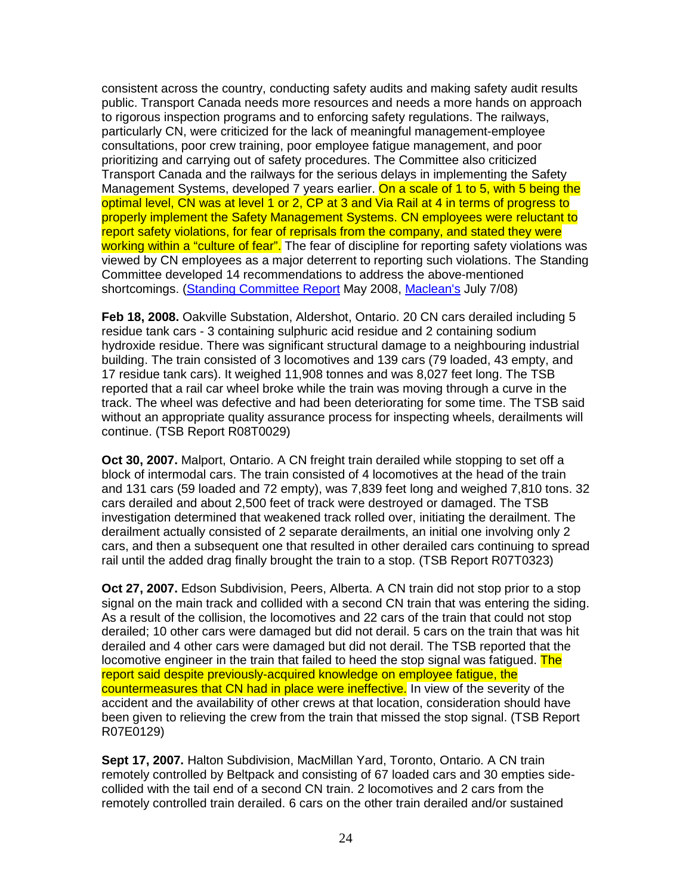consistent across the country, conducting safety audits and making safety audit results public. Transport Canada needs more resources and needs a more hands on approach to rigorous inspection programs and to enforcing safety regulations. The railways, particularly CN, were criticized for the lack of meaningful management-employee consultations, poor crew training, poor employee fatigue management, and poor prioritizing and carrying out of safety procedures. The Committee also criticized Transport Canada and the railways for the serious delays in implementing the Safety Management Systems, developed 7 years earlier. On a scale of 1 to 5, with 5 being the optimal level, CN was at level 1 or 2, CP at 3 and Via Rail at 4 in terms of progress to properly implement the Safety Management Systems. CN employees were reluctant to report safety violations, for fear of reprisals from the company, and stated they were working within a "culture of fear". The fear of discipline for reporting safety violations was viewed by CN employees as a major deterrent to reporting such violations. The Standing Committee developed 14 recommendations to address the above-mentioned shortcomings. (Standing Committee Report May 2008, Maclean's July 7/08)

**Feb 18, 2008.** Oakville Substation, Aldershot, Ontario. 20 CN cars derailed including 5 residue tank cars - 3 containing sulphuric acid residue and 2 containing sodium hydroxide residue. There was significant structural damage to a neighbouring industrial building. The train consisted of 3 locomotives and 139 cars (79 loaded, 43 empty, and 17 residue tank cars). It weighed 11,908 tonnes and was 8,027 feet long. The TSB reported that a rail car wheel broke while the train was moving through a curve in the track. The wheel was defective and had been deteriorating for some time. The TSB said without an appropriate quality assurance process for inspecting wheels, derailments will continue. (TSB Report R08T0029)

**Oct 30, 2007.** Malport, Ontario. A CN freight train derailed while stopping to set off a block of intermodal cars. The train consisted of 4 locomotives at the head of the train and 131 cars (59 loaded and 72 empty), was 7,839 feet long and weighed 7,810 tons. 32 cars derailed and about 2,500 feet of track were destroyed or damaged. The TSB investigation determined that weakened track rolled over, initiating the derailment. The derailment actually consisted of 2 separate derailments, an initial one involving only 2 cars, and then a subsequent one that resulted in other derailed cars continuing to spread rail until the added drag finally brought the train to a stop. (TSB Report R07T0323)

**Oct 27, 2007.** Edson Subdivision, Peers, Alberta. A CN train did not stop prior to a stop signal on the main track and collided with a second CN train that was entering the siding. As a result of the collision, the locomotives and 22 cars of the train that could not stop derailed; 10 other cars were damaged but did not derail. 5 cars on the train that was hit derailed and 4 other cars were damaged but did not derail. The TSB reported that the locomotive engineer in the train that failed to heed the stop signal was fatigued. The report said despite previously-acquired knowledge on employee fatigue, the countermeasures that CN had in place were ineffective. In view of the severity of the accident and the availability of other crews at that location, consideration should have been given to relieving the crew from the train that missed the stop signal. (TSB Report R07E0129)

**Sept 17, 2007.** Halton Subdivision, MacMillan Yard, Toronto, Ontario. A CN train remotely controlled by Beltpack and consisting of 67 loaded cars and 30 empties side-collided with the tail end of a second CN train. 2 locomotives and 2 cars from the remotely controlled train derailed. 6 cars on the other train derailed and/or sustained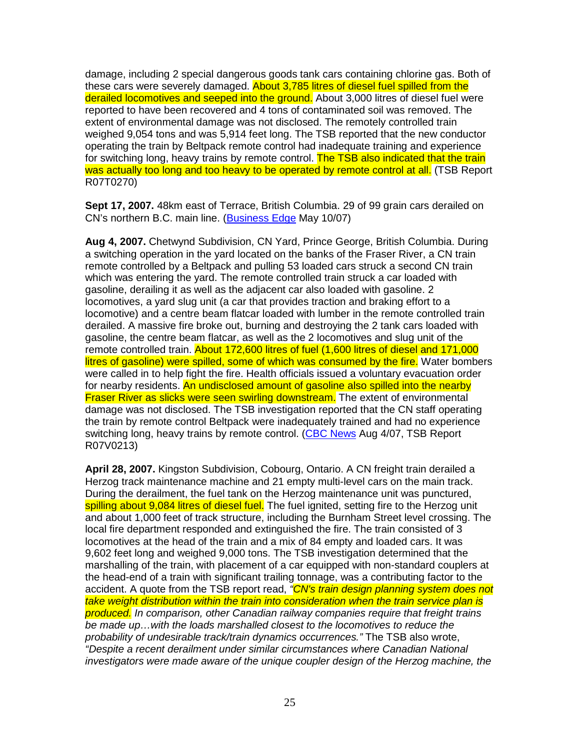damage, including 2 special dangerous goods tank cars containing chlorine gas. Both of these cars were severely damaged. About 3,785 litres of diesel fuel spilled from the derailed locomotives and seeped into the ground. About 3,000 litres of diesel fuel were reported to have been recovered and 4 tons of contaminated soil was removed. The extent of environmental damage was not disclosed. The remotely controlled train weighed 9,054 tons and was 5,914 feet long. The TSB reported that the new conductor operating the train by Beltpack remote control had inadequate training and experience for switching long, heavy trains by remote control. The TSB also indicated that the train was actually too long and too heavy to be operated by remote control at all. (TSB Report R07T0270)

**Sept 17, 2007.** 48km east of Terrace, British Columbia. 29 of 99 grain cars derailed on CN's northern B.C. main line. (Business Edge May 10/07)

**Aug 4, 2007.** Chetwynd Subdivision, CN Yard, Prince George, British Columbia. During a switching operation in the yard located on the banks of the Fraser River, a CN train remote controlled by a Beltpack and pulling 53 loaded cars struck a second CN train which was entering the yard. The remote controlled train struck a car loaded with gasoline, derailing it as well as the adjacent car also loaded with gasoline. 2 locomotives, a yard slug unit (a car that provides traction and braking effort to a locomotive) and a centre beam flatcar loaded with lumber in the remote controlled train derailed. A massive fire broke out, burning and destroying the 2 tank cars loaded with gasoline, the centre beam flatcar, as well as the 2 locomotives and slug unit of the remote controlled train. About 172,600 litres of fuel (1,600 litres of diesel and 171,000 litres of gasoline) were spilled, some of which was consumed by the fire. Water bombers were called in to help fight the fire. Health officials issued a voluntary evacuation order for nearby residents. An undisclosed amount of gasoline also spilled into the nearby Fraser River as slicks were seen swirling downstream. The extent of environmental damage was not disclosed. The TSB investigation reported that the CN staff operating the train by remote control Beltpack were inadequately trained and had no experience switching long, heavy trains by remote control. (CBC News Aug 4/07, TSB Report R07V0213)

**April 28, 2007.** Kingston Subdivision, Cobourg, Ontario. A CN freight train derailed a Herzog track maintenance machine and 21 empty multi-level cars on the main track. During the derailment, the fuel tank on the Herzog maintenance unit was punctured, spilling about 9,084 litres of diesel fuel. The fuel ignited, setting fire to the Herzog unit and about 1,000 feet of track structure, including the Burnham Street level crossing. The local fire department responded and extinguished the fire. The train consisted of 3 locomotives at the head of the train and a mix of 84 empty and loaded cars. It was 9,602 feet long and weighed 9,000 tons. The TSB investigation determined that the marshalling of the train, with placement of a car equipped with non-standard couplers at the head-end of a train with significant trailing tonnage, was a contributing factor to the accident. A quote from the TSB report read, *"CN's train design planning system does not take weight distribution within the train into consideration when the train service plan is produced. In comparison, other Canadian railway companies require that freight trains be made up…with the loads marshalled closest to the locomotives to reduce the probability of undesirable track/train dynamics occurrences."* The TSB also wrote, *"Despite a recent derailment under similar circumstances where Canadian National investigators were made aware of the unique coupler design of the Herzog machine, the*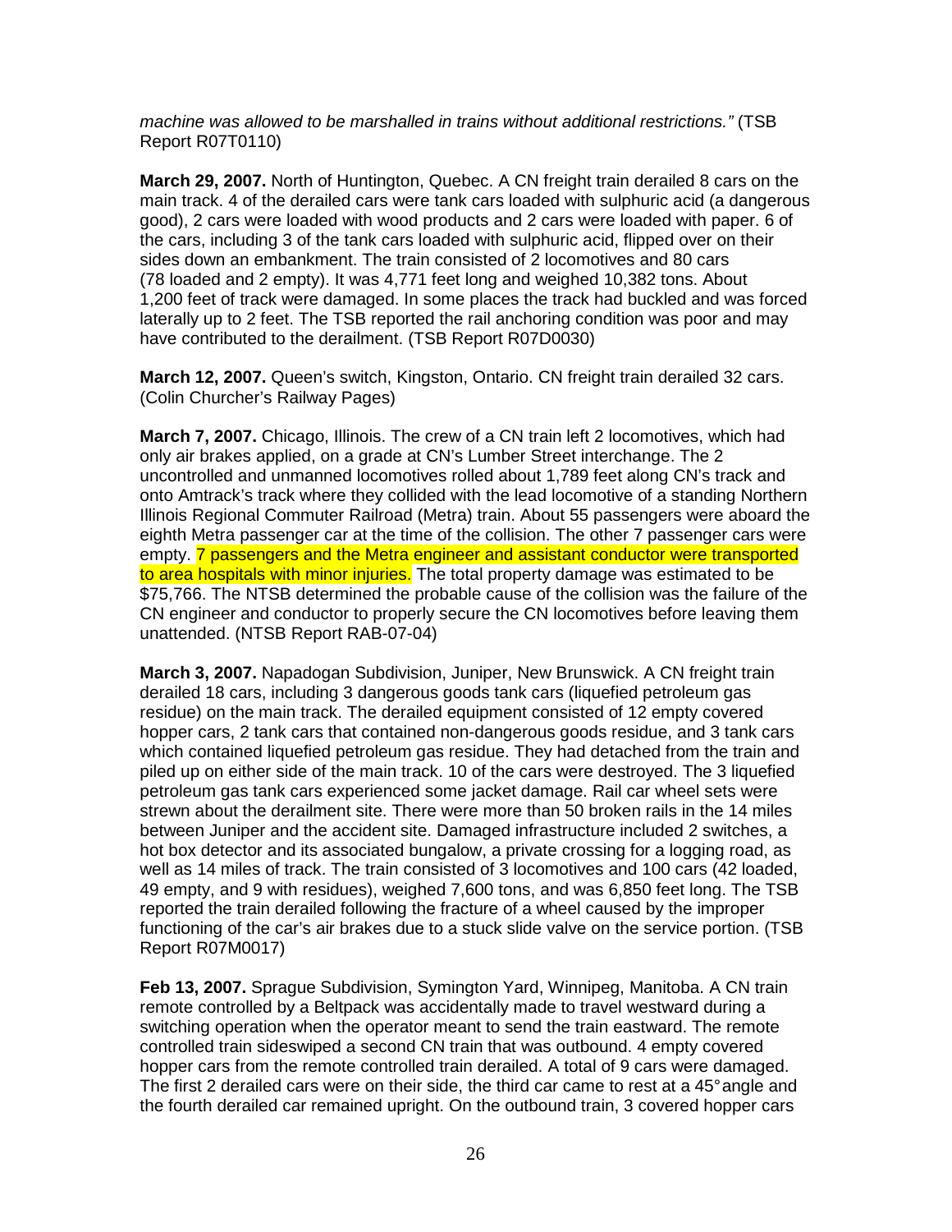*machine was allowed to be marshalled in trains without additional restrictions."* (TSB Report R07T0110)

**March 29, 2007.** North of Huntington, Quebec. A CN freight train derailed 8 cars on the main track. 4 of the derailed cars were tank cars loaded with sulphuric acid (a dangerous good), 2 cars were loaded with wood products and 2 cars were loaded with paper. 6 of the cars, including 3 of the tank cars loaded with sulphuric acid, flipped over on their sides down an embankment. The train consisted of 2 locomotives and 80 cars (78 loaded and 2 empty). It was 4,771 feet long and weighed 10,382 tons. About 1,200 feet of track were damaged. In some places the track had buckled and was forced laterally up to 2 feet. The TSB reported the rail anchoring condition was poor and may have contributed to the derailment. (TSB Report R07D0030)

**March 12, 2007.** Queen's switch, Kingston, Ontario. CN freight train derailed 32 cars. (Colin Churcher's Railway Pages)

**March 7, 2007.** Chicago, Illinois. The crew of a CN train left 2 locomotives, which had only air brakes applied, on a grade at CN's Lumber Street interchange. The 2 uncontrolled and unmanned locomotives rolled about 1,789 feet along CN's track and onto Amtrack's track where they collided with the lead locomotive of a standing Northern Illinois Regional Commuter Railroad (Metra) train. About 55 passengers were aboard the eighth Metra passenger car at the time of the collision. The other 7 passenger cars were empty. 7 passengers and the Metra engineer and assistant conductor were transported to area hospitals with minor injuries. The total property damage was estimated to be $75,766. The NTSB determined the probable cause of the collision was the failure of the CN engineer and conductor to properly secure the CN locomotives before leaving them unattended. (NTSB Report RAB-07-04)

**March 3, 2007.** Napadogan Subdivision, Juniper, New Brunswick. A CN freight train derailed 18 cars, including 3 dangerous goods tank cars (liquefied petroleum gas residue) on the main track. The derailed equipment consisted of 12 empty covered hopper cars, 2 tank cars that contained non-dangerous goods residue, and 3 tank cars which contained liquefied petroleum gas residue. They had detached from the train and piled up on either side of the main track. 10 of the cars were destroyed. The 3 liquefied petroleum gas tank cars experienced some jacket damage. Rail car wheel sets were strewn about the derailment site. There were more than 50 broken rails in the 14 miles between Juniper and the accident site. Damaged infrastructure included 2 switches, a hot box detector and its associated bungalow, a private crossing for a logging road, as well as 14 miles of track. The train consisted of 3 locomotives and 100 cars (42 loaded, 49 empty, and 9 with residues), weighed 7,600 tons, and was 6,850 feet long. The TSB reported the train derailed following the fracture of a wheel caused by the improper functioning of the car's air brakes due to a stuck slide valve on the service portion. (TSB Report R07M0017)

**Feb 13, 2007.** Sprague Subdivision, Symington Yard, Winnipeg, Manitoba. A CN train remote controlled by a Beltpack was accidentally made to travel westward during a switching operation when the operator meant to send the train eastward. The remote controlled train sideswiped a second CN train that was outbound. 4 empty covered hopper cars from the remote controlled train derailed. A total of 9 cars were damaged. The first 2 derailed cars were on their side, the third car came to rest at a 45° angle and the fourth derailed car remained upright. On the outbound train, 3 covered hopper cars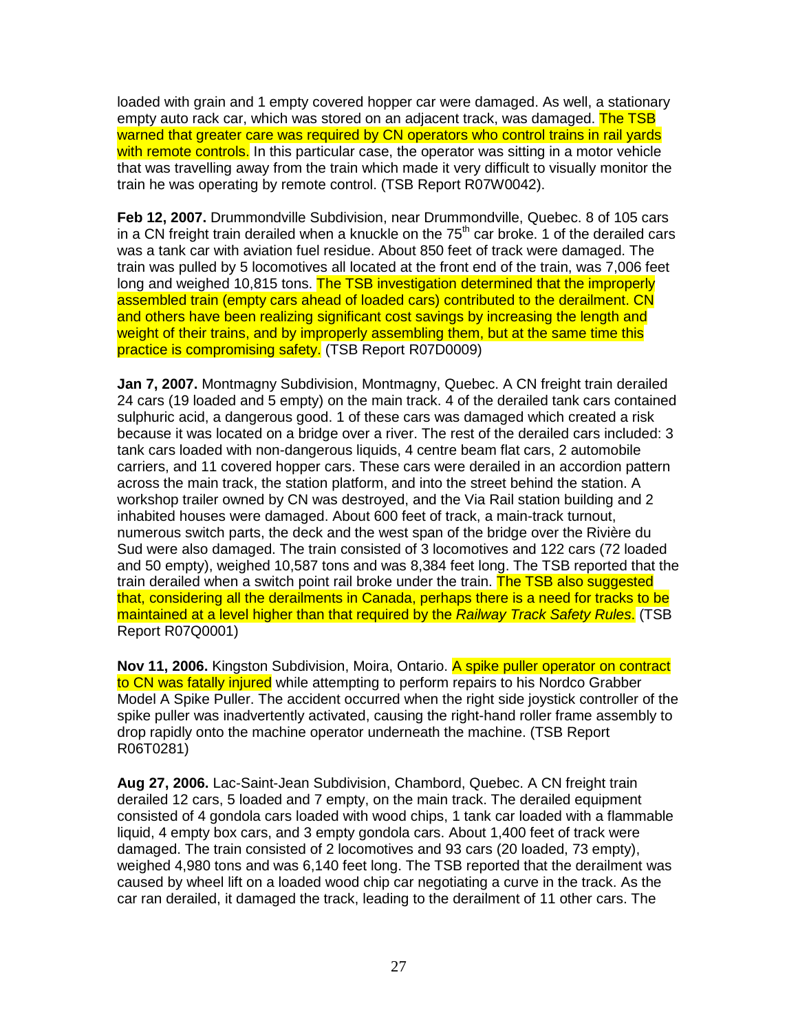loaded with grain and 1 empty covered hopper car were damaged. As well, a stationary empty auto rack car, which was stored on an adjacent track, was damaged. The TSB warned that greater care was required by CN operators who control trains in rail yards with remote controls. In this particular case, the operator was sitting in a motor vehicle that was travelling away from the train which made it very difficult to visually monitor the train he was operating by remote control. (TSB Report R07W0042).

**Feb 12, 2007.** Drummondville Subdivision, near Drummondville, Quebec. 8 of 105 cars in a CN freight train derailed when a knuckle on the 75th car broke. 1 of the derailed cars was a tank car with aviation fuel residue. About 850 feet of track were damaged. The train was pulled by 5 locomotives all located at the front end of the train, was 7,006 feet long and weighed 10,815 tons. The TSB investigation determined that the improperly assembled train (empty cars ahead of loaded cars) contributed to the derailment. CN and others have been realizing significant cost savings by increasing the length and weight of their trains, and by improperly assembling them, but at the same time this practice is compromising safety. (TSB Report R07D0009)

**Jan 7, 2007.** Montmagny Subdivision, Montmagny, Quebec. A CN freight train derailed 24 cars (19 loaded and 5 empty) on the main track. 4 of the derailed tank cars contained sulphuric acid, a dangerous good. 1 of these cars was damaged which created a risk because it was located on a bridge over a river. The rest of the derailed cars included: 3 tank cars loaded with non-dangerous liquids, 4 centre beam flat cars, 2 automobile carriers, and 11 covered hopper cars. These cars were derailed in an accordion pattern across the main track, the station platform, and into the street behind the station. A workshop trailer owned by CN was destroyed, and the Via Rail station building and 2 inhabited houses were damaged. About 600 feet of track, a main-track turnout, numerous switch parts, the deck and the west span of the bridge over the Rivière du Sud were also damaged. The train consisted of 3 locomotives and 122 cars (72 loaded and 50 empty), weighed 10,587 tons and was 8,384 feet long. The TSB reported that the train derailed when a switch point rail broke under the train. The TSB also suggested that, considering all the derailments in Canada, perhaps there is a need for tracks to be maintained at a level higher than that required by the *Railway Track Safety Rules*. (TSB Report R07Q0001)

**Nov 11, 2006.** Kingston Subdivision, Moira, Ontario. A spike puller operator on contract to CN was fatally injured while attempting to perform repairs to his Nordco Grabber Model A Spike Puller. The accident occurred when the right side joystick controller of the spike puller was inadvertently activated, causing the right-hand roller frame assembly to drop rapidly onto the machine operator underneath the machine. (TSB Report R06T0281)

**Aug 27, 2006.** Lac-Saint-Jean Subdivision, Chambord, Quebec. A CN freight train derailed 12 cars, 5 loaded and 7 empty, on the main track. The derailed equipment consisted of 4 gondola cars loaded with wood chips, 1 tank car loaded with a flammable liquid, 4 empty box cars, and 3 empty gondola cars. About 1,400 feet of track were damaged. The train consisted of 2 locomotives and 93 cars (20 loaded, 73 empty), weighed 4,980 tons and was 6,140 feet long. The TSB reported that the derailment was caused by wheel lift on a loaded wood chip car negotiating a curve in the track. As the car ran derailed, it damaged the track, leading to the derailment of 11 other cars. The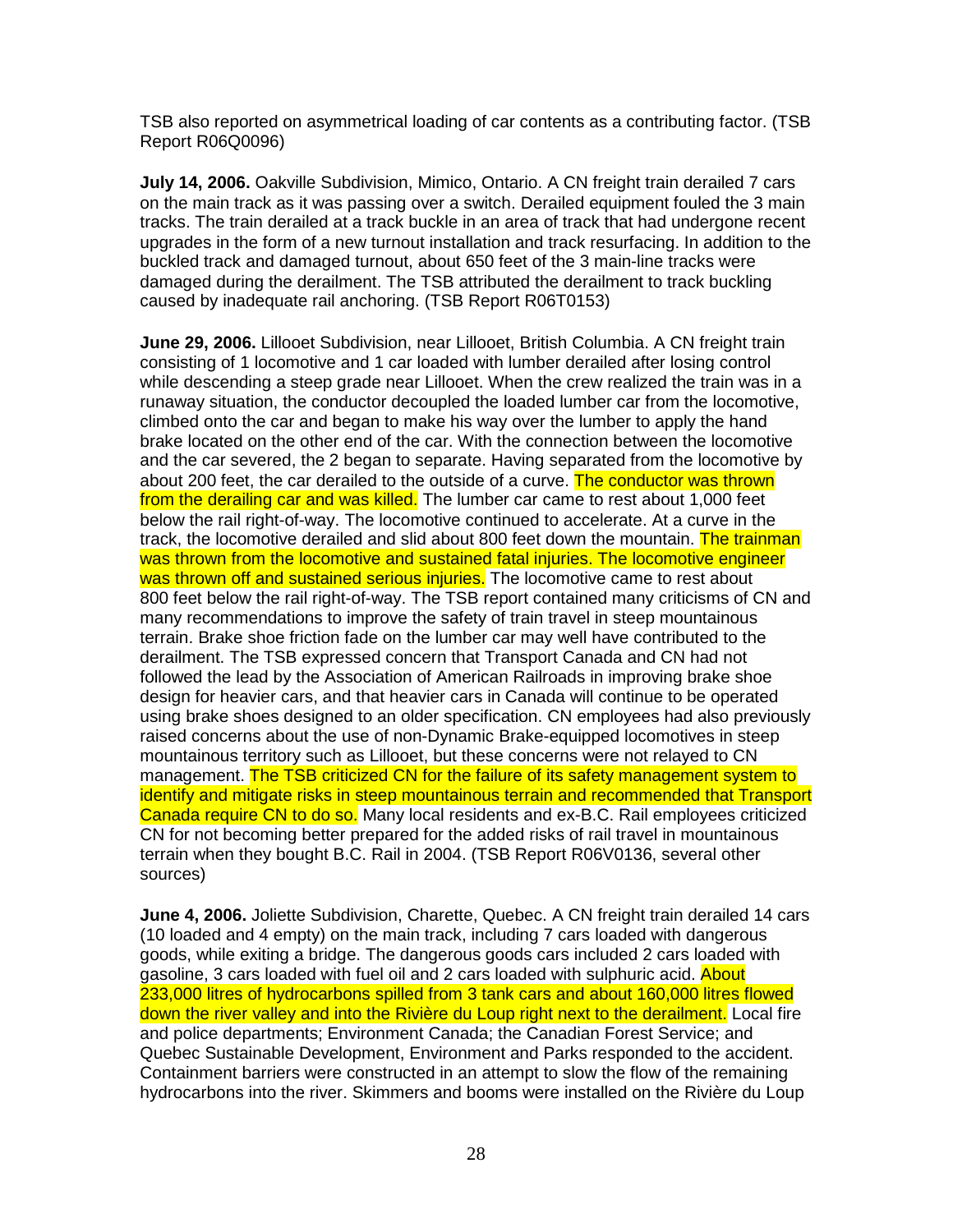TSB also reported on asymmetrical loading of car contents as a contributing factor. (TSB Report R06Q0096)

**July 14, 2006.** Oakville Subdivision, Mimico, Ontario. A CN freight train derailed 7 cars on the main track as it was passing over a switch. Derailed equipment fouled the 3 main tracks. The train derailed at a track buckle in an area of track that had undergone recent upgrades in the form of a new turnout installation and track resurfacing. In addition to the buckled track and damaged turnout, about 650 feet of the 3 main-line tracks were damaged during the derailment. The TSB attributed the derailment to track buckling caused by inadequate rail anchoring. (TSB Report R06T0153)

**June 29, 2006.** Lillooet Subdivision, near Lillooet, British Columbia. A CN freight train consisting of 1 locomotive and 1 car loaded with lumber derailed after losing control while descending a steep grade near Lillooet. When the crew realized the train was in a runaway situation, the conductor decoupled the loaded lumber car from the locomotive, climbed onto the car and began to make his way over the lumber to apply the hand brake located on the other end of the car. With the connection between the locomotive and the car severed, the 2 began to separate. Having separated from the locomotive by about 200 feet, the car derailed to the outside of a curve. The conductor was thrown from the derailing car and was killed. The lumber car came to rest about 1,000 feet below the rail right-of-way. The locomotive continued to accelerate. At a curve in the track, the locomotive derailed and slid about 800 feet down the mountain. The trainman was thrown from the locomotive and sustained fatal injuries. The locomotive engineer was thrown off and sustained serious injuries. The locomotive came to rest about 800 feet below the rail right-of-way. The TSB report contained many criticisms of CN and many recommendations to improve the safety of train travel in steep mountainous terrain. Brake shoe friction fade on the lumber car may well have contributed to the derailment. The TSB expressed concern that Transport Canada and CN had not followed the lead by the Association of American Railroads in improving brake shoe design for heavier cars, and that heavier cars in Canada will continue to be operated using brake shoes designed to an older specification. CN employees had also previously raised concerns about the use of non-Dynamic Brake-equipped locomotives in steep mountainous territory such as Lillooet, but these concerns were not relayed to CN management. The TSB criticized CN for the failure of its safety management system to identify and mitigate risks in steep mountainous terrain and recommended that Transport Canada require CN to do so. Many local residents and ex-B.C. Rail employees criticized CN for not becoming better prepared for the added risks of rail travel in mountainous terrain when they bought B.C. Rail in 2004. (TSB Report R06V0136, several other sources)

**June 4, 2006.** Joliette Subdivision, Charette, Quebec. A CN freight train derailed 14 cars (10 loaded and 4 empty) on the main track, including 7 cars loaded with dangerous goods, while exiting a bridge. The dangerous goods cars included 2 cars loaded with gasoline, 3 cars loaded with fuel oil and 2 cars loaded with sulphuric acid. About 233,000 litres of hydrocarbons spilled from 3 tank cars and about 160,000 litres flowed down the river valley and into the Rivière du Loup right next to the derailment. Local fire and police departments; Environment Canada; the Canadian Forest Service; and Quebec Sustainable Development, Environment and Parks responded to the accident. Containment barriers were constructed in an attempt to slow the flow of the remaining hydrocarbons into the river. Skimmers and booms were installed on the Rivière du Loup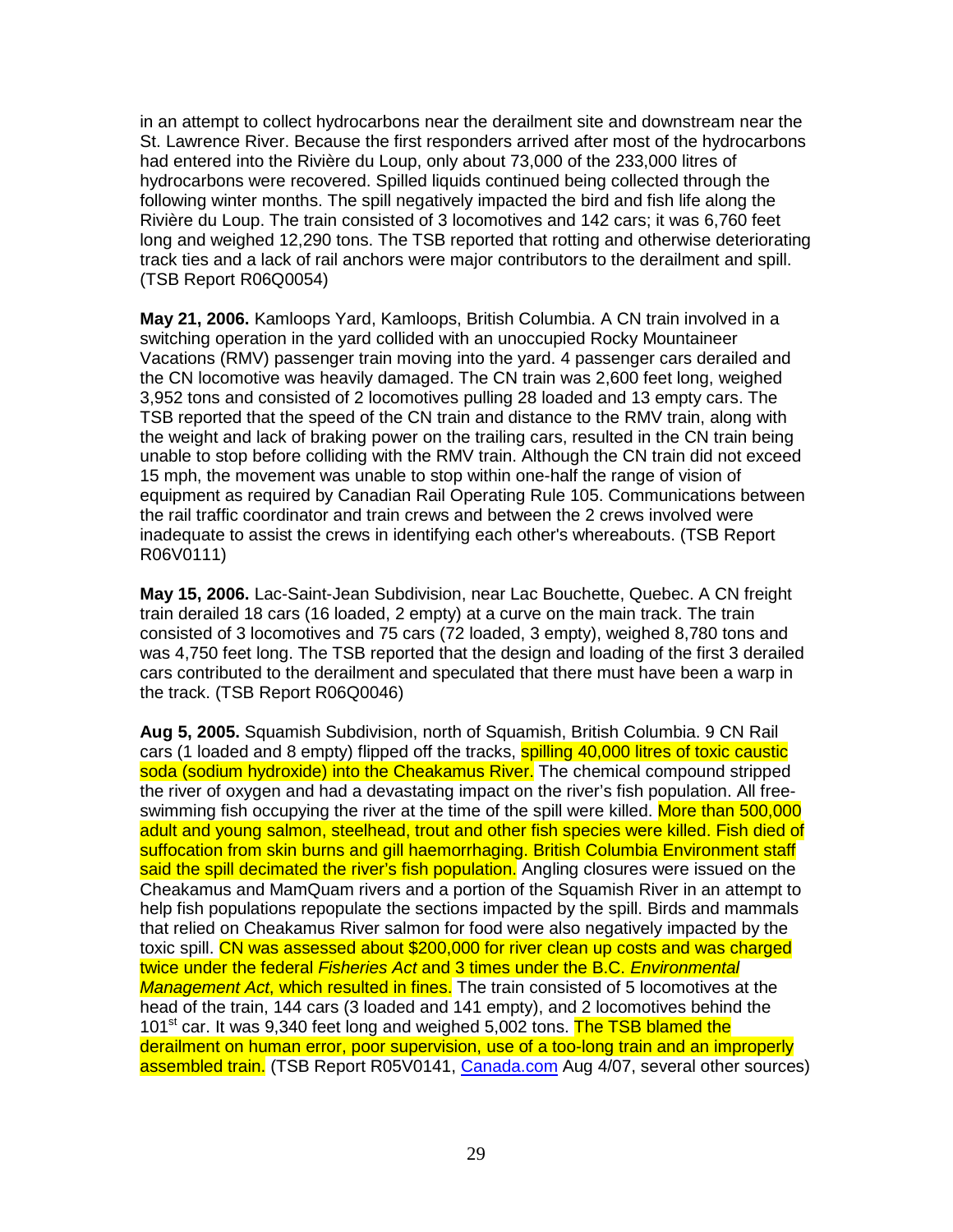in an attempt to collect hydrocarbons near the derailment site and downstream near the St. Lawrence River. Because the first responders arrived after most of the hydrocarbons had entered into the Rivière du Loup, only about 73,000 of the 233,000 litres of hydrocarbons were recovered. Spilled liquids continued being collected through the following winter months. The spill negatively impacted the bird and fish life along the Rivière du Loup. The train consisted of 3 locomotives and 142 cars; it was 6,760 feet long and weighed 12,290 tons. The TSB reported that rotting and otherwise deteriorating track ties and a lack of rail anchors were major contributors to the derailment and spill. (TSB Report R06Q0054)

**May 21, 2006.** Kamloops Yard, Kamloops, British Columbia. A CN train involved in a switching operation in the yard collided with an unoccupied Rocky Mountaineer Vacations (RMV) passenger train moving into the yard. 4 passenger cars derailed and the CN locomotive was heavily damaged. The CN train was 2,600 feet long, weighed 3,952 tons and consisted of 2 locomotives pulling 28 loaded and 13 empty cars. The TSB reported that the speed of the CN train and distance to the RMV train, along with the weight and lack of braking power on the trailing cars, resulted in the CN train being unable to stop before colliding with the RMV train. Although the CN train did not exceed 15 mph, the movement was unable to stop within one-half the range of vision of equipment as required by Canadian Rail Operating Rule 105. Communications between the rail traffic coordinator and train crews and between the 2 crews involved were inadequate to assist the crews in identifying each other's whereabouts. (TSB Report R06V0111)

**May 15, 2006.** Lac-Saint-Jean Subdivision, near Lac Bouchette, Quebec. A CN freight train derailed 18 cars (16 loaded, 2 empty) at a curve on the main track. The train consisted of 3 locomotives and 75 cars (72 loaded, 3 empty), weighed 8,780 tons and was 4,750 feet long. The TSB reported that the design and loading of the first 3 derailed cars contributed to the derailment and speculated that there must have been a warp in the track. (TSB Report R06Q0046)

**Aug 5, 2005.** Squamish Subdivision, north of Squamish, British Columbia. 9 CN Rail cars (1 loaded and 8 empty) flipped off the tracks, spilling 40,000 litres of toxic caustic soda (sodium hydroxide) into the Cheakamus River. The chemical compound stripped the river of oxygen and had a devastating impact on the river's fish population. All free-swimming fish occupying the river at the time of the spill were killed. More than 500,000 adult and young salmon, steelhead, trout and other fish species were killed. Fish died of suffocation from skin burns and gill haemorrhaging. British Columbia Environment staff said the spill decimated the river's fish population. Angling closures were issued on the Cheakamus and MamQuam rivers and a portion of the Squamish River in an attempt to help fish populations repopulate the sections impacted by the spill. Birds and mammals that relied on Cheakamus River salmon for food were also negatively impacted by the toxic spill. CN was assessed about $200,000 for river clean up costs and was charged twice under the federal *Fisheries Act* and 3 times under the B.C. *Environmental Management Act*, which resulted in fines. The train consisted of 5 locomotives at the head of the train, 144 cars (3 loaded and 141 empty), and 2 locomotives behind the 101st car. It was 9,340 feet long and weighed 5,002 tons. The TSB blamed the derailment on human error, poor supervision, use of a too-long train and an improperly assembled train. (TSB Report R05V0141, Canada.com Aug 4/07, several other sources)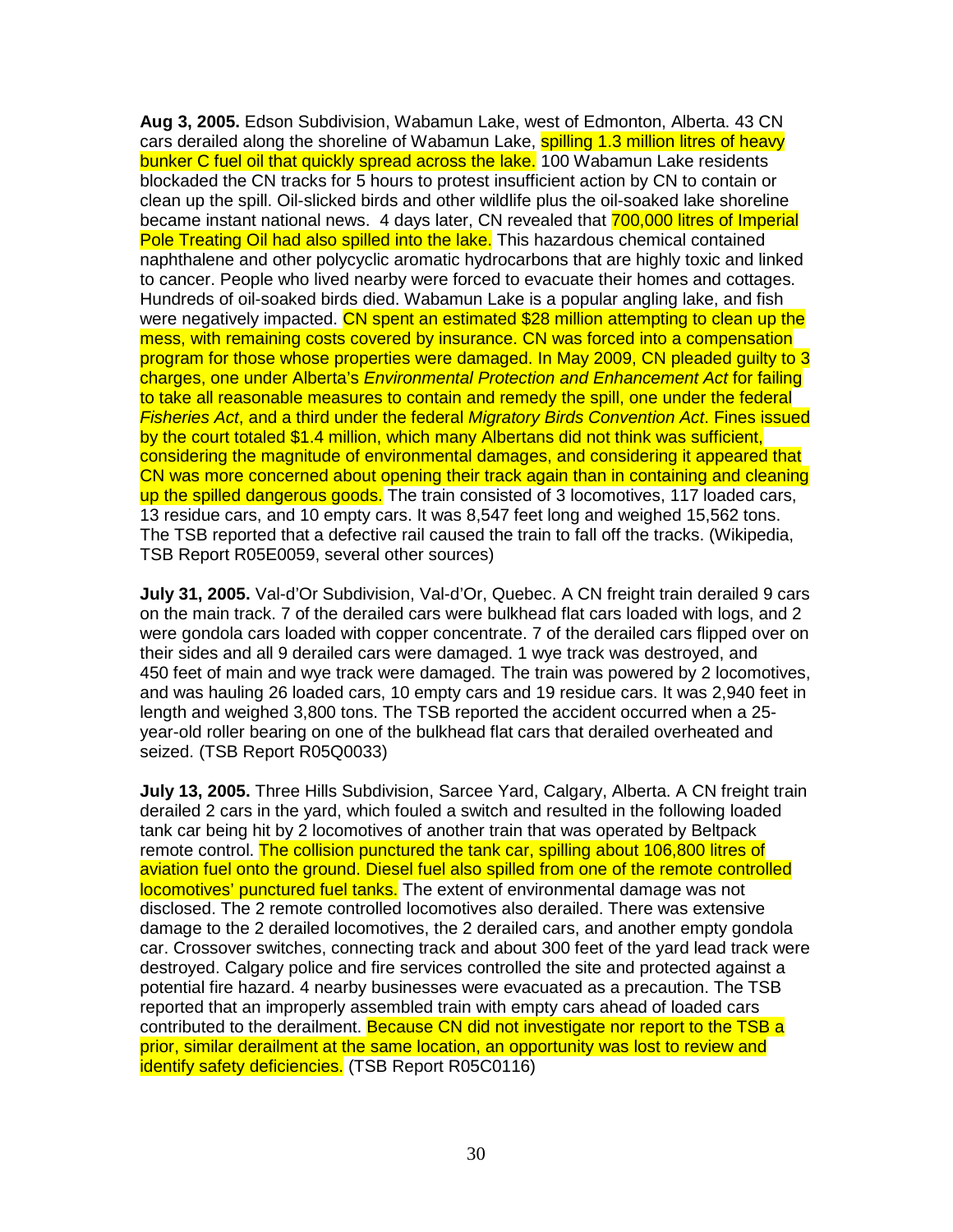**Aug 3, 2005.** Edson Subdivision, Wabamun Lake, west of Edmonton, Alberta. 43 CN cars derailed along the shoreline of Wabamun Lake, spilling 1.3 million litres of heavy bunker C fuel oil that quickly spread across the lake. 100 Wabamun Lake residents blockaded the CN tracks for 5 hours to protest insufficient action by CN to contain or clean up the spill. Oil-slicked birds and other wildlife plus the oil-soaked lake shoreline became instant national news. 4 days later, CN revealed that 700,000 litres of Imperial Pole Treating Oil had also spilled into the lake. This hazardous chemical contained naphthalene and other polycyclic aromatic hydrocarbons that are highly toxic and linked to cancer. People who lived nearby were forced to evacuate their homes and cottages. Hundreds of oil-soaked birds died. Wabamun Lake is a popular angling lake, and fish were negatively impacted. CN spent an estimated $28 million attempting to clean up the mess, with remaining costs covered by insurance. CN was forced into a compensation program for those whose properties were damaged. In May 2009, CN pleaded guilty to 3 charges, one under Alberta's *Environmental Protection and Enhancement Act* for failing to take all reasonable measures to contain and remedy the spill, one under the federal *Fisheries Act*, and a third under the federal *Migratory Birds Convention Act*. Fines issued by the court totaled $1.4 million, which many Albertans did not think was sufficient, considering the magnitude of environmental damages, and considering it appeared that CN was more concerned about opening their track again than in containing and cleaning up the spilled dangerous goods. The train consisted of 3 locomotives, 117 loaded cars, 13 residue cars, and 10 empty cars. It was 8,547 feet long and weighed 15,562 tons. The TSB reported that a defective rail caused the train to fall off the tracks. (Wikipedia, TSB Report R05E0059, several other sources)

**July 31, 2005.** Val-d'Or Subdivision, Val-d'Or, Quebec. A CN freight train derailed 9 cars on the main track. 7 of the derailed cars were bulkhead flat cars loaded with logs, and 2 were gondola cars loaded with copper concentrate. 7 of the derailed cars flipped over on their sides and all 9 derailed cars were damaged. 1 wye track was destroyed, and 450 feet of main and wye track were damaged. The train was powered by 2 locomotives, and was hauling 26 loaded cars, 10 empty cars and 19 residue cars. It was 2,940 feet in length and weighed 3,800 tons. The TSB reported the accident occurred when a 25-year-old roller bearing on one of the bulkhead flat cars that derailed overheated and seized. (TSB Report R05Q0033)

**July 13, 2005.** Three Hills Subdivision, Sarcee Yard, Calgary, Alberta. A CN freight train derailed 2 cars in the yard, which fouled a switch and resulted in the following loaded tank car being hit by 2 locomotives of another train that was operated by Beltpack remote control. The collision punctured the tank car, spilling about 106,800 litres of aviation fuel onto the ground. Diesel fuel also spilled from one of the remote controlled locomotives' punctured fuel tanks. The extent of environmental damage was not disclosed. The 2 remote controlled locomotives also derailed. There was extensive damage to the 2 derailed locomotives, the 2 derailed cars, and another empty gondola car. Crossover switches, connecting track and about 300 feet of the yard lead track were destroyed. Calgary police and fire services controlled the site and protected against a potential fire hazard. 4 nearby businesses were evacuated as a precaution. The TSB reported that an improperly assembled train with empty cars ahead of loaded cars contributed to the derailment. Because CN did not investigate nor report to the TSB a prior, similar derailment at the same location, an opportunity was lost to review and identify safety deficiencies. (TSB Report R05C0116)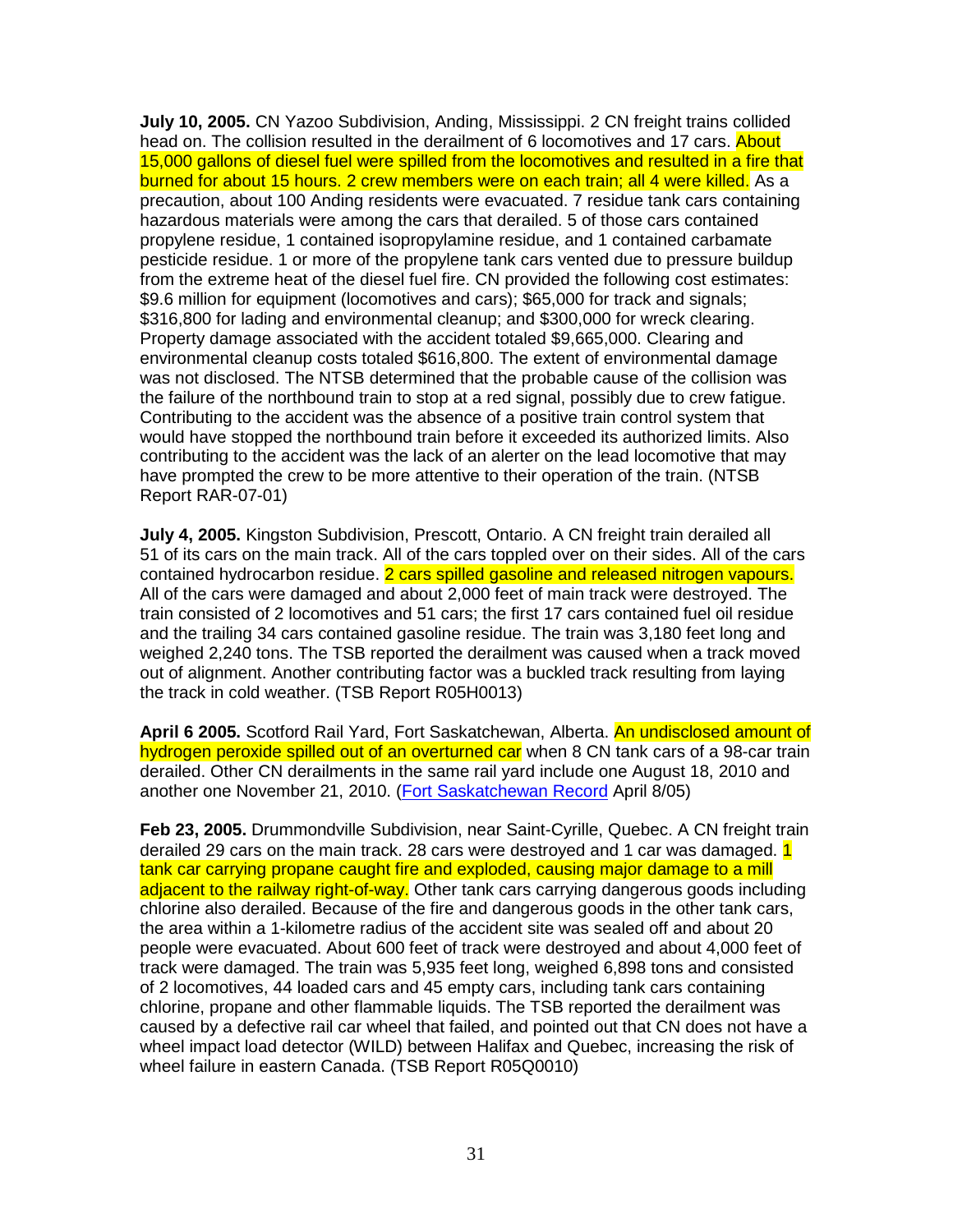**July 10, 2005.** CN Yazoo Subdivision, Anding, Mississippi. 2 CN freight trains collided head on. The collision resulted in the derailment of 6 locomotives and 17 cars. About 15,000 gallons of diesel fuel were spilled from the locomotives and resulted in a fire that burned for about 15 hours. 2 crew members were on each train; all 4 were killed. As a precaution, about 100 Anding residents were evacuated. 7 residue tank cars containing hazardous materials were among the cars that derailed. 5 of those cars contained propylene residue, 1 contained isopropylamine residue, and 1 contained carbamate pesticide residue. 1 or more of the propylene tank cars vented due to pressure buildup from the extreme heat of the diesel fuel fire. CN provided the following cost estimates: $9.6 million for equipment (locomotives and cars); $65,000 for track and signals; $316,800 for lading and environmental cleanup; and $300,000 for wreck clearing. Property damage associated with the accident totaled $9,665,000. Clearing and environmental cleanup costs totaled $616,800. The extent of environmental damage was not disclosed. The NTSB determined that the probable cause of the collision was the failure of the northbound train to stop at a red signal, possibly due to crew fatigue. Contributing to the accident was the absence of a positive train control system that would have stopped the northbound train before it exceeded its authorized limits. Also contributing to the accident was the lack of an alerter on the lead locomotive that may have prompted the crew to be more attentive to their operation of the train. (NTSB Report RAR-07-01)

**July 4, 2005.** Kingston Subdivision, Prescott, Ontario. A CN freight train derailed all 51 of its cars on the main track. All of the cars toppled over on their sides. All of the cars contained hydrocarbon residue. 2 cars spilled gasoline and released nitrogen vapours. All of the cars were damaged and about 2,000 feet of main track were destroyed. The train consisted of 2 locomotives and 51 cars; the first 17 cars contained fuel oil residue and the trailing 34 cars contained gasoline residue. The train was 3,180 feet long and weighed 2,240 tons. The TSB reported the derailment was caused when a track moved out of alignment. Another contributing factor was a buckled track resulting from laying the track in cold weather. (TSB Report R05H0013)

**April 6 2005.** Scotford Rail Yard, Fort Saskatchewan, Alberta. An undisclosed amount of hydrogen peroxide spilled out of an overturned car when 8 CN tank cars of a 98-car train derailed. Other CN derailments in the same rail yard include one August 18, 2010 and another one November 21, 2010. (Fort Saskatchewan Record April 8/05)

**Feb 23, 2005.** Drummondville Subdivision, near Saint-Cyrille, Quebec. A CN freight train derailed 29 cars on the main track. 28 cars were destroyed and 1 car was damaged. 1 tank car carrying propane caught fire and exploded, causing major damage to a mill adjacent to the railway right-of-way. Other tank cars carrying dangerous goods including chlorine also derailed. Because of the fire and dangerous goods in the other tank cars, the area within a 1-kilometre radius of the accident site was sealed off and about 20 people were evacuated. About 600 feet of track were destroyed and about 4,000 feet of track were damaged. The train was 5,935 feet long, weighed 6,898 tons and consisted of 2 locomotives, 44 loaded cars and 45 empty cars, including tank cars containing chlorine, propane and other flammable liquids. The TSB reported the derailment was caused by a defective rail car wheel that failed, and pointed out that CN does not have a wheel impact load detector (WILD) between Halifax and Quebec, increasing the risk of wheel failure in eastern Canada. (TSB Report R05Q0010)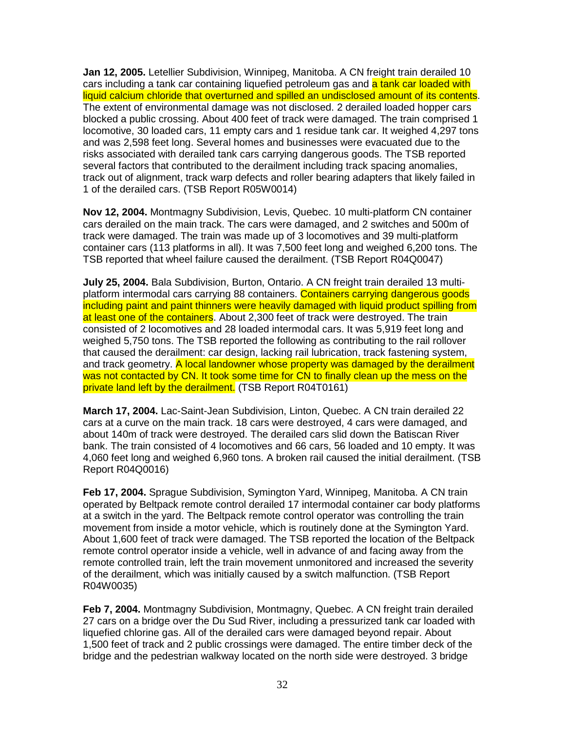**Jan 12, 2005.** Letellier Subdivision, Winnipeg, Manitoba. A CN freight train derailed 10 cars including a tank car containing liquefied petroleum gas and a tank car loaded with liquid calcium chloride that overturned and spilled an undisclosed amount of its contents. The extent of environmental damage was not disclosed. 2 derailed loaded hopper cars blocked a public crossing. About 400 feet of track were damaged. The train comprised 1 locomotive, 30 loaded cars, 11 empty cars and 1 residue tank car. It weighed 4,297 tons and was 2,598 feet long. Several homes and businesses were evacuated due to the risks associated with derailed tank cars carrying dangerous goods. The TSB reported several factors that contributed to the derailment including track spacing anomalies, track out of alignment, track warp defects and roller bearing adapters that likely failed in 1 of the derailed cars. (TSB Report R05W0014)

**Nov 12, 2004.** Montmagny Subdivision, Levis, Quebec. 10 multi-platform CN container cars derailed on the main track. The cars were damaged, and 2 switches and 500m of track were damaged. The train was made up of 3 locomotives and 39 multi-platform container cars (113 platforms in all). It was 7,500 feet long and weighed 6,200 tons. The TSB reported that wheel failure caused the derailment. (TSB Report R04Q0047)

**July 25, 2004.** Bala Subdivision, Burton, Ontario. A CN freight train derailed 13 multi-platform intermodal cars carrying 88 containers. Containers carrying dangerous goods including paint and paint thinners were heavily damaged with liquid product spilling from at least one of the containers. About 2,300 feet of track were destroyed. The train consisted of 2 locomotives and 28 loaded intermodal cars. It was 5,919 feet long and weighed 5,750 tons. The TSB reported the following as contributing to the rail rollover that caused the derailment: car design, lacking rail lubrication, track fastening system, and track geometry. A local landowner whose property was damaged by the derailment was not contacted by CN. It took some time for CN to finally clean up the mess on the private land left by the derailment. (TSB Report R04T0161)

**March 17, 2004.** Lac-Saint-Jean Subdivision, Linton, Quebec. A CN train derailed 22 cars at a curve on the main track. 18 cars were destroyed, 4 cars were damaged, and about 140m of track were destroyed. The derailed cars slid down the Batiscan River bank. The train consisted of 4 locomotives and 66 cars, 56 loaded and 10 empty. It was 4,060 feet long and weighed 6,960 tons. A broken rail caused the initial derailment. (TSB Report R04Q0016)

**Feb 17, 2004.** Sprague Subdivision, Symington Yard, Winnipeg, Manitoba. A CN train operated by Beltpack remote control derailed 17 intermodal container car body platforms at a switch in the yard. The Beltpack remote control operator was controlling the train movement from inside a motor vehicle, which is routinely done at the Symington Yard. About 1,600 feet of track were damaged. The TSB reported the location of the Beltpack remote control operator inside a vehicle, well in advance of and facing away from the remote controlled train, left the train movement unmonitored and increased the severity of the derailment, which was initially caused by a switch malfunction. (TSB Report R04W0035)

**Feb 7, 2004.** Montmagny Subdivision, Montmagny, Quebec. A CN freight train derailed 27 cars on a bridge over the Du Sud River, including a pressurized tank car loaded with liquefied chlorine gas. All of the derailed cars were damaged beyond repair. About 1,500 feet of track and 2 public crossings were damaged. The entire timber deck of the bridge and the pedestrian walkway located on the north side were destroyed. 3 bridge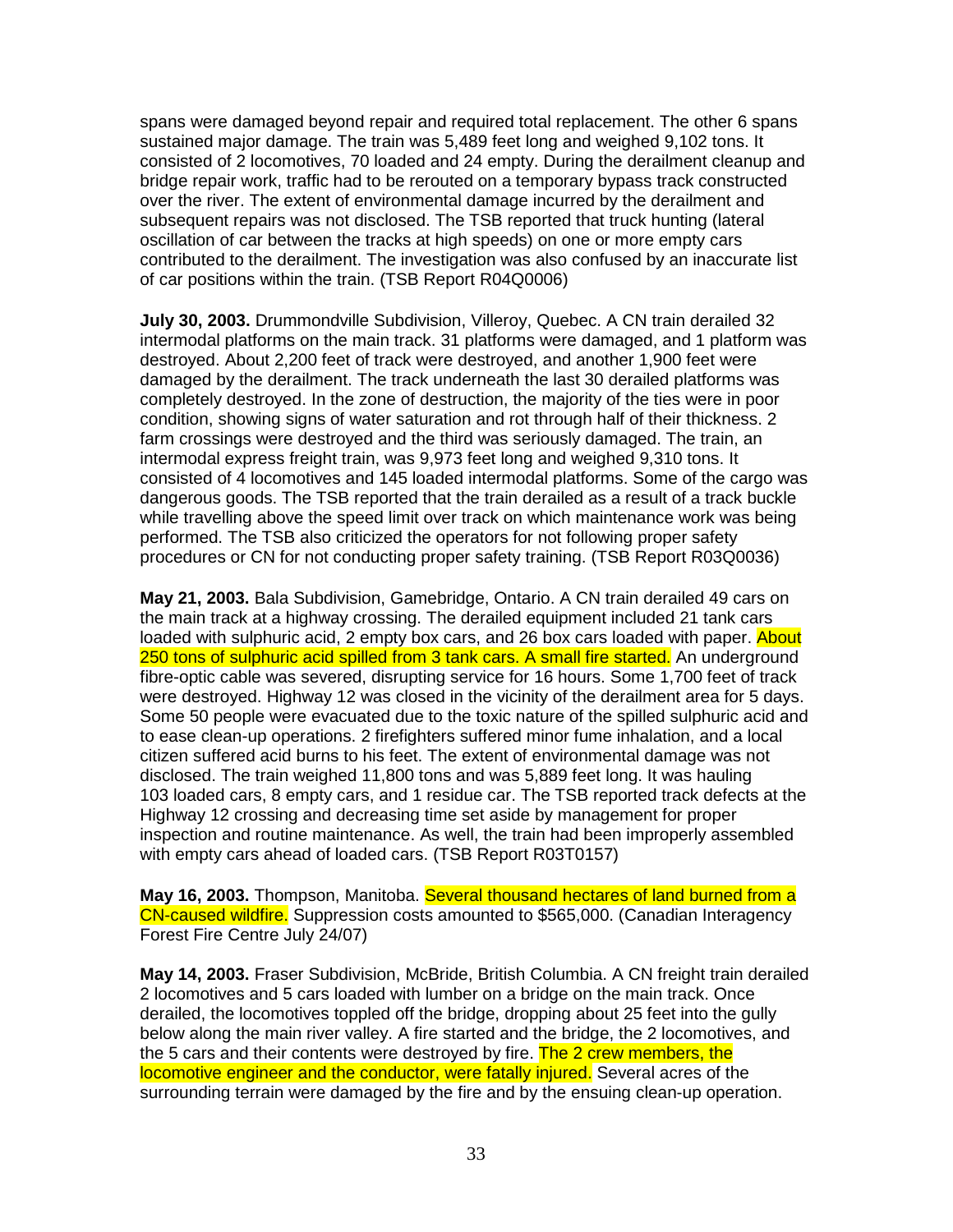spans were damaged beyond repair and required total replacement. The other 6 spans sustained major damage. The train was 5,489 feet long and weighed 9,102 tons. It consisted of 2 locomotives, 70 loaded and 24 empty. During the derailment cleanup and bridge repair work, traffic had to be rerouted on a temporary bypass track constructed over the river. The extent of environmental damage incurred by the derailment and subsequent repairs was not disclosed. The TSB reported that truck hunting (lateral oscillation of car between the tracks at high speeds) on one or more empty cars contributed to the derailment. The investigation was also confused by an inaccurate list of car positions within the train. (TSB Report R04Q0006)

**July 30, 2003.** Drummondville Subdivision, Villeroy, Quebec. A CN train derailed 32 intermodal platforms on the main track. 31 platforms were damaged, and 1 platform was destroyed. About 2,200 feet of track were destroyed, and another 1,900 feet were damaged by the derailment. The track underneath the last 30 derailed platforms was completely destroyed. In the zone of destruction, the majority of the ties were in poor condition, showing signs of water saturation and rot through half of their thickness. 2 farm crossings were destroyed and the third was seriously damaged. The train, an intermodal express freight train, was 9,973 feet long and weighed 9,310 tons. It consisted of 4 locomotives and 145 loaded intermodal platforms. Some of the cargo was dangerous goods. The TSB reported that the train derailed as a result of a track buckle while travelling above the speed limit over track on which maintenance work was being performed. The TSB also criticized the operators for not following proper safety procedures or CN for not conducting proper safety training. (TSB Report R03Q0036)

**May 21, 2003.** Bala Subdivision, Gamebridge, Ontario. A CN train derailed 49 cars on the main track at a highway crossing. The derailed equipment included 21 tank cars loaded with sulphuric acid, 2 empty box cars, and 26 box cars loaded with paper. About 250 tons of sulphuric acid spilled from 3 tank cars. A small fire started. An underground fibre-optic cable was severed, disrupting service for 16 hours. Some 1,700 feet of track were destroyed. Highway 12 was closed in the vicinity of the derailment area for 5 days. Some 50 people were evacuated due to the toxic nature of the spilled sulphuric acid and to ease clean-up operations. 2 firefighters suffered minor fume inhalation, and a local citizen suffered acid burns to his feet. The extent of environmental damage was not disclosed. The train weighed 11,800 tons and was 5,889 feet long. It was hauling 103 loaded cars, 8 empty cars, and 1 residue car. The TSB reported track defects at the Highway 12 crossing and decreasing time set aside by management for proper inspection and routine maintenance. As well, the train had been improperly assembled with empty cars ahead of loaded cars. (TSB Report R03T0157)

**May 16, 2003.** Thompson, Manitoba. Several thousand hectares of land burned from a CN-caused wildfire. Suppression costs amounted to $565,000. (Canadian Interagency Forest Fire Centre July 24/07)

**May 14, 2003.** Fraser Subdivision, McBride, British Columbia. A CN freight train derailed 2 locomotives and 5 cars loaded with lumber on a bridge on the main track. Once derailed, the locomotives toppled off the bridge, dropping about 25 feet into the gully below along the main river valley. A fire started and the bridge, the 2 locomotives, and the 5 cars and their contents were destroyed by fire. The 2 crew members, the locomotive engineer and the conductor, were fatally injured. Several acres of the surrounding terrain were damaged by the fire and by the ensuing clean-up operation.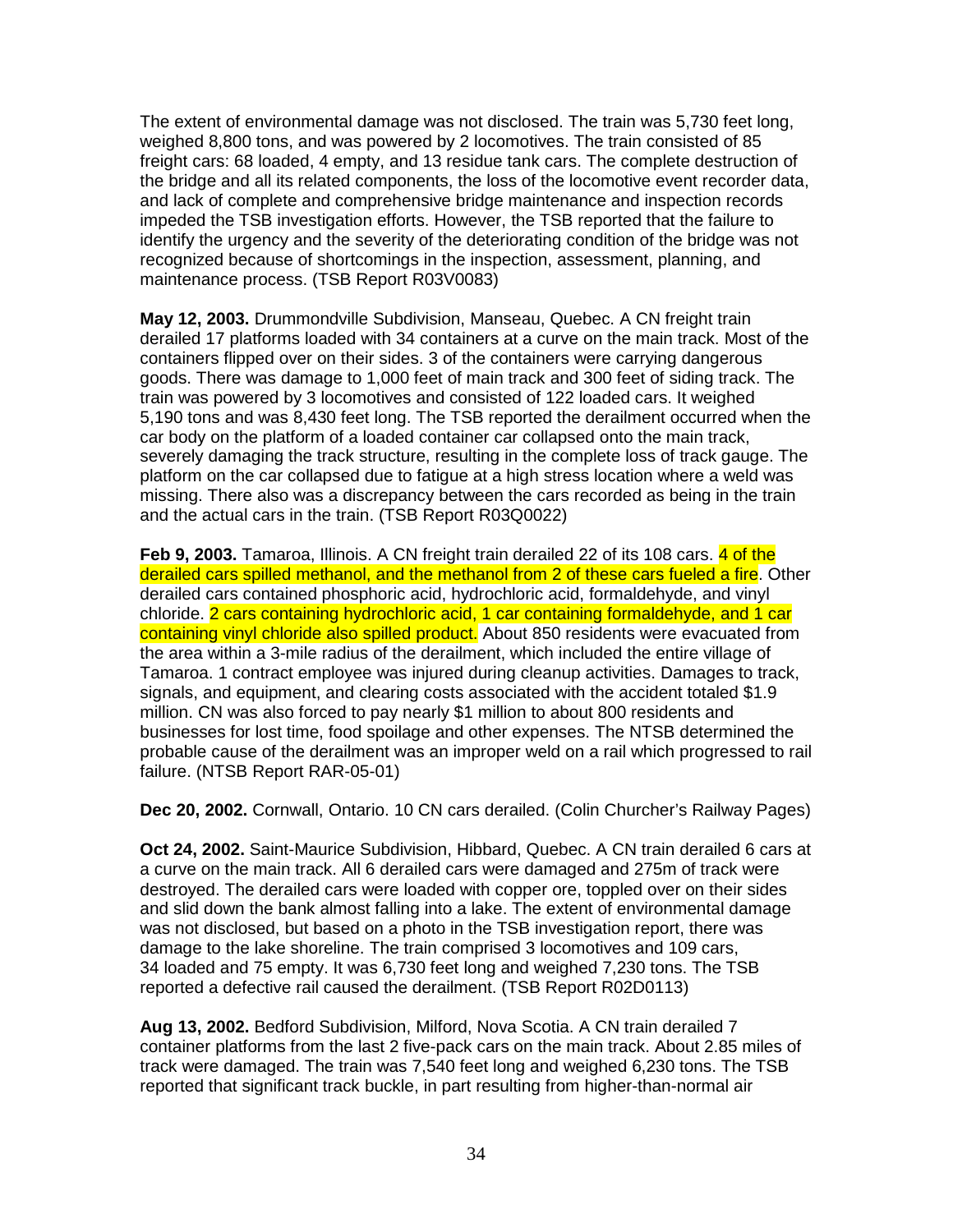The extent of environmental damage was not disclosed. The train was 5,730 feet long, weighed 8,800 tons, and was powered by 2 locomotives. The train consisted of 85 freight cars: 68 loaded, 4 empty, and 13 residue tank cars. The complete destruction of the bridge and all its related components, the loss of the locomotive event recorder data, and lack of complete and comprehensive bridge maintenance and inspection records impeded the TSB investigation efforts. However, the TSB reported that the failure to identify the urgency and the severity of the deteriorating condition of the bridge was not recognized because of shortcomings in the inspection, assessment, planning, and maintenance process. (TSB Report R03V0083)

**May 12, 2003.** Drummondville Subdivision, Manseau, Quebec. A CN freight train derailed 17 platforms loaded with 34 containers at a curve on the main track. Most of the containers flipped over on their sides. 3 of the containers were carrying dangerous goods. There was damage to 1,000 feet of main track and 300 feet of siding track. The train was powered by 3 locomotives and consisted of 122 loaded cars. It weighed 5,190 tons and was 8,430 feet long. The TSB reported the derailment occurred when the car body on the platform of a loaded container car collapsed onto the main track, severely damaging the track structure, resulting in the complete loss of track gauge. The platform on the car collapsed due to fatigue at a high stress location where a weld was missing. There also was a discrepancy between the cars recorded as being in the train and the actual cars in the train. (TSB Report R03Q0022)

**Feb 9, 2003.** Tamaroa, Illinois. A CN freight train derailed 22 of its 108 cars. 4 of the derailed cars spilled methanol, and the methanol from 2 of these cars fueled a fire. Other derailed cars contained phosphoric acid, hydrochloric acid, formaldehyde, and vinyl chloride. 2 cars containing hydrochloric acid, 1 car containing formaldehyde, and 1 car containing vinyl chloride also spilled product. About 850 residents were evacuated from the area within a 3-mile radius of the derailment, which included the entire village of Tamaroa. 1 contract employee was injured during cleanup activities. Damages to track, signals, and equipment, and clearing costs associated with the accident totaled $1.9 million. CN was also forced to pay nearly $1 million to about 800 residents and businesses for lost time, food spoilage and other expenses. The NTSB determined the probable cause of the derailment was an improper weld on a rail which progressed to rail failure. (NTSB Report RAR-05-01)

**Dec 20, 2002.** Cornwall, Ontario. 10 CN cars derailed. (Colin Churcher's Railway Pages)

**Oct 24, 2002.** Saint-Maurice Subdivision, Hibbard, Quebec. A CN train derailed 6 cars at a curve on the main track. All 6 derailed cars were damaged and 275m of track were destroyed. The derailed cars were loaded with copper ore, toppled over on their sides and slid down the bank almost falling into a lake. The extent of environmental damage was not disclosed, but based on a photo in the TSB investigation report, there was damage to the lake shoreline. The train comprised 3 locomotives and 109 cars, 34 loaded and 75 empty. It was 6,730 feet long and weighed 7,230 tons. The TSB reported a defective rail caused the derailment. (TSB Report R02D0113)

**Aug 13, 2002.** Bedford Subdivision, Milford, Nova Scotia. A CN train derailed 7 container platforms from the last 2 five-pack cars on the main track. About 2.85 miles of track were damaged. The train was 7,540 feet long and weighed 6,230 tons. The TSB reported that significant track buckle, in part resulting from higher-than-normal air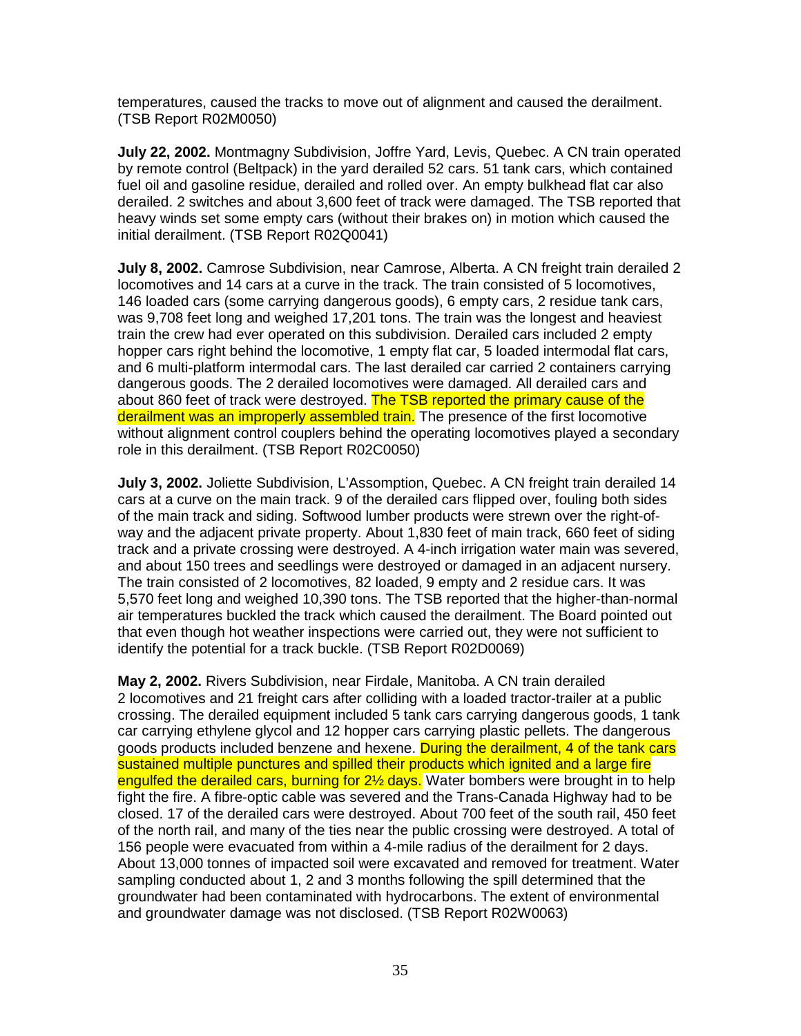temperatures, caused the tracks to move out of alignment and caused the derailment. (TSB Report R02M0050)

**July 22, 2002.** Montmagny Subdivision, Joffre Yard, Levis, Quebec. A CN train operated by remote control (Beltpack) in the yard derailed 52 cars. 51 tank cars, which contained fuel oil and gasoline residue, derailed and rolled over. An empty bulkhead flat car also derailed. 2 switches and about 3,600 feet of track were damaged. The TSB reported that heavy winds set some empty cars (without their brakes on) in motion which caused the initial derailment. (TSB Report R02Q0041)

**July 8, 2002.** Camrose Subdivision, near Camrose, Alberta. A CN freight train derailed 2 locomotives and 14 cars at a curve in the track. The train consisted of 5 locomotives, 146 loaded cars (some carrying dangerous goods), 6 empty cars, 2 residue tank cars, was 9,708 feet long and weighed 17,201 tons. The train was the longest and heaviest train the crew had ever operated on this subdivision. Derailed cars included 2 empty hopper cars right behind the locomotive, 1 empty flat car, 5 loaded intermodal flat cars, and 6 multi-platform intermodal cars. The last derailed car carried 2 containers carrying dangerous goods. The 2 derailed locomotives were damaged. All derailed cars and about 860 feet of track were destroyed. The TSB reported the primary cause of the derailment was an improperly assembled train. The presence of the first locomotive without alignment control couplers behind the operating locomotives played a secondary role in this derailment. (TSB Report R02C0050)

**July 3, 2002.** Joliette Subdivision, L'Assomption, Quebec. A CN freight train derailed 14 cars at a curve on the main track. 9 of the derailed cars flipped over, fouling both sides of the main track and siding. Softwood lumber products were strewn over the right-of-way and the adjacent private property. About 1,830 feet of main track, 660 feet of siding track and a private crossing were destroyed. A 4-inch irrigation water main was severed, and about 150 trees and seedlings were destroyed or damaged in an adjacent nursery. The train consisted of 2 locomotives, 82 loaded, 9 empty and 2 residue cars. It was 5,570 feet long and weighed 10,390 tons. The TSB reported that the higher-than-normal air temperatures buckled the track which caused the derailment. The Board pointed out that even though hot weather inspections were carried out, they were not sufficient to identify the potential for a track buckle. (TSB Report R02D0069)

**May 2, 2002.** Rivers Subdivision, near Firdale, Manitoba. A CN train derailed 2 locomotives and 21 freight cars after colliding with a loaded tractor-trailer at a public crossing. The derailed equipment included 5 tank cars carrying dangerous goods, 1 tank car carrying ethylene glycol and 12 hopper cars carrying plastic pellets. The dangerous goods products included benzene and hexene. During the derailment, 4 of the tank cars sustained multiple punctures and spilled their products which ignited and a large fire engulfed the derailed cars, burning for 2½ days. Water bombers were brought in to help fight the fire. A fibre-optic cable was severed and the Trans-Canada Highway had to be closed. 17 of the derailed cars were destroyed. About 700 feet of the south rail, 450 feet of the north rail, and many of the ties near the public crossing were destroyed. A total of 156 people were evacuated from within a 4-mile radius of the derailment for 2 days. About 13,000 tonnes of impacted soil were excavated and removed for treatment. Water sampling conducted about 1, 2 and 3 months following the spill determined that the groundwater had been contaminated with hydrocarbons. The extent of environmental and groundwater damage was not disclosed. (TSB Report R02W0063)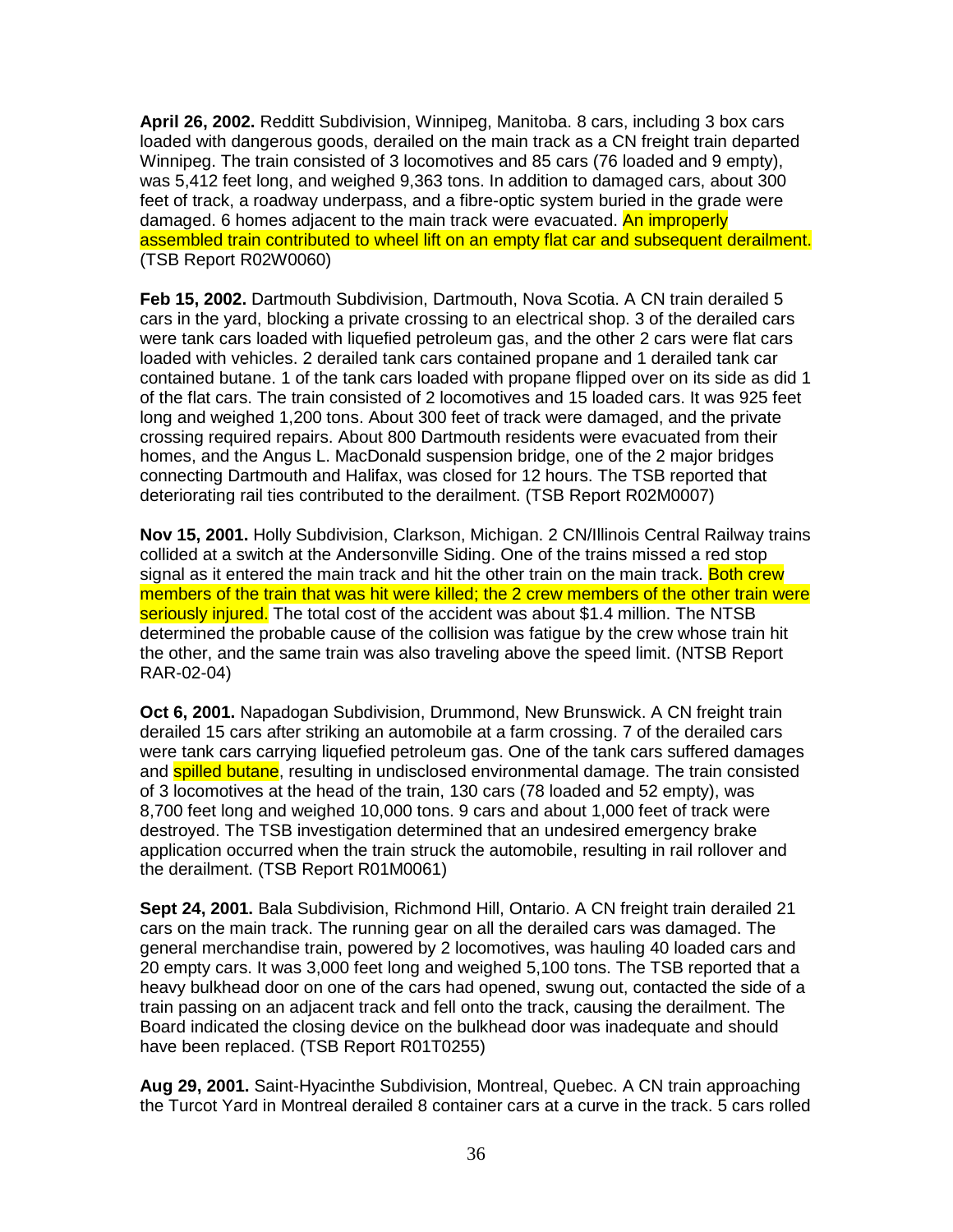**April 26, 2002.** Redditt Subdivision, Winnipeg, Manitoba. 8 cars, including 3 box cars loaded with dangerous goods, derailed on the main track as a CN freight train departed Winnipeg. The train consisted of 3 locomotives and 85 cars (76 loaded and 9 empty), was 5,412 feet long, and weighed 9,363 tons. In addition to damaged cars, about 300 feet of track, a roadway underpass, and a fibre-optic system buried in the grade were damaged. 6 homes adjacent to the main track were evacuated. An improperly assembled train contributed to wheel lift on an empty flat car and subsequent derailment. (TSB Report R02W0060)

**Feb 15, 2002.** Dartmouth Subdivision, Dartmouth, Nova Scotia. A CN train derailed 5 cars in the yard, blocking a private crossing to an electrical shop. 3 of the derailed cars were tank cars loaded with liquefied petroleum gas, and the other 2 cars were flat cars loaded with vehicles. 2 derailed tank cars contained propane and 1 derailed tank car contained butane. 1 of the tank cars loaded with propane flipped over on its side as did 1 of the flat cars. The train consisted of 2 locomotives and 15 loaded cars. It was 925 feet long and weighed 1,200 tons. About 300 feet of track were damaged, and the private crossing required repairs. About 800 Dartmouth residents were evacuated from their homes, and the Angus L. MacDonald suspension bridge, one of the 2 major bridges connecting Dartmouth and Halifax, was closed for 12 hours. The TSB reported that deteriorating rail ties contributed to the derailment. (TSB Report R02M0007)

**Nov 15, 2001.** Holly Subdivision, Clarkson, Michigan. 2 CN/Illinois Central Railway trains collided at a switch at the Andersonville Siding. One of the trains missed a red stop signal as it entered the main track and hit the other train on the main track. Both crew members of the train that was hit were killed; the 2 crew members of the other train were seriously injured. The total cost of the accident was about $1.4 million. The NTSB determined the probable cause of the collision was fatigue by the crew whose train hit the other, and the same train was also traveling above the speed limit. (NTSB Report RAR-02-04)

**Oct 6, 2001.** Napadogan Subdivision, Drummond, New Brunswick. A CN freight train derailed 15 cars after striking an automobile at a farm crossing. 7 of the derailed cars were tank cars carrying liquefied petroleum gas. One of the tank cars suffered damages and spilled butane, resulting in undisclosed environmental damage. The train consisted of 3 locomotives at the head of the train, 130 cars (78 loaded and 52 empty), was 8,700 feet long and weighed 10,000 tons. 9 cars and about 1,000 feet of track were destroyed. The TSB investigation determined that an undesired emergency brake application occurred when the train struck the automobile, resulting in rail rollover and the derailment. (TSB Report R01M0061)

**Sept 24, 2001.** Bala Subdivision, Richmond Hill, Ontario. A CN freight train derailed 21 cars on the main track. The running gear on all the derailed cars was damaged. The general merchandise train, powered by 2 locomotives, was hauling 40 loaded cars and 20 empty cars. It was 3,000 feet long and weighed 5,100 tons. The TSB reported that a heavy bulkhead door on one of the cars had opened, swung out, contacted the side of a train passing on an adjacent track and fell onto the track, causing the derailment. The Board indicated the closing device on the bulkhead door was inadequate and should have been replaced. (TSB Report R01T0255)

**Aug 29, 2001.** Saint-Hyacinthe Subdivision, Montreal, Quebec. A CN train approaching the Turcot Yard in Montreal derailed 8 container cars at a curve in the track. 5 cars rolled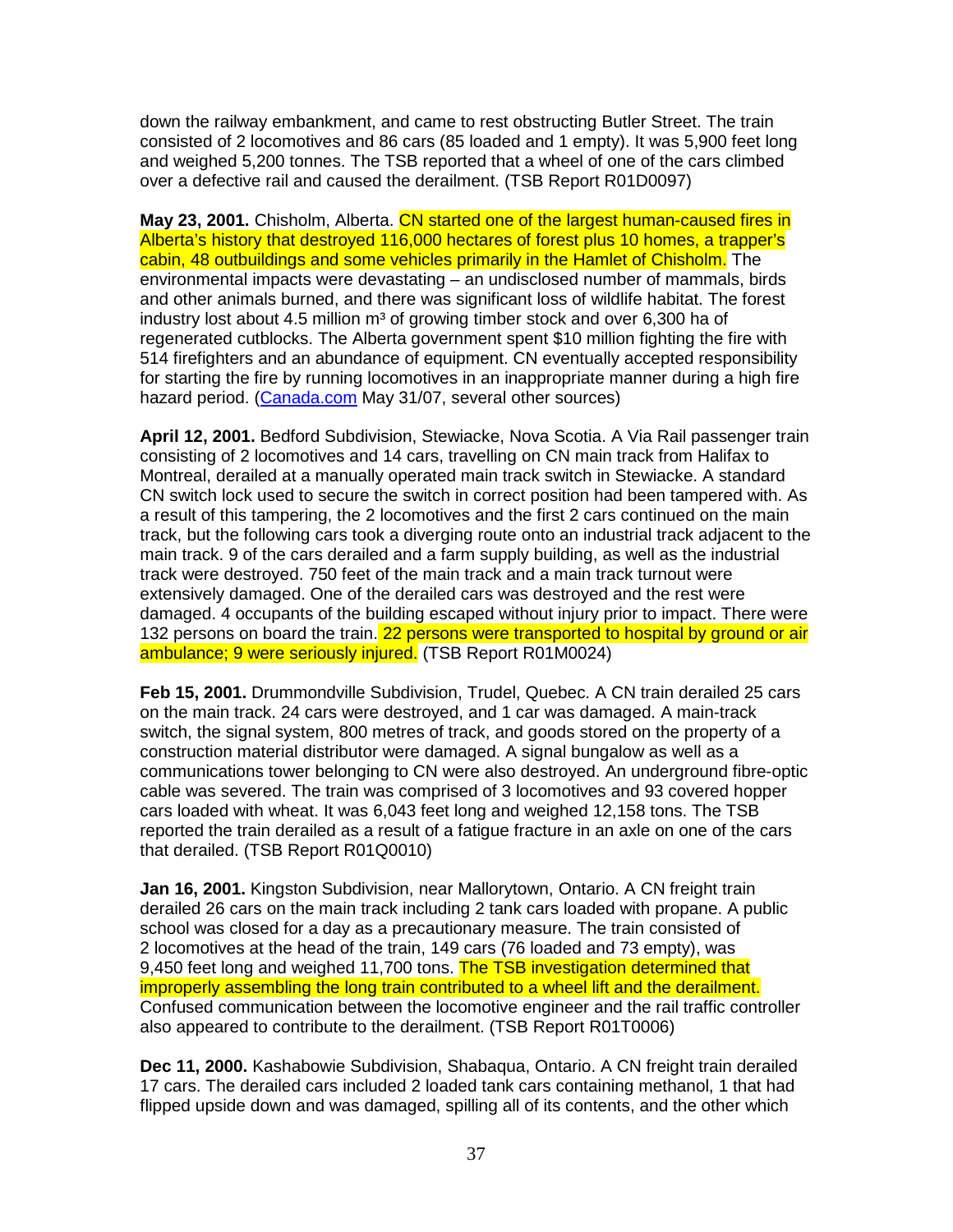down the railway embankment, and came to rest obstructing Butler Street. The train consisted of 2 locomotives and 86 cars (85 loaded and 1 empty). It was 5,900 feet long and weighed 5,200 tonnes. The TSB reported that a wheel of one of the cars climbed over a defective rail and caused the derailment. (TSB Report R01D0097)

**May 23, 2001.** Chisholm, Alberta. CN started one of the largest human-caused fires in Alberta's history that destroyed 116,000 hectares of forest plus 10 homes, a trapper's cabin, 48 outbuildings and some vehicles primarily in the Hamlet of Chisholm. The environmental impacts were devastating – an undisclosed number of mammals, birds and other animals burned, and there was significant loss of wildlife habitat. The forest industry lost about 4.5 million m³ of growing timber stock and over 6,300 ha of regenerated cutblocks. The Alberta government spent $10 million fighting the fire with 514 firefighters and an abundance of equipment. CN eventually accepted responsibility for starting the fire by running locomotives in an inappropriate manner during a high fire hazard period. (Canada.com May 31/07, several other sources)

**April 12, 2001.** Bedford Subdivision, Stewiacke, Nova Scotia. A Via Rail passenger train consisting of 2 locomotives and 14 cars, travelling on CN main track from Halifax to Montreal, derailed at a manually operated main track switch in Stewiacke. A standard CN switch lock used to secure the switch in correct position had been tampered with. As a result of this tampering, the 2 locomotives and the first 2 cars continued on the main track, but the following cars took a diverging route onto an industrial track adjacent to the main track. 9 of the cars derailed and a farm supply building, as well as the industrial track were destroyed. 750 feet of the main track and a main track turnout were extensively damaged. One of the derailed cars was destroyed and the rest were damaged. 4 occupants of the building escaped without injury prior to impact. There were 132 persons on board the train. 22 persons were transported to hospital by ground or air ambulance; 9 were seriously injured. (TSB Report R01M0024)

**Feb 15, 2001.** Drummondville Subdivision, Trudel, Quebec. A CN train derailed 25 cars on the main track. 24 cars were destroyed, and 1 car was damaged. A main-track switch, the signal system, 800 metres of track, and goods stored on the property of a construction material distributor were damaged. A signal bungalow as well as a communications tower belonging to CN were also destroyed. An underground fibre-optic cable was severed. The train was comprised of 3 locomotives and 93 covered hopper cars loaded with wheat. It was 6,043 feet long and weighed 12,158 tons. The TSB reported the train derailed as a result of a fatigue fracture in an axle on one of the cars that derailed. (TSB Report R01Q0010)

**Jan 16, 2001.** Kingston Subdivision, near Mallorytown, Ontario. A CN freight train derailed 26 cars on the main track including 2 tank cars loaded with propane. A public school was closed for a day as a precautionary measure. The train consisted of 2 locomotives at the head of the train, 149 cars (76 loaded and 73 empty), was 9,450 feet long and weighed 11,700 tons. The TSB investigation determined that improperly assembling the long train contributed to a wheel lift and the derailment. Confused communication between the locomotive engineer and the rail traffic controller also appeared to contribute to the derailment. (TSB Report R01T0006)

**Dec 11, 2000.** Kashabowie Subdivision, Shabaqua, Ontario. A CN freight train derailed 17 cars. The derailed cars included 2 loaded tank cars containing methanol, 1 that had flipped upside down and was damaged, spilling all of its contents, and the other which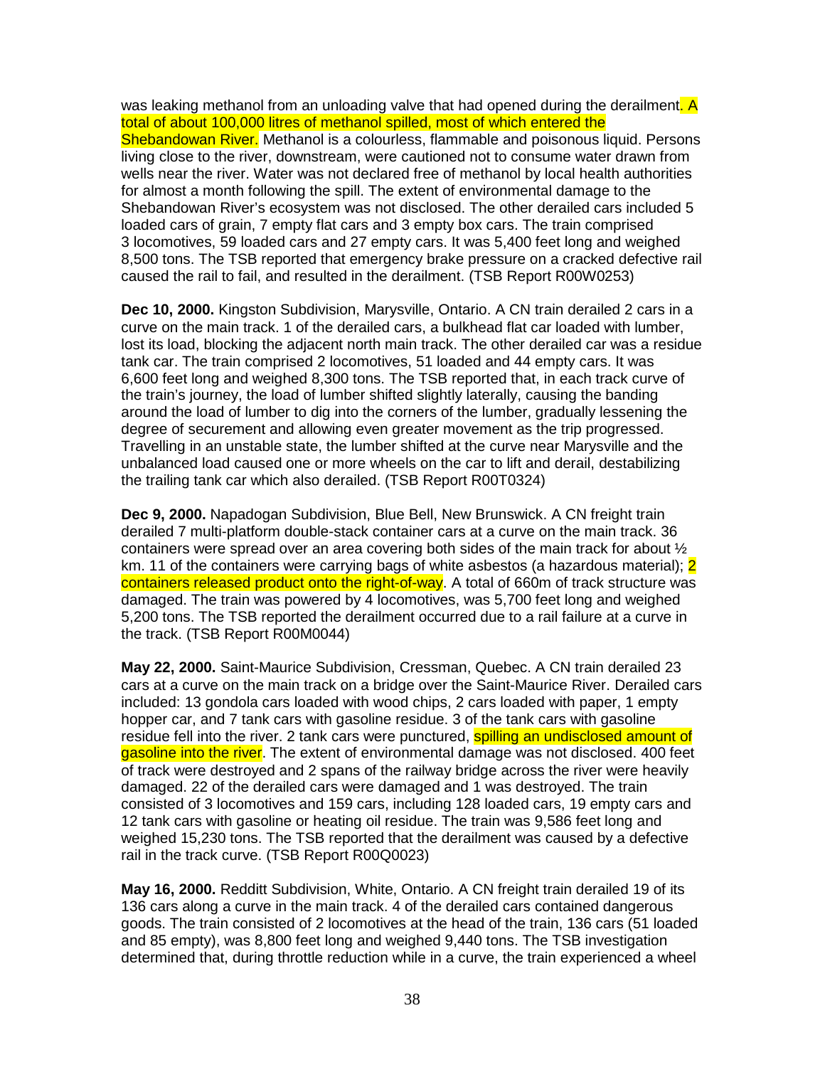was leaking methanol from an unloading valve that had opened during the derailment. A total of about 100,000 litres of methanol spilled, most of which entered the Shebandowan River. Methanol is a colourless, flammable and poisonous liquid. Persons living close to the river, downstream, were cautioned not to consume water drawn from wells near the river. Water was not declared free of methanol by local health authorities for almost a month following the spill. The extent of environmental damage to the Shebandowan River's ecosystem was not disclosed. The other derailed cars included 5 loaded cars of grain, 7 empty flat cars and 3 empty box cars. The train comprised 3 locomotives, 59 loaded cars and 27 empty cars. It was 5,400 feet long and weighed 8,500 tons. The TSB reported that emergency brake pressure on a cracked defective rail caused the rail to fail, and resulted in the derailment. (TSB Report R00W0253)

**Dec 10, 2000.** Kingston Subdivision, Marysville, Ontario. A CN train derailed 2 cars in a curve on the main track. 1 of the derailed cars, a bulkhead flat car loaded with lumber, lost its load, blocking the adjacent north main track. The other derailed car was a residue tank car. The train comprised 2 locomotives, 51 loaded and 44 empty cars. It was 6,600 feet long and weighed 8,300 tons. The TSB reported that, in each track curve of the train's journey, the load of lumber shifted slightly laterally, causing the banding around the load of lumber to dig into the corners of the lumber, gradually lessening the degree of securement and allowing even greater movement as the trip progressed. Travelling in an unstable state, the lumber shifted at the curve near Marysville and the unbalanced load caused one or more wheels on the car to lift and derail, destabilizing the trailing tank car which also derailed. (TSB Report R00T0324)

**Dec 9, 2000.** Napadogan Subdivision, Blue Bell, New Brunswick. A CN freight train derailed 7 multi-platform double-stack container cars at a curve on the main track. 36 containers were spread over an area covering both sides of the main track for about ½ km. 11 of the containers were carrying bags of white asbestos (a hazardous material); 2 containers released product onto the right-of-way. A total of 660m of track structure was damaged. The train was powered by 4 locomotives, was 5,700 feet long and weighed 5,200 tons. The TSB reported the derailment occurred due to a rail failure at a curve in the track. (TSB Report R00M0044)

**May 22, 2000.** Saint-Maurice Subdivision, Cressman, Quebec. A CN train derailed 23 cars at a curve on the main track on a bridge over the Saint-Maurice River. Derailed cars included: 13 gondola cars loaded with wood chips, 2 cars loaded with paper, 1 empty hopper car, and 7 tank cars with gasoline residue. 3 of the tank cars with gasoline residue fell into the river. 2 tank cars were punctured, spilling an undisclosed amount of gasoline into the river. The extent of environmental damage was not disclosed. 400 feet of track were destroyed and 2 spans of the railway bridge across the river were heavily damaged. 22 of the derailed cars were damaged and 1 was destroyed. The train consisted of 3 locomotives and 159 cars, including 128 loaded cars, 19 empty cars and 12 tank cars with gasoline or heating oil residue. The train was 9,586 feet long and weighed 15,230 tons. The TSB reported that the derailment was caused by a defective rail in the track curve. (TSB Report R00Q0023)

**May 16, 2000.** Redditt Subdivision, White, Ontario. A CN freight train derailed 19 of its 136 cars along a curve in the main track. 4 of the derailed cars contained dangerous goods. The train consisted of 2 locomotives at the head of the train, 136 cars (51 loaded and 85 empty), was 8,800 feet long and weighed 9,440 tons. The TSB investigation determined that, during throttle reduction while in a curve, the train experienced a wheel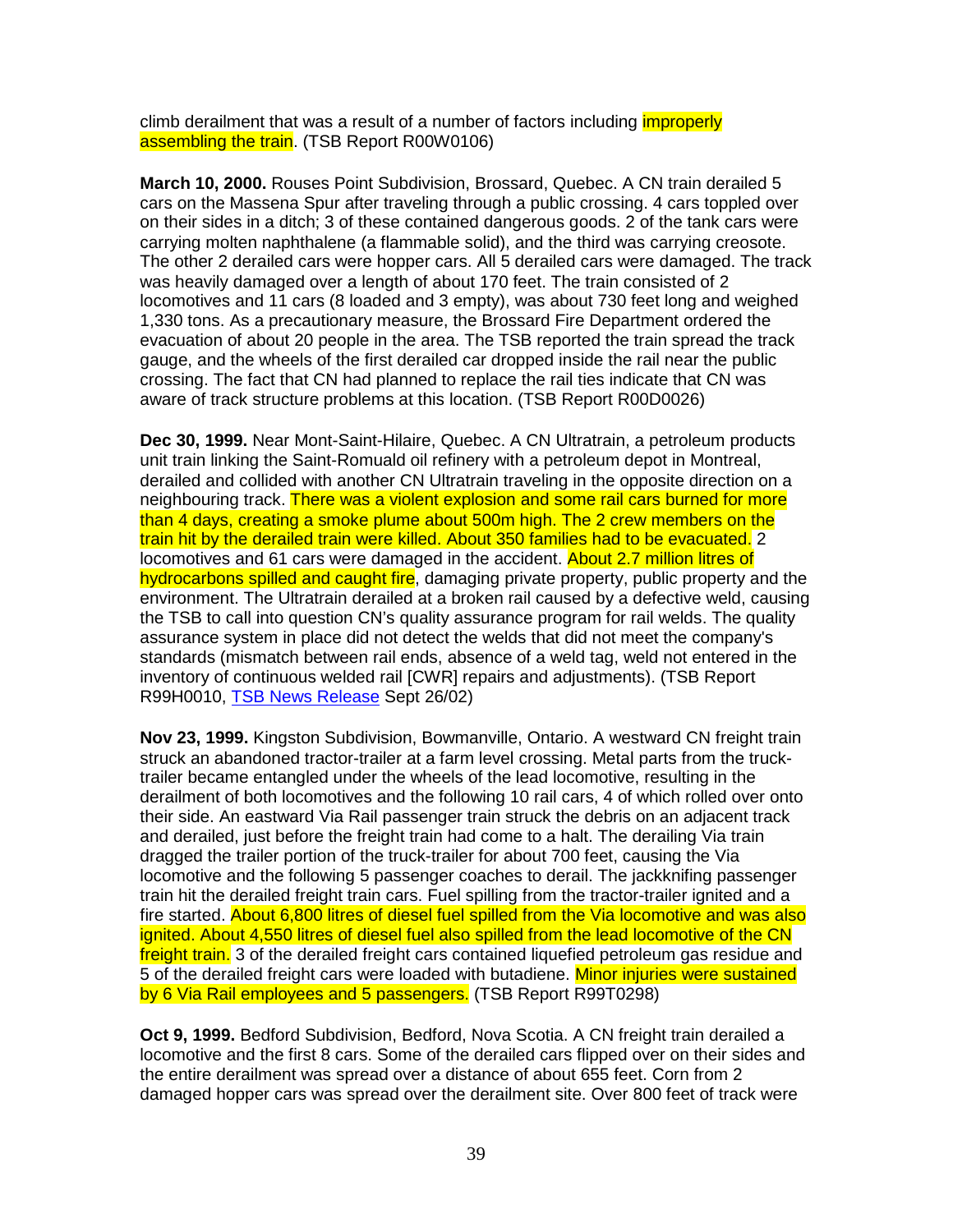climb derailment that was a result of a number of factors including improperly assembling the train. (TSB Report R00W0106)

**March 10, 2000.** Rouses Point Subdivision, Brossard, Quebec. A CN train derailed 5 cars on the Massena Spur after traveling through a public crossing. 4 cars toppled over on their sides in a ditch; 3 of these contained dangerous goods. 2 of the tank cars were carrying molten naphthalene (a flammable solid), and the third was carrying creosote. The other 2 derailed cars were hopper cars. All 5 derailed cars were damaged. The track was heavily damaged over a length of about 170 feet. The train consisted of 2 locomotives and 11 cars (8 loaded and 3 empty), was about 730 feet long and weighed 1,330 tons. As a precautionary measure, the Brossard Fire Department ordered the evacuation of about 20 people in the area. The TSB reported the train spread the track gauge, and the wheels of the first derailed car dropped inside the rail near the public crossing. The fact that CN had planned to replace the rail ties indicate that CN was aware of track structure problems at this location. (TSB Report R00D0026)

**Dec 30, 1999.** Near Mont-Saint-Hilaire, Quebec. A CN Ultratrain, a petroleum products unit train linking the Saint-Romuald oil refinery with a petroleum depot in Montreal, derailed and collided with another CN Ultratrain traveling in the opposite direction on a neighbouring track. There was a violent explosion and some rail cars burned for more than 4 days, creating a smoke plume about 500m high. The 2 crew members on the train hit by the derailed train were killed. About 350 families had to be evacuated. 2 locomotives and 61 cars were damaged in the accident. About 2.7 million litres of hydrocarbons spilled and caught fire, damaging private property, public property and the environment. The Ultratrain derailed at a broken rail caused by a defective weld, causing the TSB to call into question CN's quality assurance program for rail welds. The quality assurance system in place did not detect the welds that did not meet the company's standards (mismatch between rail ends, absence of a weld tag, weld not entered in the inventory of continuous welded rail [CWR] repairs and adjustments). (TSB Report R99H0010, TSB News Release Sept 26/02)

**Nov 23, 1999.** Kingston Subdivision, Bowmanville, Ontario. A westward CN freight train struck an abandoned tractor-trailer at a farm level crossing. Metal parts from the truck-trailer became entangled under the wheels of the lead locomotive, resulting in the derailment of both locomotives and the following 10 rail cars, 4 of which rolled over onto their side. An eastward Via Rail passenger train struck the debris on an adjacent track and derailed, just before the freight train had come to a halt. The derailing Via train dragged the trailer portion of the truck-trailer for about 700 feet, causing the Via locomotive and the following 5 passenger coaches to derail. The jackknifing passenger train hit the derailed freight train cars. Fuel spilling from the tractor-trailer ignited and a fire started. About 6,800 litres of diesel fuel spilled from the Via locomotive and was also ignited. About 4,550 litres of diesel fuel also spilled from the lead locomotive of the CN freight train. 3 of the derailed freight cars contained liquefied petroleum gas residue and 5 of the derailed freight cars were loaded with butadiene. Minor injuries were sustained by 6 Via Rail employees and 5 passengers. (TSB Report R99T0298)

**Oct 9, 1999.** Bedford Subdivision, Bedford, Nova Scotia. A CN freight train derailed a locomotive and the first 8 cars. Some of the derailed cars flipped over on their sides and the entire derailment was spread over a distance of about 655 feet. Corn from 2 damaged hopper cars was spread over the derailment site. Over 800 feet of track were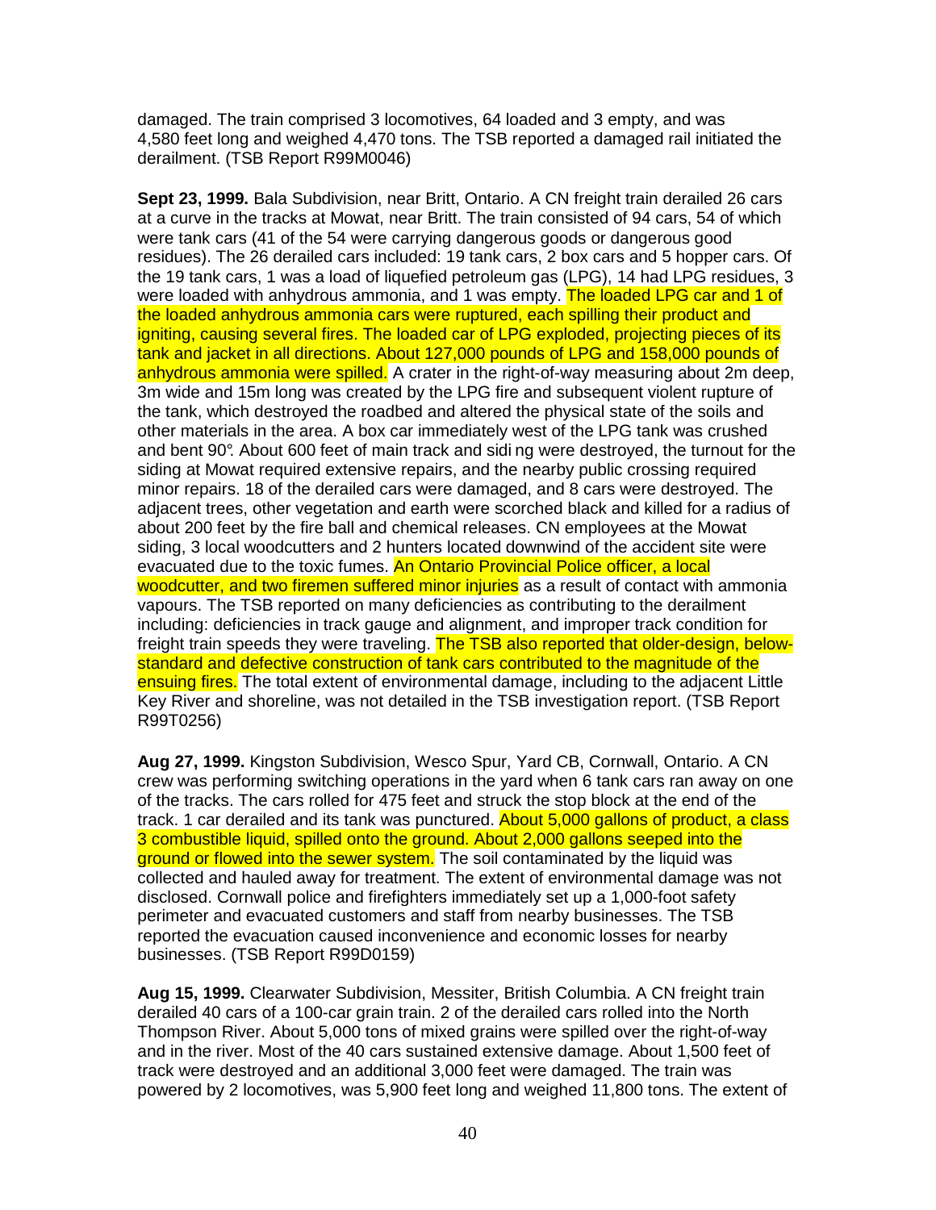damaged. The train comprised 3 locomotives, 64 loaded and 3 empty, and was 4,580 feet long and weighed 4,470 tons. The TSB reported a damaged rail initiated the derailment. (TSB Report R99M0046)

**Sept 23, 1999.** Bala Subdivision, near Britt, Ontario. A CN freight train derailed 26 cars at a curve in the tracks at Mowat, near Britt. The train consisted of 94 cars, 54 of which were tank cars (41 of the 54 were carrying dangerous goods or dangerous good residues). The 26 derailed cars included: 19 tank cars, 2 box cars and 5 hopper cars. Of the 19 tank cars, 1 was a load of liquefied petroleum gas (LPG), 14 had LPG residues, 3 were loaded with anhydrous ammonia, and 1 was empty. The loaded LPG car and 1 of the loaded anhydrous ammonia cars were ruptured, each spilling their product and igniting, causing several fires. The loaded car of LPG exploded, projecting pieces of its tank and jacket in all directions. About 127,000 pounds of LPG and 158,000 pounds of anhydrous ammonia were spilled. A crater in the right-of-way measuring about 2m deep, 3m wide and 15m long was created by the LPG fire and subsequent violent rupture of the tank, which destroyed the roadbed and altered the physical state of the soils and other materials in the area. A box car immediately west of the LPG tank was crushed and bent 90°. About 600 feet of main track and sidi ng were destroyed, the turnout for the siding at Mowat required extensive repairs, and the nearby public crossing required minor repairs. 18 of the derailed cars were damaged, and 8 cars were destroyed. The adjacent trees, other vegetation and earth were scorched black and killed for a radius of about 200 feet by the fire ball and chemical releases. CN employees at the Mowat siding, 3 local woodcutters and 2 hunters located downwind of the accident site were evacuated due to the toxic fumes. An Ontario Provincial Police officer, a local woodcutter, and two firemen suffered minor injuries as a result of contact with ammonia vapours. The TSB reported on many deficiencies as contributing to the derailment including: deficiencies in track gauge and alignment, and improper track condition for freight train speeds they were traveling. The TSB also reported that older-design, below-standard and defective construction of tank cars contributed to the magnitude of the ensuing fires. The total extent of environmental damage, including to the adjacent Little Key River and shoreline, was not detailed in the TSB investigation report. (TSB Report R99T0256)

**Aug 27, 1999.** Kingston Subdivision, Wesco Spur, Yard CB, Cornwall, Ontario. A CN crew was performing switching operations in the yard when 6 tank cars ran away on one of the tracks. The cars rolled for 475 feet and struck the stop block at the end of the track. 1 car derailed and its tank was punctured. About 5,000 gallons of product, a class 3 combustible liquid, spilled onto the ground. About 2,000 gallons seeped into the ground or flowed into the sewer system. The soil contaminated by the liquid was collected and hauled away for treatment. The extent of environmental damage was not disclosed. Cornwall police and firefighters immediately set up a 1,000-foot safety perimeter and evacuated customers and staff from nearby businesses. The TSB reported the evacuation caused inconvenience and economic losses for nearby businesses. (TSB Report R99D0159)

**Aug 15, 1999.** Clearwater Subdivision, Messiter, British Columbia. A CN freight train derailed 40 cars of a 100-car grain train. 2 of the derailed cars rolled into the North Thompson River. About 5,000 tons of mixed grains were spilled over the right-of-way and in the river. Most of the 40 cars sustained extensive damage. About 1,500 feet of track were destroyed and an additional 3,000 feet were damaged. The train was powered by 2 locomotives, was 5,900 feet long and weighed 11,800 tons. The extent of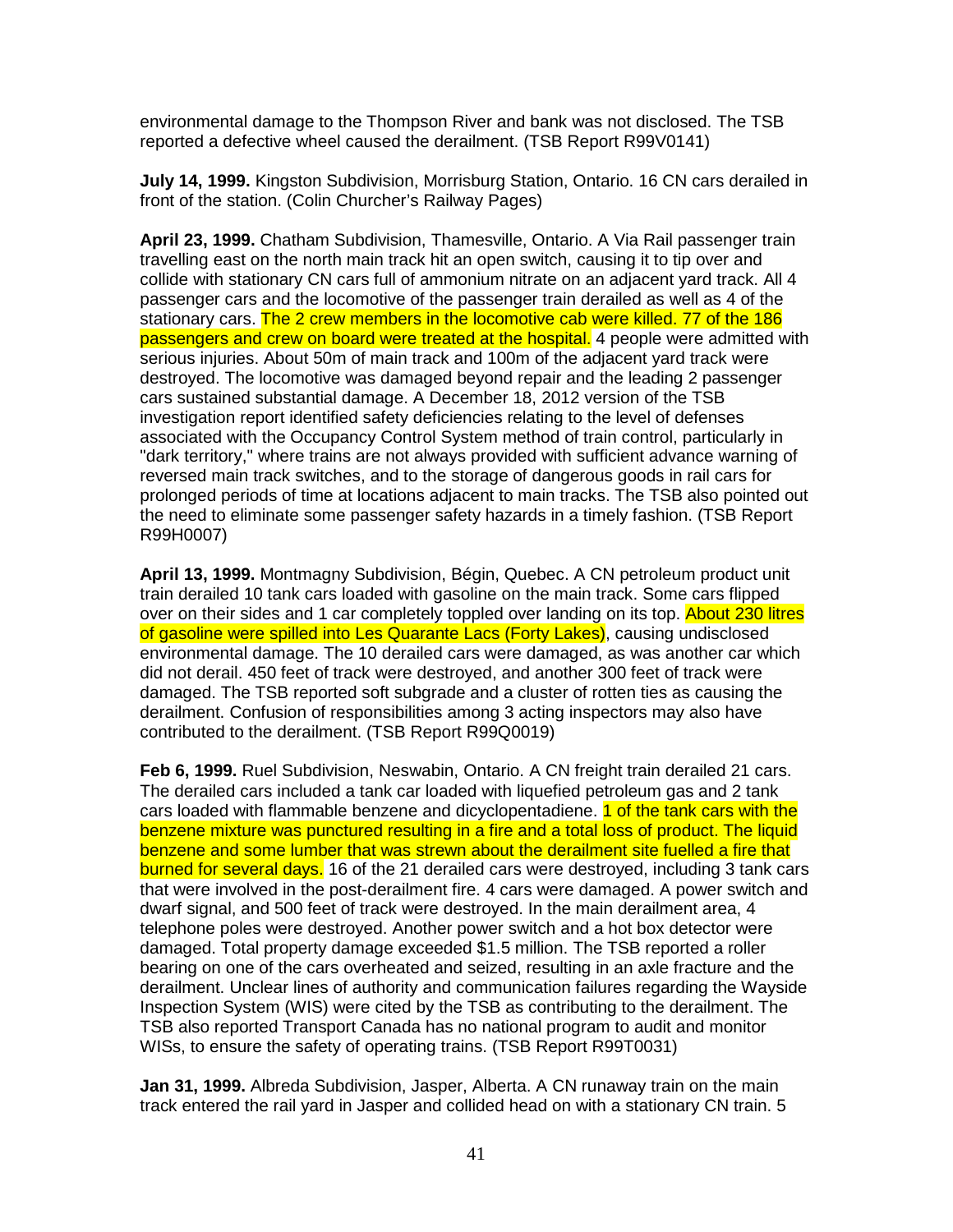environmental damage to the Thompson River and bank was not disclosed. The TSB reported a defective wheel caused the derailment. (TSB Report R99V0141)

**July 14, 1999.** Kingston Subdivision, Morrisburg Station, Ontario. 16 CN cars derailed in front of the station. (Colin Churcher's Railway Pages)

**April 23, 1999.** Chatham Subdivision, Thamesville, Ontario. A Via Rail passenger train travelling east on the north main track hit an open switch, causing it to tip over and collide with stationary CN cars full of ammonium nitrate on an adjacent yard track. All 4 passenger cars and the locomotive of the passenger train derailed as well as 4 of the stationary cars. The 2 crew members in the locomotive cab were killed. 77 of the 186 passengers and crew on board were treated at the hospital. 4 people were admitted with serious injuries. About 50m of main track and 100m of the adjacent yard track were destroyed. The locomotive was damaged beyond repair and the leading 2 passenger cars sustained substantial damage. A December 18, 2012 version of the TSB investigation report identified safety deficiencies relating to the level of defenses associated with the Occupancy Control System method of train control, particularly in "dark territory," where trains are not always provided with sufficient advance warning of reversed main track switches, and to the storage of dangerous goods in rail cars for prolonged periods of time at locations adjacent to main tracks. The TSB also pointed out the need to eliminate some passenger safety hazards in a timely fashion. (TSB Report R99H0007)

**April 13, 1999.** Montmagny Subdivision, Bégin, Quebec. A CN petroleum product unit train derailed 10 tank cars loaded with gasoline on the main track. Some cars flipped over on their sides and 1 car completely toppled over landing on its top. About 230 litres of gasoline were spilled into Les Quarante Lacs (Forty Lakes), causing undisclosed environmental damage. The 10 derailed cars were damaged, as was another car which did not derail. 450 feet of track were destroyed, and another 300 feet of track were damaged. The TSB reported soft subgrade and a cluster of rotten ties as causing the derailment. Confusion of responsibilities among 3 acting inspectors may also have contributed to the derailment. (TSB Report R99Q0019)

**Feb 6, 1999.** Ruel Subdivision, Neswabin, Ontario. A CN freight train derailed 21 cars. The derailed cars included a tank car loaded with liquefied petroleum gas and 2 tank cars loaded with flammable benzene and dicyclopentadiene. 1 of the tank cars with the benzene mixture was punctured resulting in a fire and a total loss of product. The liquid benzene and some lumber that was strewn about the derailment site fuelled a fire that burned for several days. 16 of the 21 derailed cars were destroyed, including 3 tank cars that were involved in the post-derailment fire. 4 cars were damaged. A power switch and dwarf signal, and 500 feet of track were destroyed. In the main derailment area, 4 telephone poles were destroyed. Another power switch and a hot box detector were damaged. Total property damage exceeded $1.5 million. The TSB reported a roller bearing on one of the cars overheated and seized, resulting in an axle fracture and the derailment. Unclear lines of authority and communication failures regarding the Wayside Inspection System (WIS) were cited by the TSB as contributing to the derailment. The TSB also reported Transport Canada has no national program to audit and monitor WISs, to ensure the safety of operating trains. (TSB Report R99T0031)

**Jan 31, 1999.** Albreda Subdivision, Jasper, Alberta. A CN runaway train on the main track entered the rail yard in Jasper and collided head on with a stationary CN train. 5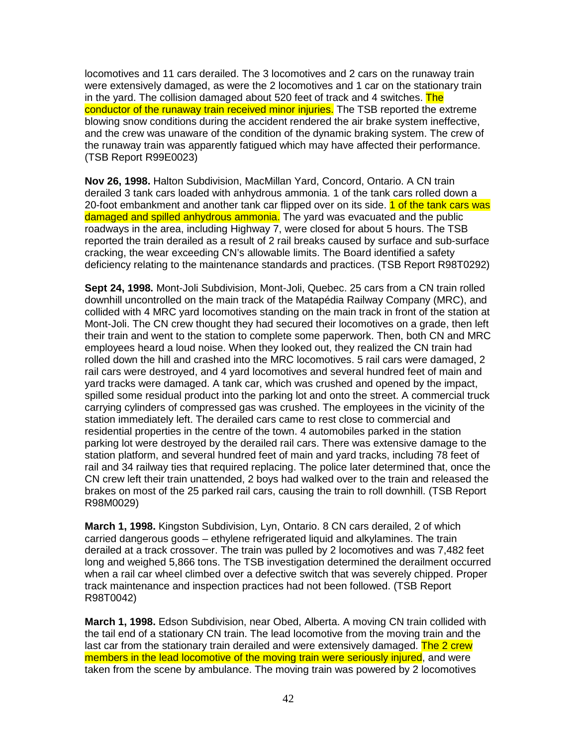locomotives and 11 cars derailed. The 3 locomotives and 2 cars on the runaway train were extensively damaged, as were the 2 locomotives and 1 car on the stationary train in the yard. The collision damaged about 520 feet of track and 4 switches. The conductor of the runaway train received minor injuries. The TSB reported the extreme blowing snow conditions during the accident rendered the air brake system ineffective, and the crew was unaware of the condition of the dynamic braking system. The crew of the runaway train was apparently fatigued which may have affected their performance. (TSB Report R99E0023)

**Nov 26, 1998.** Halton Subdivision, MacMillan Yard, Concord, Ontario. A CN train derailed 3 tank cars loaded with anhydrous ammonia. 1 of the tank cars rolled down a 20-foot embankment and another tank car flipped over on its side. 1 of the tank cars was damaged and spilled anhydrous ammonia. The yard was evacuated and the public roadways in the area, including Highway 7, were closed for about 5 hours. The TSB reported the train derailed as a result of 2 rail breaks caused by surface and sub-surface cracking, the wear exceeding CN's allowable limits. The Board identified a safety deficiency relating to the maintenance standards and practices. (TSB Report R98T0292)

**Sept 24, 1998.** Mont-Joli Subdivision, Mont-Joli, Quebec. 25 cars from a CN train rolled downhill uncontrolled on the main track of the Matapédia Railway Company (MRC), and collided with 4 MRC yard locomotives standing on the main track in front of the station at Mont-Joli. The CN crew thought they had secured their locomotives on a grade, then left their train and went to the station to complete some paperwork. Then, both CN and MRC employees heard a loud noise. When they looked out, they realized the CN train had rolled down the hill and crashed into the MRC locomotives. 5 rail cars were damaged, 2 rail cars were destroyed, and 4 yard locomotives and several hundred feet of main and yard tracks were damaged. A tank car, which was crushed and opened by the impact, spilled some residual product into the parking lot and onto the street. A commercial truck carrying cylinders of compressed gas was crushed. The employees in the vicinity of the station immediately left. The derailed cars came to rest close to commercial and residential properties in the centre of the town. 4 automobiles parked in the station parking lot were destroyed by the derailed rail cars. There was extensive damage to the station platform, and several hundred feet of main and yard tracks, including 78 feet of rail and 34 railway ties that required replacing. The police later determined that, once the CN crew left their train unattended, 2 boys had walked over to the train and released the brakes on most of the 25 parked rail cars, causing the train to roll downhill. (TSB Report R98M0029)

**March 1, 1998.** Kingston Subdivision, Lyn, Ontario. 8 CN cars derailed, 2 of which carried dangerous goods – ethylene refrigerated liquid and alkylamines. The train derailed at a track crossover. The train was pulled by 2 locomotives and was 7,482 feet long and weighed 5,866 tons. The TSB investigation determined the derailment occurred when a rail car wheel climbed over a defective switch that was severely chipped. Proper track maintenance and inspection practices had not been followed. (TSB Report R98T0042)

**March 1, 1998.** Edson Subdivision, near Obed, Alberta. A moving CN train collided with the tail end of a stationary CN train. The lead locomotive from the moving train and the last car from the stationary train derailed and were extensively damaged. The 2 crew members in the lead locomotive of the moving train were seriously injured, and were taken from the scene by ambulance. The moving train was powered by 2 locomotives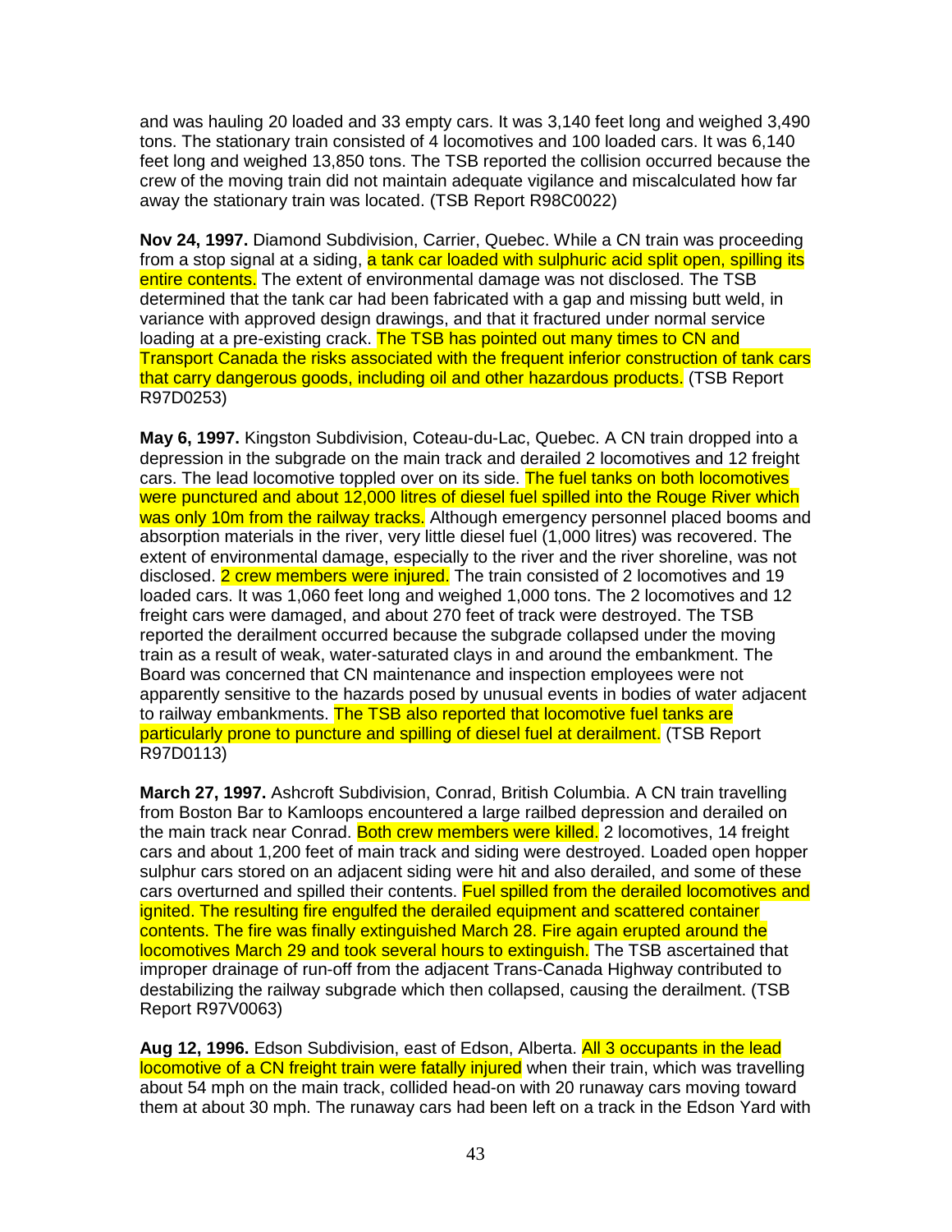and was hauling 20 loaded and 33 empty cars. It was 3,140 feet long and weighed 3,490 tons. The stationary train consisted of 4 locomotives and 100 loaded cars. It was 6,140 feet long and weighed 13,850 tons. The TSB reported the collision occurred because the crew of the moving train did not maintain adequate vigilance and miscalculated how far away the stationary train was located. (TSB Report R98C0022)

**Nov 24, 1997.** Diamond Subdivision, Carrier, Quebec. While a CN train was proceeding from a stop signal at a siding, a tank car loaded with sulphuric acid split open, spilling its entire contents. The extent of environmental damage was not disclosed. The TSB determined that the tank car had been fabricated with a gap and missing butt weld, in variance with approved design drawings, and that it fractured under normal service loading at a pre-existing crack. The TSB has pointed out many times to CN and Transport Canada the risks associated with the frequent inferior construction of tank cars that carry dangerous goods, including oil and other hazardous products. (TSB Report R97D0253)

**May 6, 1997.** Kingston Subdivision, Coteau-du-Lac, Quebec. A CN train dropped into a depression in the subgrade on the main track and derailed 2 locomotives and 12 freight cars. The lead locomotive toppled over on its side. The fuel tanks on both locomotives were punctured and about 12,000 litres of diesel fuel spilled into the Rouge River which was only 10m from the railway tracks. Although emergency personnel placed booms and absorption materials in the river, very little diesel fuel (1,000 litres) was recovered. The extent of environmental damage, especially to the river and the river shoreline, was not disclosed. 2 crew members were injured. The train consisted of 2 locomotives and 19 loaded cars. It was 1,060 feet long and weighed 1,000 tons. The 2 locomotives and 12 freight cars were damaged, and about 270 feet of track were destroyed. The TSB reported the derailment occurred because the subgrade collapsed under the moving train as a result of weak, water-saturated clays in and around the embankment. The Board was concerned that CN maintenance and inspection employees were not apparently sensitive to the hazards posed by unusual events in bodies of water adjacent to railway embankments. The TSB also reported that locomotive fuel tanks are particularly prone to puncture and spilling of diesel fuel at derailment. (TSB Report R97D0113)

**March 27, 1997.** Ashcroft Subdivision, Conrad, British Columbia. A CN train travelling from Boston Bar to Kamloops encountered a large railbed depression and derailed on the main track near Conrad. Both crew members were killed. 2 locomotives, 14 freight cars and about 1,200 feet of main track and siding were destroyed. Loaded open hopper sulphur cars stored on an adjacent siding were hit and also derailed, and some of these cars overturned and spilled their contents. Fuel spilled from the derailed locomotives and ignited. The resulting fire engulfed the derailed equipment and scattered container contents. The fire was finally extinguished March 28. Fire again erupted around the locomotives March 29 and took several hours to extinguish. The TSB ascertained that improper drainage of run-off from the adjacent Trans-Canada Highway contributed to destabilizing the railway subgrade which then collapsed, causing the derailment. (TSB Report R97V0063)

**Aug 12, 1996.** Edson Subdivision, east of Edson, Alberta. All 3 occupants in the lead locomotive of a CN freight train were fatally injured when their train, which was travelling about 54 mph on the main track, collided head-on with 20 runaway cars moving toward them at about 30 mph. The runaway cars had been left on a track in the Edson Yard with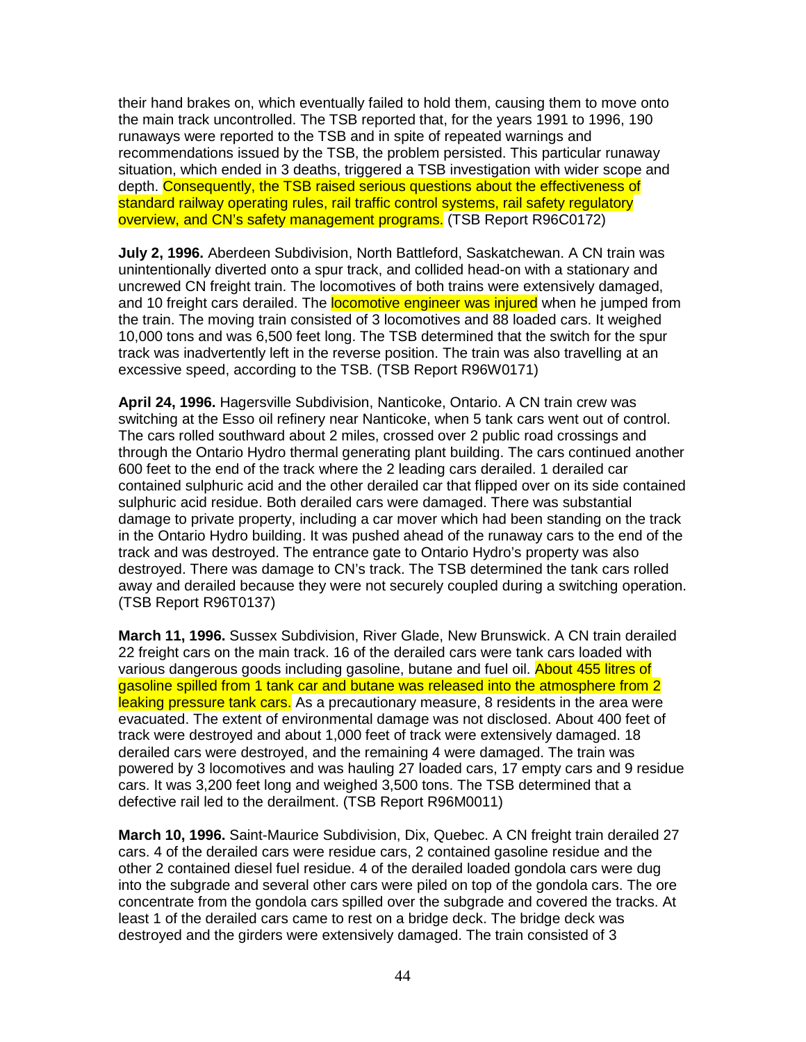their hand brakes on, which eventually failed to hold them, causing them to move onto the main track uncontrolled. The TSB reported that, for the years 1991 to 1996, 190 runaways were reported to the TSB and in spite of repeated warnings and recommendations issued by the TSB, the problem persisted. This particular runaway situation, which ended in 3 deaths, triggered a TSB investigation with wider scope and depth. Consequently, the TSB raised serious questions about the effectiveness of standard railway operating rules, rail traffic control systems, rail safety regulatory overview, and CN's safety management programs. (TSB Report R96C0172)

**July 2, 1996.** Aberdeen Subdivision, North Battleford, Saskatchewan. A CN train was unintentionally diverted onto a spur track, and collided head-on with a stationary and uncrewed CN freight train. The locomotives of both trains were extensively damaged, and 10 freight cars derailed. The locomotive engineer was injured when he jumped from the train. The moving train consisted of 3 locomotives and 88 loaded cars. It weighed 10,000 tons and was 6,500 feet long. The TSB determined that the switch for the spur track was inadvertently left in the reverse position. The train was also travelling at an excessive speed, according to the TSB. (TSB Report R96W0171)

**April 24, 1996.** Hagersville Subdivision, Nanticoke, Ontario. A CN train crew was switching at the Esso oil refinery near Nanticoke, when 5 tank cars went out of control. The cars rolled southward about 2 miles, crossed over 2 public road crossings and through the Ontario Hydro thermal generating plant building. The cars continued another 600 feet to the end of the track where the 2 leading cars derailed. 1 derailed car contained sulphuric acid and the other derailed car that flipped over on its side contained sulphuric acid residue. Both derailed cars were damaged. There was substantial damage to private property, including a car mover which had been standing on the track in the Ontario Hydro building. It was pushed ahead of the runaway cars to the end of the track and was destroyed. The entrance gate to Ontario Hydro's property was also destroyed. There was damage to CN's track. The TSB determined the tank cars rolled away and derailed because they were not securely coupled during a switching operation. (TSB Report R96T0137)

**March 11, 1996.** Sussex Subdivision, River Glade, New Brunswick. A CN train derailed 22 freight cars on the main track. 16 of the derailed cars were tank cars loaded with various dangerous goods including gasoline, butane and fuel oil. About 455 litres of gasoline spilled from 1 tank car and butane was released into the atmosphere from 2 leaking pressure tank cars. As a precautionary measure, 8 residents in the area were evacuated. The extent of environmental damage was not disclosed. About 400 feet of track were destroyed and about 1,000 feet of track were extensively damaged. 18 derailed cars were destroyed, and the remaining 4 were damaged. The train was powered by 3 locomotives and was hauling 27 loaded cars, 17 empty cars and 9 residue cars. It was 3,200 feet long and weighed 3,500 tons. The TSB determined that a defective rail led to the derailment. (TSB Report R96M0011)

**March 10, 1996.** Saint-Maurice Subdivision, Dix, Quebec. A CN freight train derailed 27 cars. 4 of the derailed cars were residue cars, 2 contained gasoline residue and the other 2 contained diesel fuel residue. 4 of the derailed loaded gondola cars were dug into the subgrade and several other cars were piled on top of the gondola cars. The ore concentrate from the gondola cars spilled over the subgrade and covered the tracks. At least 1 of the derailed cars came to rest on a bridge deck. The bridge deck was destroyed and the girders were extensively damaged. The train consisted of 3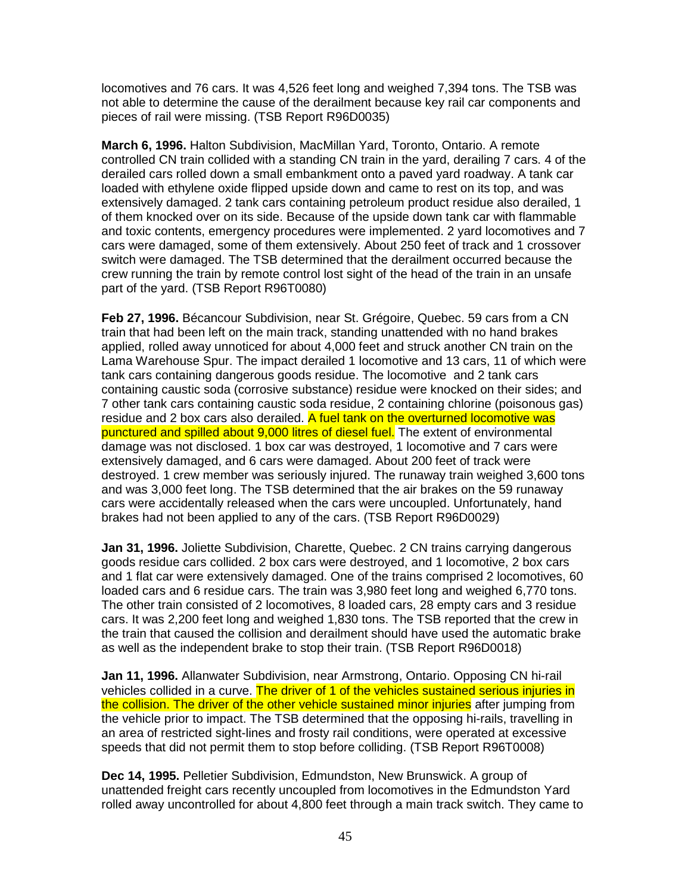locomotives and 76 cars. It was 4,526 feet long and weighed 7,394 tons. The TSB was not able to determine the cause of the derailment because key rail car components and pieces of rail were missing. (TSB Report R96D0035)

**March 6, 1996.** Halton Subdivision, MacMillan Yard, Toronto, Ontario. A remote controlled CN train collided with a standing CN train in the yard, derailing 7 cars. 4 of the derailed cars rolled down a small embankment onto a paved yard roadway. A tank car loaded with ethylene oxide flipped upside down and came to rest on its top, and was extensively damaged. 2 tank cars containing petroleum product residue also derailed, 1 of them knocked over on its side. Because of the upside down tank car with flammable and toxic contents, emergency procedures were implemented. 2 yard locomotives and 7 cars were damaged, some of them extensively. About 250 feet of track and 1 crossover switch were damaged. The TSB determined that the derailment occurred because the crew running the train by remote control lost sight of the head of the train in an unsafe part of the yard. (TSB Report R96T0080)

**Feb 27, 1996.** Bécancour Subdivision, near St. Grégoire, Quebec. 59 cars from a CN train that had been left on the main track, standing unattended with no hand brakes applied, rolled away unnoticed for about 4,000 feet and struck another CN train on the Lama Warehouse Spur. The impact derailed 1 locomotive and 13 cars, 11 of which were tank cars containing dangerous goods residue. The locomotive and 2 tank cars containing caustic soda (corrosive substance) residue were knocked on their sides; and 7 other tank cars containing caustic soda residue, 2 containing chlorine (poisonous gas) residue and 2 box cars also derailed. A fuel tank on the overturned locomotive was punctured and spilled about 9,000 litres of diesel fuel. The extent of environmental damage was not disclosed. 1 box car was destroyed, 1 locomotive and 7 cars were extensively damaged, and 6 cars were damaged. About 200 feet of track were destroyed. 1 crew member was seriously injured. The runaway train weighed 3,600 tons and was 3,000 feet long. The TSB determined that the air brakes on the 59 runaway cars were accidentally released when the cars were uncoupled. Unfortunately, hand brakes had not been applied to any of the cars. (TSB Report R96D0029)

**Jan 31, 1996.** Joliette Subdivision, Charette, Quebec. 2 CN trains carrying dangerous goods residue cars collided. 2 box cars were destroyed, and 1 locomotive, 2 box cars and 1 flat car were extensively damaged. One of the trains comprised 2 locomotives, 60 loaded cars and 6 residue cars. The train was 3,980 feet long and weighed 6,770 tons. The other train consisted of 2 locomotives, 8 loaded cars, 28 empty cars and 3 residue cars. It was 2,200 feet long and weighed 1,830 tons. The TSB reported that the crew in the train that caused the collision and derailment should have used the automatic brake as well as the independent brake to stop their train. (TSB Report R96D0018)

**Jan 11, 1996.** Allanwater Subdivision, near Armstrong, Ontario. Opposing CN hi-rail vehicles collided in a curve. The driver of 1 of the vehicles sustained serious injuries in the collision. The driver of the other vehicle sustained minor injuries after jumping from the vehicle prior to impact. The TSB determined that the opposing hi-rails, travelling in an area of restricted sight-lines and frosty rail conditions, were operated at excessive speeds that did not permit them to stop before colliding. (TSB Report R96T0008)

**Dec 14, 1995.** Pelletier Subdivision, Edmundston, New Brunswick. A group of unattended freight cars recently uncoupled from locomotives in the Edmundston Yard rolled away uncontrolled for about 4,800 feet through a main track switch. They came to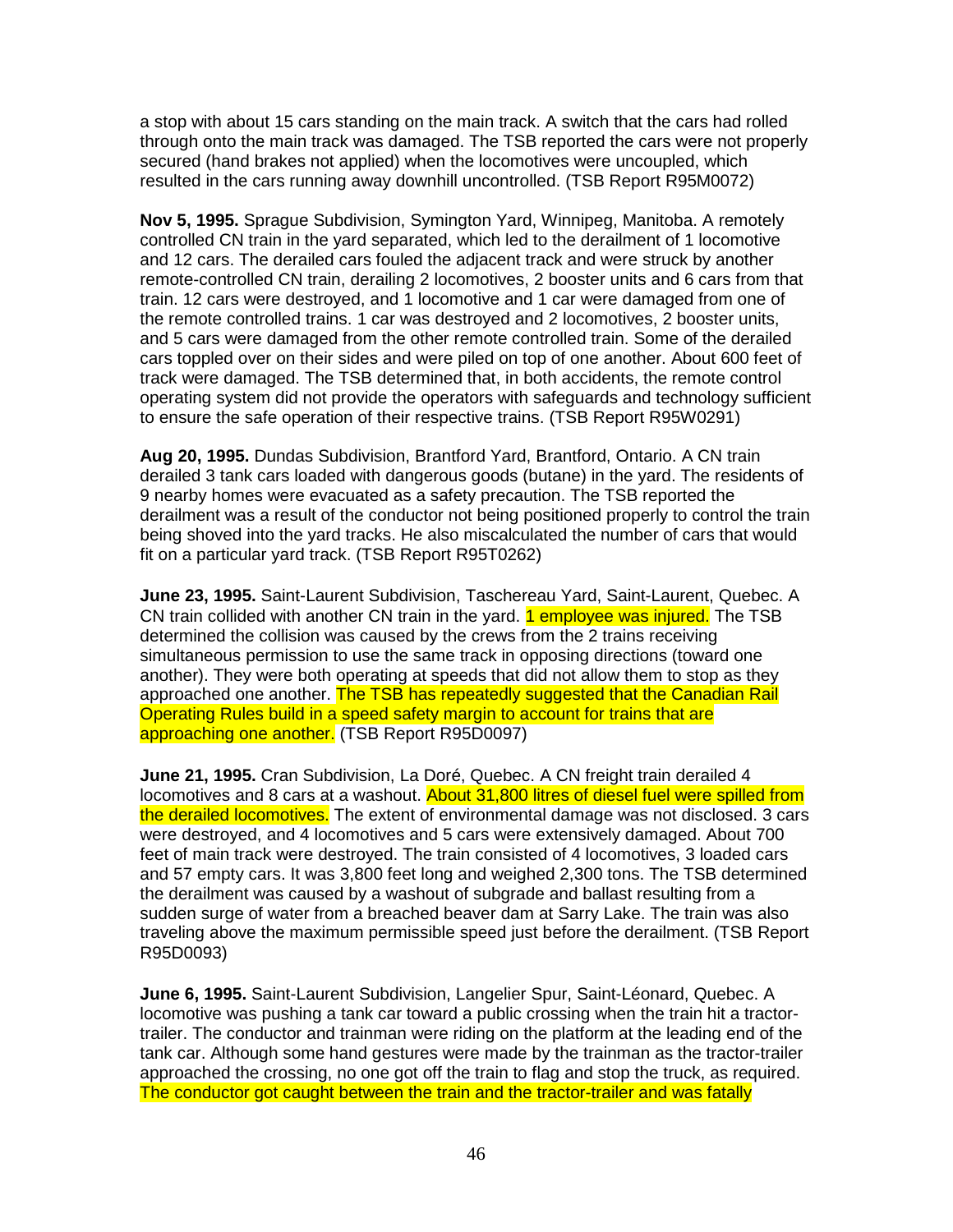a stop with about 15 cars standing on the main track. A switch that the cars had rolled through onto the main track was damaged. The TSB reported the cars were not properly secured (hand brakes not applied) when the locomotives were uncoupled, which resulted in the cars running away downhill uncontrolled. (TSB Report R95M0072)

**Nov 5, 1995.** Sprague Subdivision, Symington Yard, Winnipeg, Manitoba. A remotely controlled CN train in the yard separated, which led to the derailment of 1 locomotive and 12 cars. The derailed cars fouled the adjacent track and were struck by another remote-controlled CN train, derailing 2 locomotives, 2 booster units and 6 cars from that train. 12 cars were destroyed, and 1 locomotive and 1 car were damaged from one of the remote controlled trains. 1 car was destroyed and 2 locomotives, 2 booster units, and 5 cars were damaged from the other remote controlled train. Some of the derailed cars toppled over on their sides and were piled on top of one another. About 600 feet of track were damaged. The TSB determined that, in both accidents, the remote control operating system did not provide the operators with safeguards and technology sufficient to ensure the safe operation of their respective trains. (TSB Report R95W0291)

**Aug 20, 1995.** Dundas Subdivision, Brantford Yard, Brantford, Ontario. A CN train derailed 3 tank cars loaded with dangerous goods (butane) in the yard. The residents of 9 nearby homes were evacuated as a safety precaution. The TSB reported the derailment was a result of the conductor not being positioned properly to control the train being shoved into the yard tracks. He also miscalculated the number of cars that would fit on a particular yard track. (TSB Report R95T0262)

**June 23, 1995.** Saint-Laurent Subdivision, Taschereau Yard, Saint-Laurent, Quebec. A CN train collided with another CN train in the yard. 1 employee was injured. The TSB determined the collision was caused by the crews from the 2 trains receiving simultaneous permission to use the same track in opposing directions (toward one another). They were both operating at speeds that did not allow them to stop as they approached one another. The TSB has repeatedly suggested that the Canadian Rail Operating Rules build in a speed safety margin to account for trains that are approaching one another. (TSB Report R95D0097)

**June 21, 1995.** Cran Subdivision, La Doré, Quebec. A CN freight train derailed 4 locomotives and 8 cars at a washout. About 31,800 litres of diesel fuel were spilled from the derailed locomotives. The extent of environmental damage was not disclosed. 3 cars were destroyed, and 4 locomotives and 5 cars were extensively damaged. About 700 feet of main track were destroyed. The train consisted of 4 locomotives, 3 loaded cars and 57 empty cars. It was 3,800 feet long and weighed 2,300 tons. The TSB determined the derailment was caused by a washout of subgrade and ballast resulting from a sudden surge of water from a breached beaver dam at Sarry Lake. The train was also traveling above the maximum permissible speed just before the derailment. (TSB Report R95D0093)

**June 6, 1995.** Saint-Laurent Subdivision, Langelier Spur, Saint-Léonard, Quebec. A locomotive was pushing a tank car toward a public crossing when the train hit a tractor-trailer. The conductor and trainman were riding on the platform at the leading end of the tank car. Although some hand gestures were made by the trainman as the tractor-trailer approached the crossing, no one got off the train to flag and stop the truck, as required. The conductor got caught between the train and the tractor-trailer and was fatally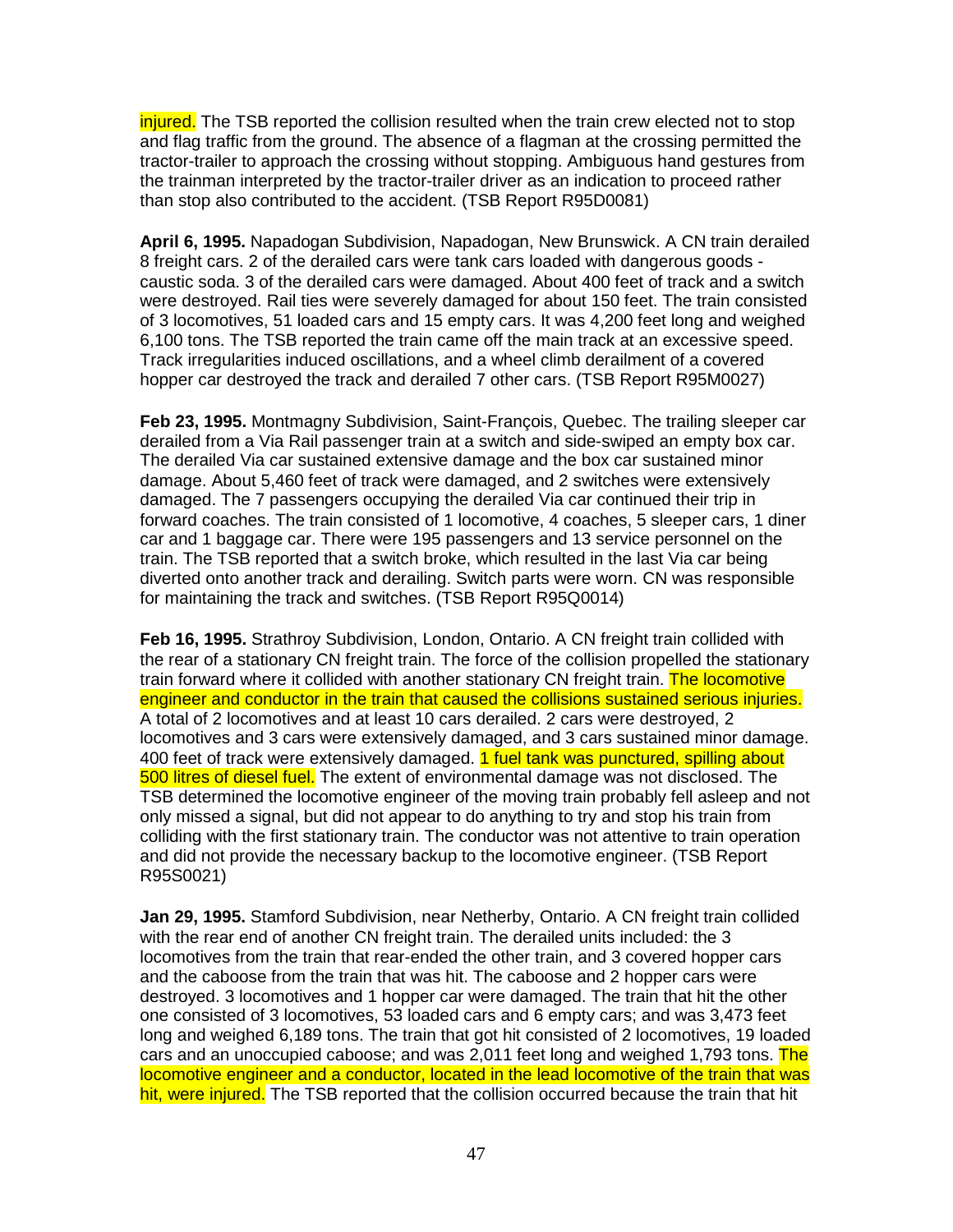injured. The TSB reported the collision resulted when the train crew elected not to stop and flag traffic from the ground. The absence of a flagman at the crossing permitted the tractor-trailer to approach the crossing without stopping. Ambiguous hand gestures from the trainman interpreted by the tractor-trailer driver as an indication to proceed rather than stop also contributed to the accident. (TSB Report R95D0081)

**April 6, 1995.** Napadogan Subdivision, Napadogan, New Brunswick. A CN train derailed 8 freight cars. 2 of the derailed cars were tank cars loaded with dangerous goods - caustic soda. 3 of the derailed cars were damaged. About 400 feet of track and a switch were destroyed. Rail ties were severely damaged for about 150 feet. The train consisted of 3 locomotives, 51 loaded cars and 15 empty cars. It was 4,200 feet long and weighed 6,100 tons. The TSB reported the train came off the main track at an excessive speed. Track irregularities induced oscillations, and a wheel climb derailment of a covered hopper car destroyed the track and derailed 7 other cars. (TSB Report R95M0027)

**Feb 23, 1995.** Montmagny Subdivision, Saint-François, Quebec. The trailing sleeper car derailed from a Via Rail passenger train at a switch and side-swiped an empty box car. The derailed Via car sustained extensive damage and the box car sustained minor damage. About 5,460 feet of track were damaged, and 2 switches were extensively damaged. The 7 passengers occupying the derailed Via car continued their trip in forward coaches. The train consisted of 1 locomotive, 4 coaches, 5 sleeper cars, 1 diner car and 1 baggage car. There were 195 passengers and 13 service personnel on the train. The TSB reported that a switch broke, which resulted in the last Via car being diverted onto another track and derailing. Switch parts were worn. CN was responsible for maintaining the track and switches. (TSB Report R95Q0014)

**Feb 16, 1995.** Strathroy Subdivision, London, Ontario. A CN freight train collided with the rear of a stationary CN freight train. The force of the collision propelled the stationary train forward where it collided with another stationary CN freight train. The locomotive engineer and conductor in the train that caused the collisions sustained serious injuries. A total of 2 locomotives and at least 10 cars derailed. 2 cars were destroyed, 2 locomotives and 3 cars were extensively damaged, and 3 cars sustained minor damage. 400 feet of track were extensively damaged. 1 fuel tank was punctured, spilling about 500 litres of diesel fuel. The extent of environmental damage was not disclosed. The TSB determined the locomotive engineer of the moving train probably fell asleep and not only missed a signal, but did not appear to do anything to try and stop his train from colliding with the first stationary train. The conductor was not attentive to train operation and did not provide the necessary backup to the locomotive engineer. (TSB Report R95S0021)

**Jan 29, 1995.** Stamford Subdivision, near Netherby, Ontario. A CN freight train collided with the rear end of another CN freight train. The derailed units included: the 3 locomotives from the train that rear-ended the other train, and 3 covered hopper cars and the caboose from the train that was hit. The caboose and 2 hopper cars were destroyed. 3 locomotives and 1 hopper car were damaged. The train that hit the other one consisted of 3 locomotives, 53 loaded cars and 6 empty cars; and was 3,473 feet long and weighed 6,189 tons. The train that got hit consisted of 2 locomotives, 19 loaded cars and an unoccupied caboose; and was 2,011 feet long and weighed 1,793 tons. The locomotive engineer and a conductor, located in the lead locomotive of the train that was hit, were injured. The TSB reported that the collision occurred because the train that hit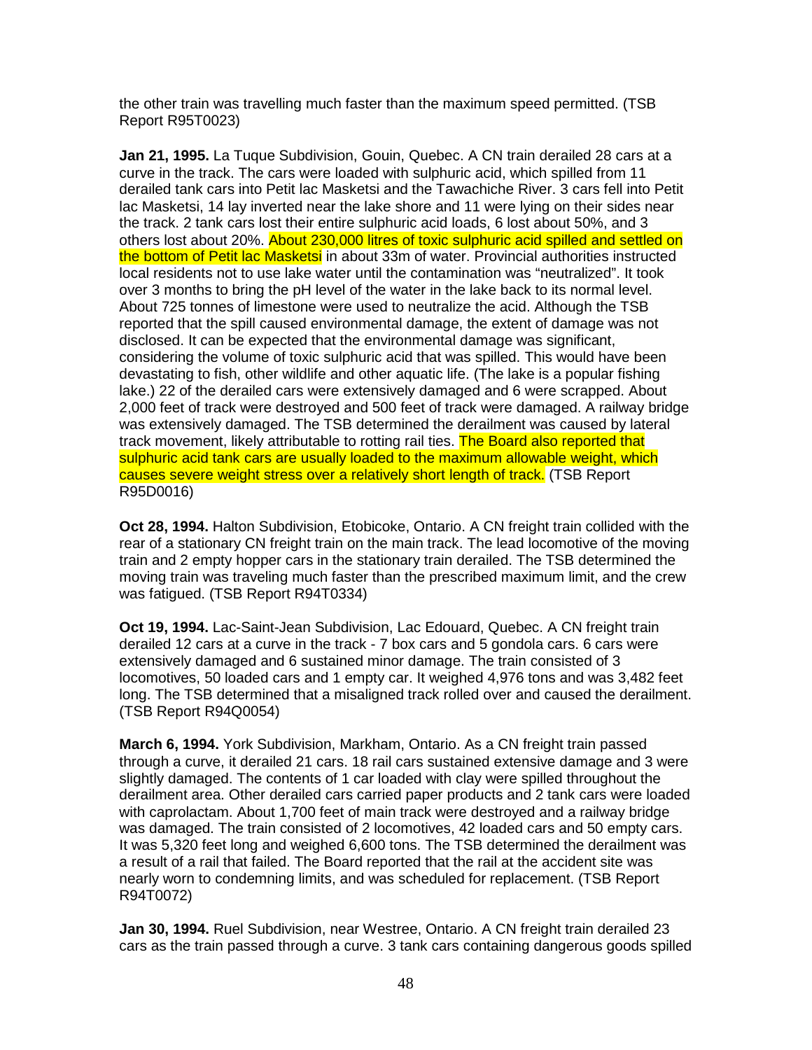the other train was travelling much faster than the maximum speed permitted. (TSB Report R95T0023)

**Jan 21, 1995.** La Tuque Subdivision, Gouin, Quebec. A CN train derailed 28 cars at a curve in the track. The cars were loaded with sulphuric acid, which spilled from 11 derailed tank cars into Petit lac Masketsi and the Tawachiche River. 3 cars fell into Petit lac Masketsi, 14 lay inverted near the lake shore and 11 were lying on their sides near the track. 2 tank cars lost their entire sulphuric acid loads, 6 lost about 50%, and 3 others lost about 20%. About 230,000 litres of toxic sulphuric acid spilled and settled on the bottom of Petit lac Masketsi in about 33m of water. Provincial authorities instructed local residents not to use lake water until the contamination was "neutralized". It took over 3 months to bring the pH level of the water in the lake back to its normal level. About 725 tonnes of limestone were used to neutralize the acid. Although the TSB reported that the spill caused environmental damage, the extent of damage was not disclosed. It can be expected that the environmental damage was significant, considering the volume of toxic sulphuric acid that was spilled. This would have been devastating to fish, other wildlife and other aquatic life. (The lake is a popular fishing lake.) 22 of the derailed cars were extensively damaged and 6 were scrapped. About 2,000 feet of track were destroyed and 500 feet of track were damaged. A railway bridge was extensively damaged. The TSB determined the derailment was caused by lateral track movement, likely attributable to rotting rail ties. The Board also reported that sulphuric acid tank cars are usually loaded to the maximum allowable weight, which causes severe weight stress over a relatively short length of track. (TSB Report R95D0016)

**Oct 28, 1994.** Halton Subdivision, Etobicoke, Ontario. A CN freight train collided with the rear of a stationary CN freight train on the main track. The lead locomotive of the moving train and 2 empty hopper cars in the stationary train derailed. The TSB determined the moving train was traveling much faster than the prescribed maximum limit, and the crew was fatigued. (TSB Report R94T0334)

**Oct 19, 1994.** Lac-Saint-Jean Subdivision, Lac Edouard, Quebec. A CN freight train derailed 12 cars at a curve in the track - 7 box cars and 5 gondola cars. 6 cars were extensively damaged and 6 sustained minor damage. The train consisted of 3 locomotives, 50 loaded cars and 1 empty car. It weighed 4,976 tons and was 3,482 feet long. The TSB determined that a misaligned track rolled over and caused the derailment. (TSB Report R94Q0054)

**March 6, 1994.** York Subdivision, Markham, Ontario. As a CN freight train passed through a curve, it derailed 21 cars. 18 rail cars sustained extensive damage and 3 were slightly damaged. The contents of 1 car loaded with clay were spilled throughout the derailment area. Other derailed cars carried paper products and 2 tank cars were loaded with caprolactam. About 1,700 feet of main track were destroyed and a railway bridge was damaged. The train consisted of 2 locomotives, 42 loaded cars and 50 empty cars. It was 5,320 feet long and weighed 6,600 tons. The TSB determined the derailment was a result of a rail that failed. The Board reported that the rail at the accident site was nearly worn to condemning limits, and was scheduled for replacement. (TSB Report R94T0072)

**Jan 30, 1994.** Ruel Subdivision, near Westree, Ontario. A CN freight train derailed 23 cars as the train passed through a curve. 3 tank cars containing dangerous goods spilled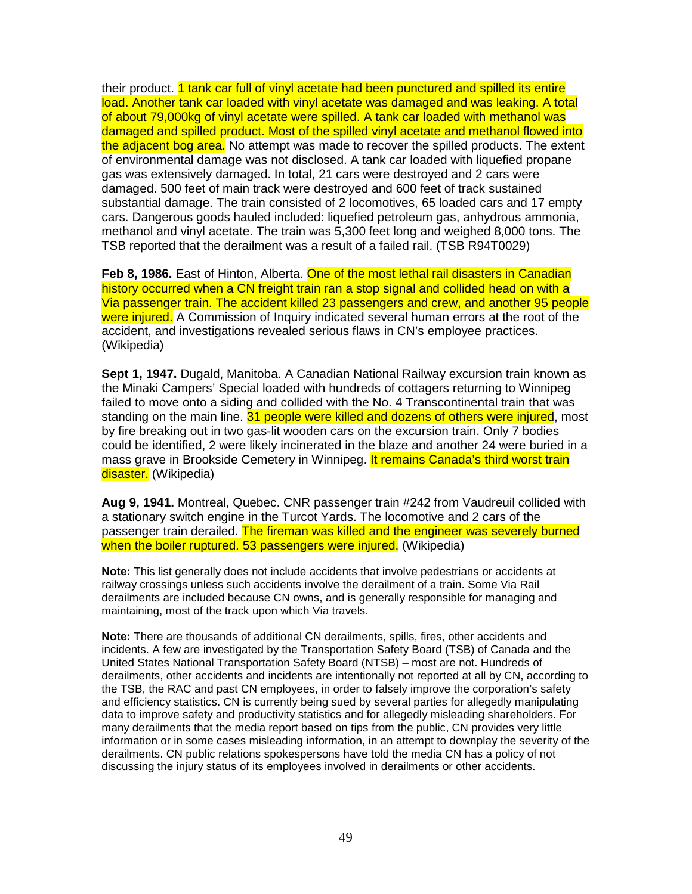their product. 1 tank car full of vinyl acetate had been punctured and spilled its entire load. Another tank car loaded with vinyl acetate was damaged and was leaking. A total of about 79,000kg of vinyl acetate were spilled. A tank car loaded with methanol was damaged and spilled product. Most of the spilled vinyl acetate and methanol flowed into the adjacent bog area. No attempt was made to recover the spilled products. The extent of environmental damage was not disclosed. A tank car loaded with liquefied propane gas was extensively damaged. In total, 21 cars were destroyed and 2 cars were damaged. 500 feet of main track were destroyed and 600 feet of track sustained substantial damage. The train consisted of 2 locomotives, 65 loaded cars and 17 empty cars. Dangerous goods hauled included: liquefied petroleum gas, anhydrous ammonia, methanol and vinyl acetate. The train was 5,300 feet long and weighed 8,000 tons. The TSB reported that the derailment was a result of a failed rail. (TSB R94T0029)

**Feb 8, 1986.** East of Hinton, Alberta. One of the most lethal rail disasters in Canadian history occurred when a CN freight train ran a stop signal and collided head on with a Via passenger train. The accident killed 23 passengers and crew, and another 95 people were injured. A Commission of Inquiry indicated several human errors at the root of the accident, and investigations revealed serious flaws in CN's employee practices. (Wikipedia)

**Sept 1, 1947.** Dugald, Manitoba. A Canadian National Railway excursion train known as the Minaki Campers' Special loaded with hundreds of cottagers returning to Winnipeg failed to move onto a siding and collided with the No. 4 Transcontinental train that was standing on the main line. 31 people were killed and dozens of others were injured, most by fire breaking out in two gas-lit wooden cars on the excursion train. Only 7 bodies could be identified, 2 were likely incinerated in the blaze and another 24 were buried in a mass grave in Brookside Cemetery in Winnipeg. It remains Canada's third worst train disaster. (Wikipedia)

**Aug 9, 1941.** Montreal, Quebec. CNR passenger train #242 from Vaudreuil collided with a stationary switch engine in the Turcot Yards. The locomotive and 2 cars of the passenger train derailed. The fireman was killed and the engineer was severely burned when the boiler ruptured. 53 passengers were injured. (Wikipedia)

**Note:** This list generally does not include accidents that involve pedestrians or accidents at railway crossings unless such accidents involve the derailment of a train. Some Via Rail derailments are included because CN owns, and is generally responsible for managing and maintaining, most of the track upon which Via travels.

**Note:** There are thousands of additional CN derailments, spills, fires, other accidents and incidents. A few are investigated by the Transportation Safety Board (TSB) of Canada and the United States National Transportation Safety Board (NTSB) – most are not. Hundreds of derailments, other accidents and incidents are intentionally not reported at all by CN, according to the TSB, the RAC and past CN employees, in order to falsely improve the corporation's safety and efficiency statistics. CN is currently being sued by several parties for allegedly manipulating data to improve safety and productivity statistics and for allegedly misleading shareholders. For many derailments that the media report based on tips from the public, CN provides very little information or in some cases misleading information, in an attempt to downplay the severity of the derailments. CN public relations spokespersons have told the media CN has a policy of not discussing the injury status of its employees involved in derailments or other accidents.